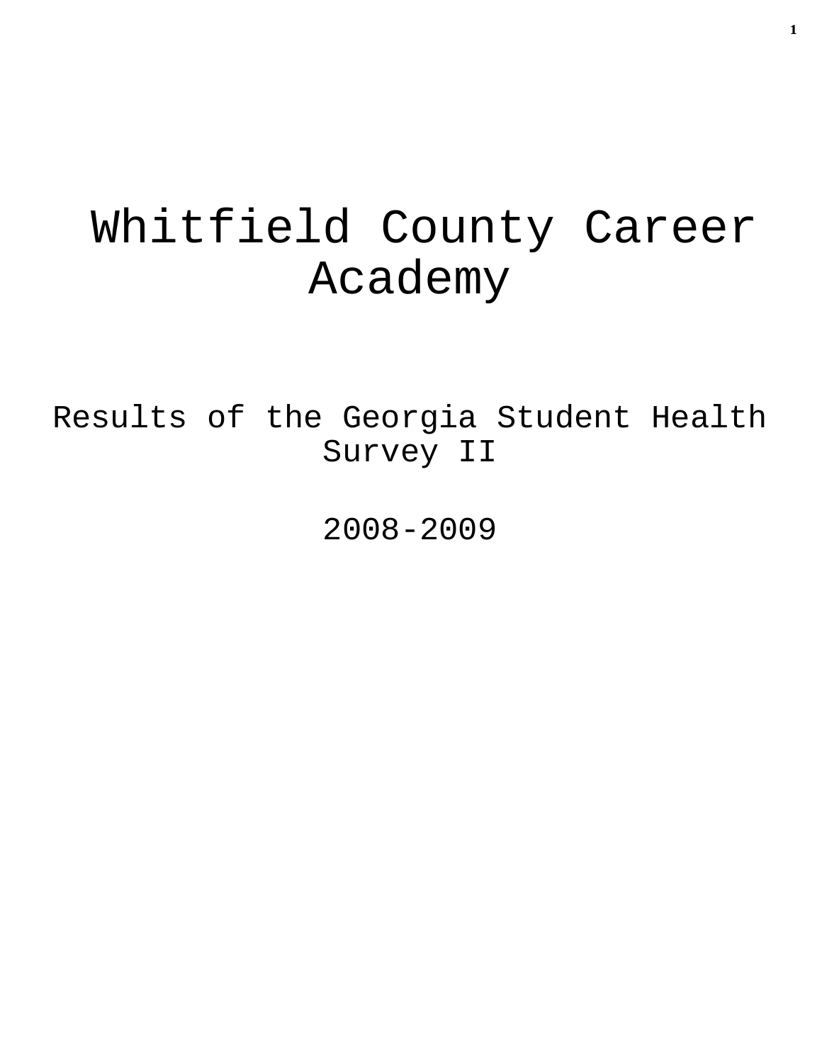# Whitfield County Career Academy

## Results of the Georgia Student Health Survey II

2008-2009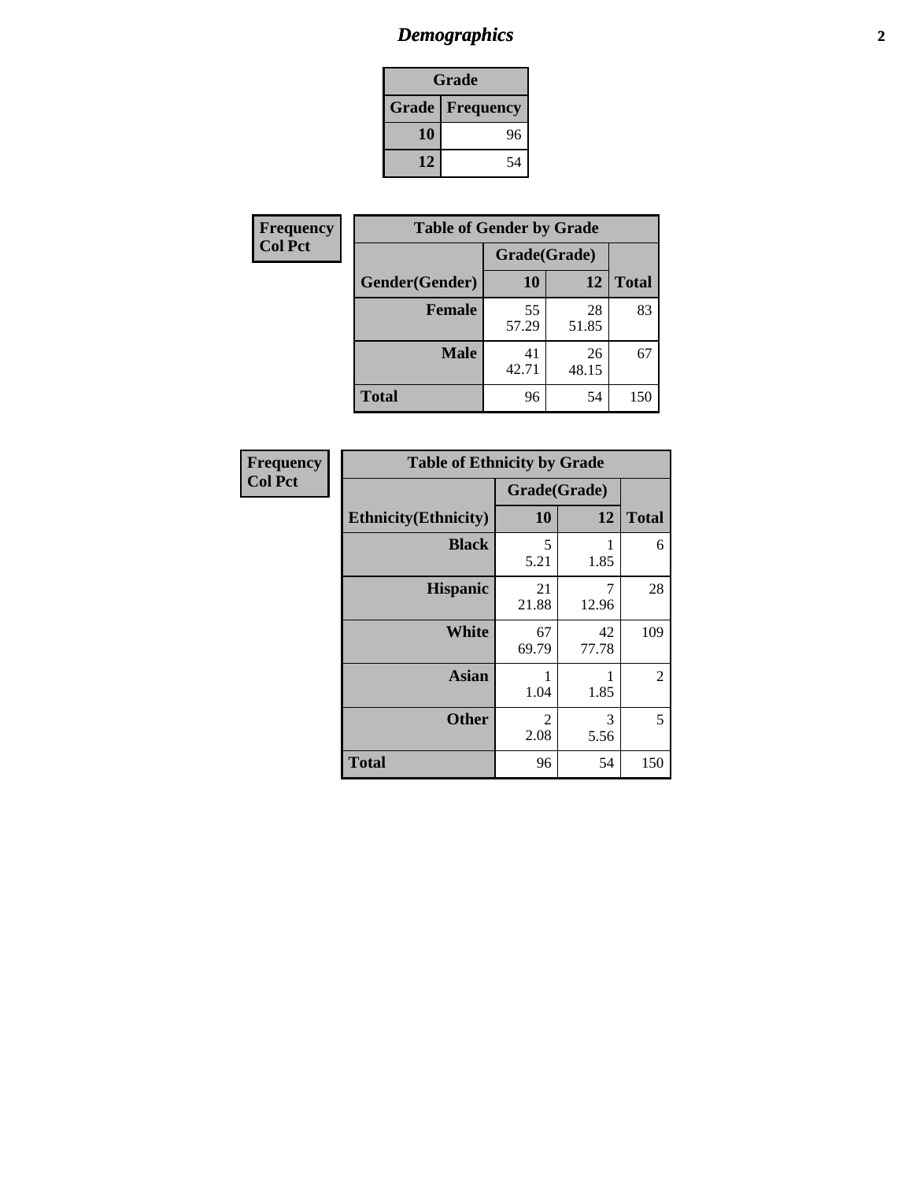# *Demographics*

| Grade | |
|---|---|
| **Grade** | **Frequency** |
| **10** | 96 |
| **12** | 54 |

**Frequency**
**Col Pct**

| Table of Gender by Grade | | | |
|---|---|---|---|
| | Grade(Grade) | | |
| **Gender(Gender)** | **10** | **12** | **Total** |
| **Female** | 55<br>57.29 | 28<br>51.85 | 83 |
| **Male** | 41<br>42.71 | 26<br>48.15 | 67 |
| **Total** | 96 | 54 | 150 |

**Frequency**
**Col Pct**

| Table of Ethnicity by Grade | | | |
|---|---|---|---|
| | Grade(Grade) | | |
| **Ethnicity(Ethnicity)** | **10** | **12** | **Total** |
| **Black** | 5<br>5.21 | 1<br>1.85 | 6 |
| **Hispanic** | 21<br>21.88 | 7<br>12.96 | 28 |
| **White** | 67<br>69.79 | 42<br>77.78 | 109 |
| **Asian** | 1<br>1.04 | 1<br>1.85 | 2 |
| **Other** | 2<br>2.08 | 3<br>5.56 | 5 |
| **Total** | 96 | 54 | 150 |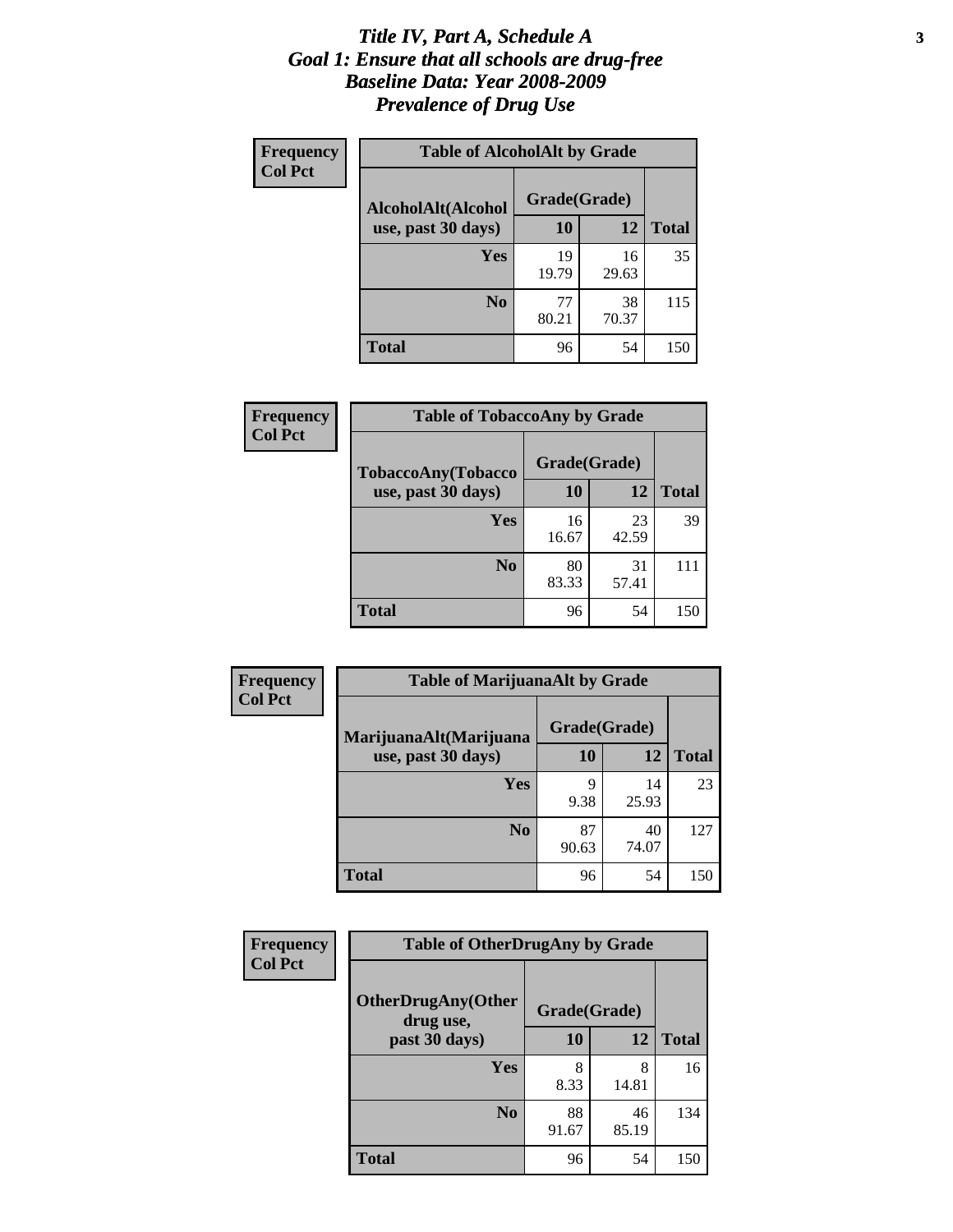# *Title IV, Part A, Schedule A*
# *Goal 1: Ensure that all schools are drug-free*
# *Baseline Data: Year 2008-2009*
# *Prevalence of Drug Use*

**Frequency**
**Col Pct**

| Table of AlcoholAlt by Grade | | | |
|---|---|---|---|
| **AlcoholAlt(Alcohol use, past 30 days)** | **Grade(Grade)** | | |
| | **10** | **12** | **Total** |
| **Yes** | 19<br>19.79 | 16<br>29.63 | 35 |
| **No** | 77<br>80.21 | 38<br>70.37 | 115 |
| **Total** | 96 | 54 | 150 |

**Frequency**
**Col Pct**

| Table of TobaccoAny by Grade | | | |
|---|---|---|---|
| **TobaccoAny(Tobacco use, past 30 days)** | **Grade(Grade)** | | |
| | **10** | **12** | **Total** |
| **Yes** | 16<br>16.67 | 23<br>42.59 | 39 |
| **No** | 80<br>83.33 | 31<br>57.41 | 111 |
| **Total** | 96 | 54 | 150 |

**Frequency**
**Col Pct**

| Table of MarijuanaAlt by Grade | | | |
|---|---|---|---|
| **MarijuanaAlt(Marijuana use, past 30 days)** | **Grade(Grade)** | | |
| | **10** | **12** | **Total** |
| **Yes** | 9<br>9.38 | 14<br>25.93 | 23 |
| **No** | 87<br>90.63 | 40<br>74.07 | 127 |
| **Total** | 96 | 54 | 150 |

**Frequency**
**Col Pct**

| Table of OtherDrugAny by Grade | | | |
|---|---|---|---|
| **OtherDrugAny(Other drug use, past 30 days)** | **Grade(Grade)** | | |
| | **10** | **12** | **Total** |
| **Yes** | 8<br>8.33 | 8<br>14.81 | 16 |
| **No** | 88<br>91.67 | 46<br>85.19 | 134 |
| **Total** | 96 | 54 | 150 |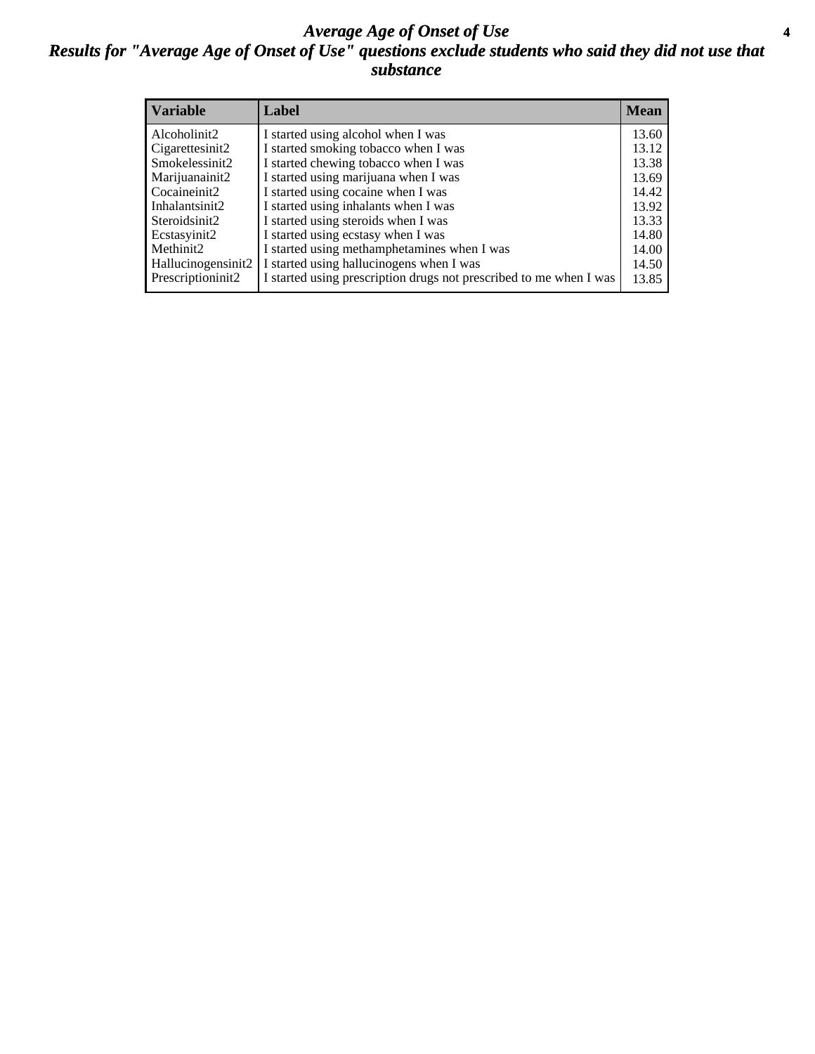# *Average Age of Onset of Use*

## *Results for "Average Age of Onset of Use" questions exclude students who said they did not use that substance*

| Variable | Label | Mean |
|---|---|---|
| Alcoholinit2 | I started using alcohol when I was | 13.60 |
| Cigarettesinit2 | I started smoking tobacco when I was | 13.12 |
| Smokelessinit2 | I started chewing tobacco when I was | 13.38 |
| Marijuanainit2 | I started using marijuana when I was | 13.69 |
| Cocaineinit2 | I started using cocaine when I was | 14.42 |
| Inhalantsinit2 | I started using inhalants when I was | 13.92 |
| Steroidsinit2 | I started using steroids when I was | 13.33 |
| Ecstasyinit2 | I started using ecstasy when I was | 14.80 |
| Methinit2 | I started using methamphetamines when I was | 14.00 |
| Hallucinogensinit2 | I started using hallucinogens when I was | 14.50 |
| Prescriptioninit2 | I started using prescription drugs not prescribed to me when I was | 13.85 |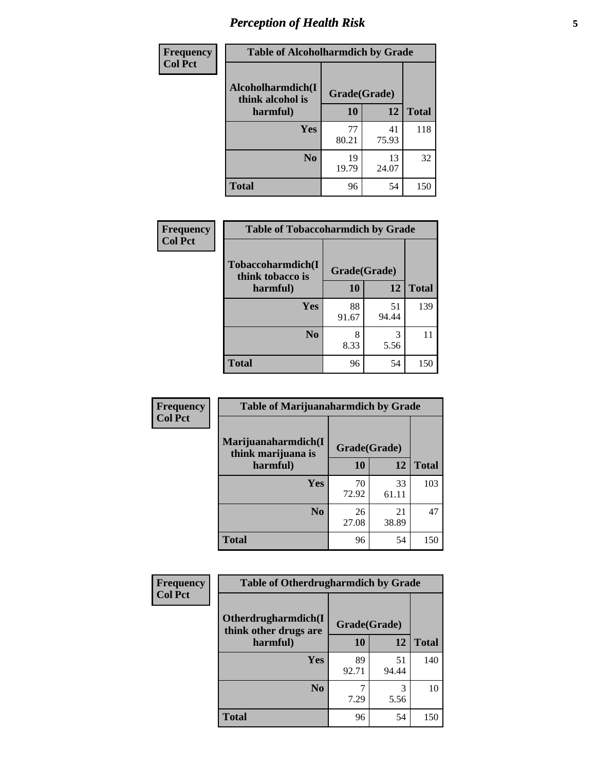## Perception of Health Risk

**Frequency**
**Col Pct**

| Table of Alcoholharmdich by Grade | | | |
|---|---|---|---|
| Alcoholharmdich(I think alcohol is harmful) | Grade(Grade) | | |
| | 10 | 12 | Total |
| Yes | 77<br>80.21 | 41<br>75.93 | 118 |
| No | 19<br>19.79 | 13<br>24.07 | 32 |
| Total | 96 | 54 | 150 |

**Frequency**
**Col Pct**

| Table of Tobaccoharmdich by Grade | | | |
|---|---|---|---|
| Tobaccoharmdich(I think tobacco is harmful) | Grade(Grade) | | |
| | 10 | 12 | Total |
| Yes | 88<br>91.67 | 51<br>94.44 | 139 |
| No | 8<br>8.33 | 3<br>5.56 | 11 |
| Total | 96 | 54 | 150 |

**Frequency**
**Col Pct**

| Table of Marijuanaharmdich by Grade | | | |
|---|---|---|---|
| Marijuanaharmdich(I think marijuana is harmful) | Grade(Grade) | | |
| | 10 | 12 | Total |
| Yes | 70<br>72.92 | 33<br>61.11 | 103 |
| No | 26<br>27.08 | 21<br>38.89 | 47 |
| Total | 96 | 54 | 150 |

**Frequency**
**Col Pct**

| Table of Otherdrugharmdich by Grade | | | |
|---|---|---|---|
| Otherdrugharmdich(I think other drugs are harmful) | Grade(Grade) | | |
| | 10 | 12 | Total |
| Yes | 89<br>92.71 | 51<br>94.44 | 140 |
| No | 7<br>7.29 | 3<br>5.56 | 10 |
| Total | 96 | 54 | 150 |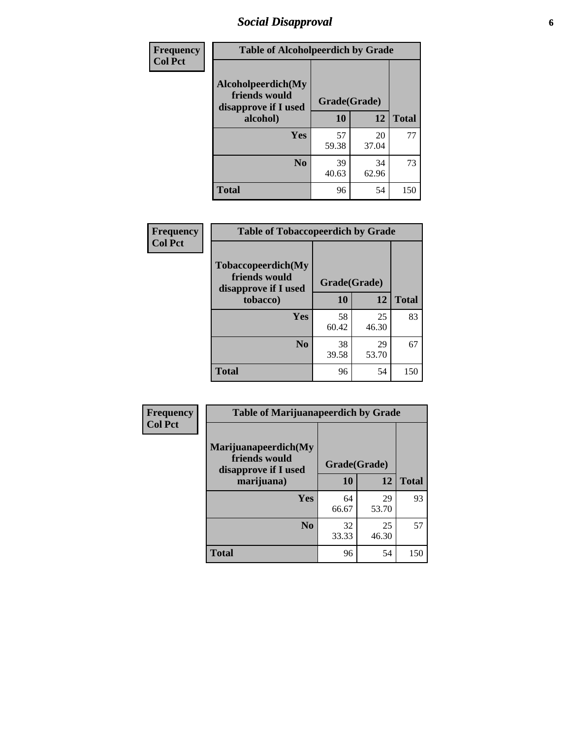## Social Disapproval

**Frequency**
**Col Pct**

| Alcoholpeerdich(My friends would disapprove if I used alcohol) | Grade(Grade) | | |
|---|---|---|---|
| | 10 | 12 | Total |
| Yes | 57<br>59.38 | 20<br>37.04 | 77 |
| No | 39<br>40.63 | 34<br>62.96 | 73 |
| Total | 96 | 54 | 150 |

Table of Alcoholpeerdich by Grade

**Frequency**
**Col Pct**

| Tobaccopeerdich(My friends would disapprove if I used tobacco) | Grade(Grade) | | |
|---|---|---|---|
| | 10 | 12 | Total |
| Yes | 58<br>60.42 | 25<br>46.30 | 83 |
| No | 38<br>39.58 | 29<br>53.70 | 67 |
| Total | 96 | 54 | 150 |

Table of Tobaccopeerdich by Grade

**Frequency**
**Col Pct**

| Marijuanapeerdich(My friends would disapprove if I used marijuana) | Grade(Grade) | | |
|---|---|---|---|
| | 10 | 12 | Total |
| Yes | 64<br>66.67 | 29<br>53.70 | 93 |
| No | 32<br>33.33 | 25<br>46.30 | 57 |
| Total | 96 | 54 | 150 |

Table of Marijuanapeerdich by Grade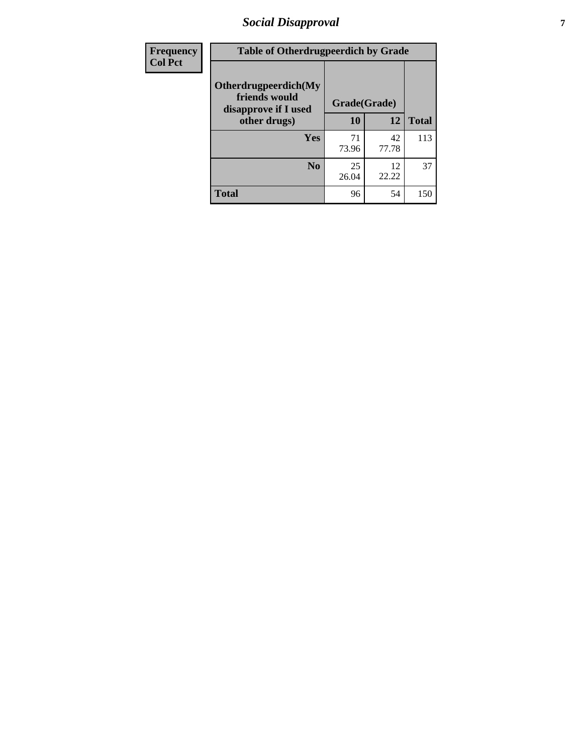| Frequency<br>Col Pct | Table of Otherdrugpeerdich by Grade | | |
|---|---|---|---|
| **Otherdrugpeerdich(My friends would disapprove if I used other drugs)** | **Grade(Grade)** | | |
| | **10** | **12** | **Total** |
| **Yes** | 71<br>73.96 | 42<br>77.78 | 113 |
| **No** | 25<br>26.04 | 12<br>22.22 | 37 |
| **Total** | 96 | 54 | 150 |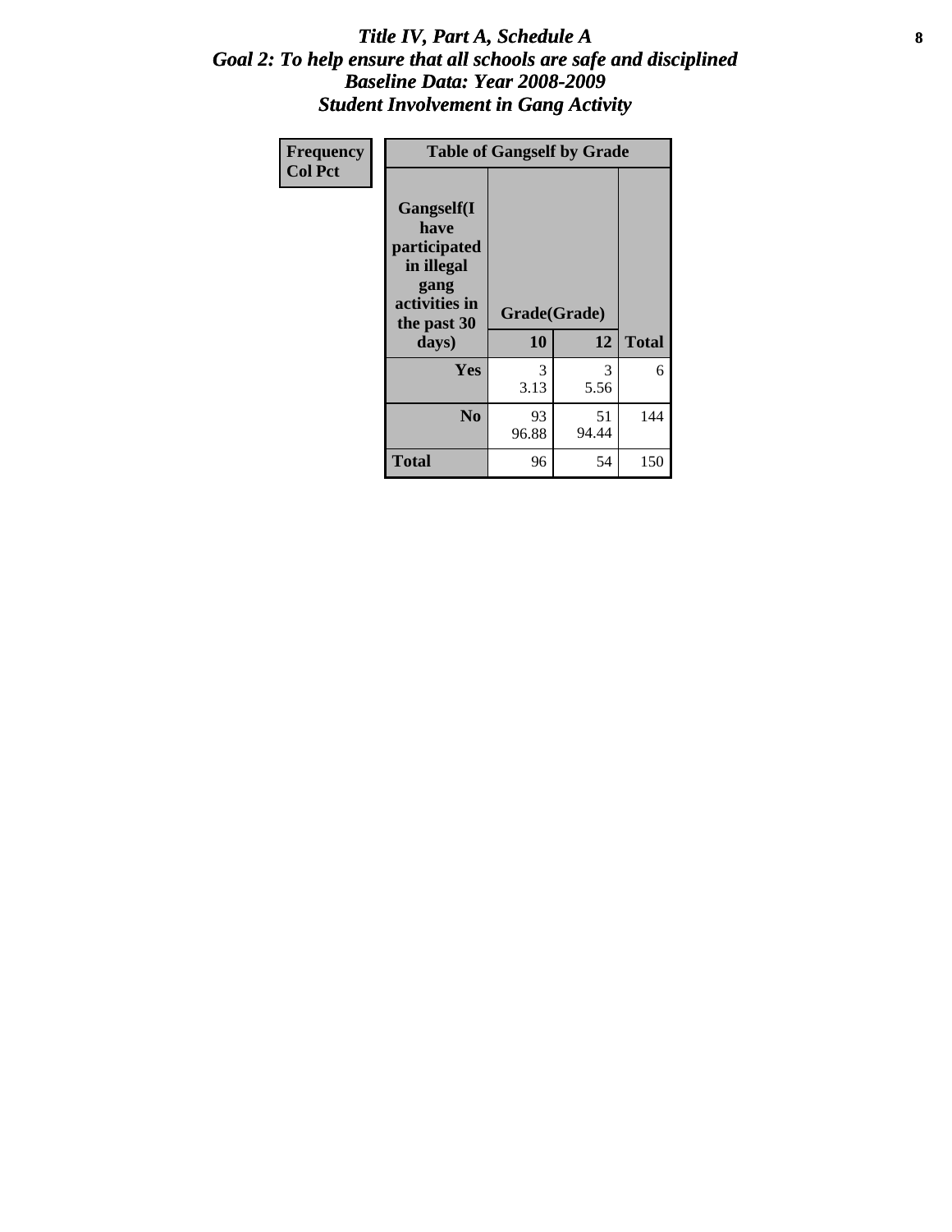# *Title IV, Part A, Schedule A*
# *Goal 2: To help ensure that all schools are safe and disciplined*
# *Baseline Data: Year 2008-2009*
# *Student Involvement in Gang Activity*

| Frequency<br>Col Pct | Table of Gangself by Grade | | |
|---|---|---|---|
| **Gangself(I have participated in illegal gang activities in the past 30 days)** | **Grade(Grade)** | | |
| | **10** | **12** | **Total** |
| **Yes** | 3<br>3.13 | 3<br>5.56 | 6 |
| **No** | 93<br>96.88 | 51<br>94.44 | 144 |
| **Total** | 96 | 54 | 150 |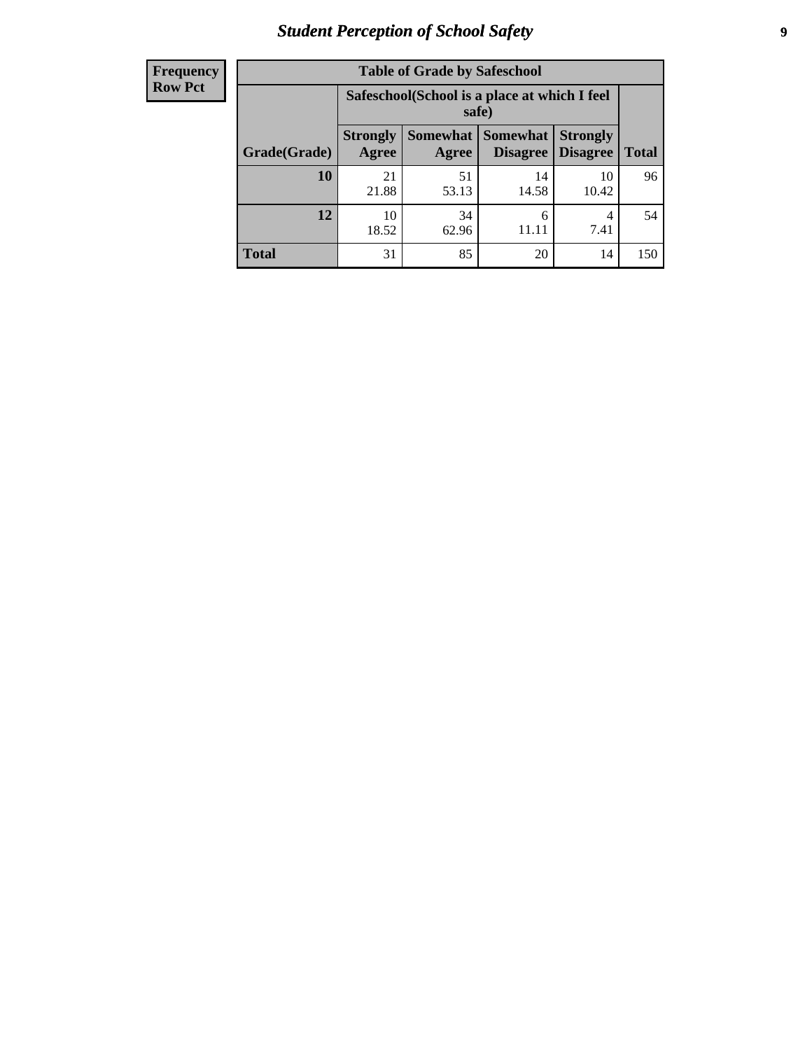## Student Perception of School Safety

**Frequency**
**Row Pct**

| Table of Grade by Safeschool | | | | | |
|---|---|---|---|---|---|
| | Safeschool(School is a place at which I feel safe) | | | | |
| Grade(Grade) | Strongly Agree | Somewhat Agree | Somewhat Disagree | Strongly Disagree | Total |
| **10** | 21<br>21.88 | 51<br>53.13 | 14<br>14.58 | 10<br>10.42 | 96 |
| **12** | 10<br>18.52 | 34<br>62.96 | 6<br>11.11 | 4<br>7.41 | 54 |
| **Total** | 31 | 85 | 20 | 14 | 150 |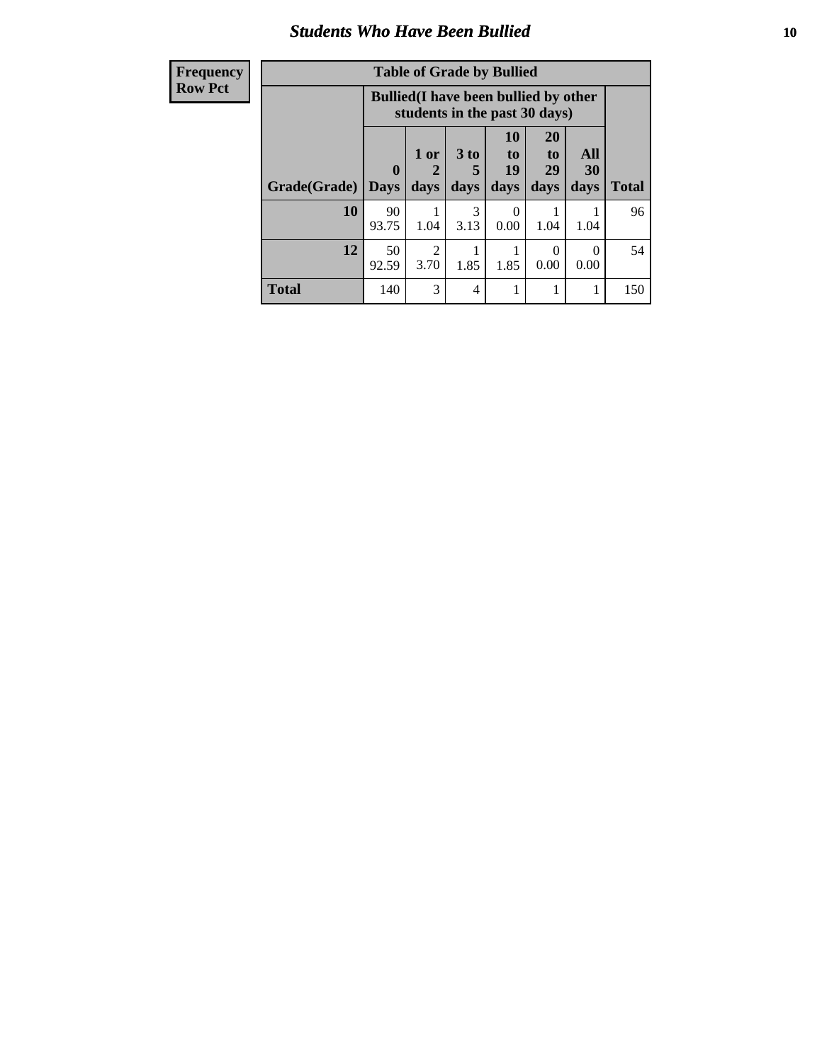## Students Who Have Been Bullied

| Frequency<br>Row Pct |
|---|

**Table of Grade by Bullied**

| | Bullied(I have been bullied by other students in the past 30 days) | | | | | | |
|---|---|---|---|---|---|---|---|
| **Grade(Grade)** | **0 Days** | **1 or 2 days** | **3 to 5 days** | **10 to 19 days** | **20 to 29 days** | **All 30 days** | **Total** |
| **10** | 90<br>93.75 | 1<br>1.04 | 3<br>3.13 | 0<br>0.00 | 1<br>1.04 | 1<br>1.04 | 96 |
| **12** | 50<br>92.59 | 2<br>3.70 | 1<br>1.85 | 1<br>1.85 | 0<br>0.00 | 0<br>0.00 | 54 |
| **Total** | 140 | 3 | 4 | 1 | 1 | 1 | 150 |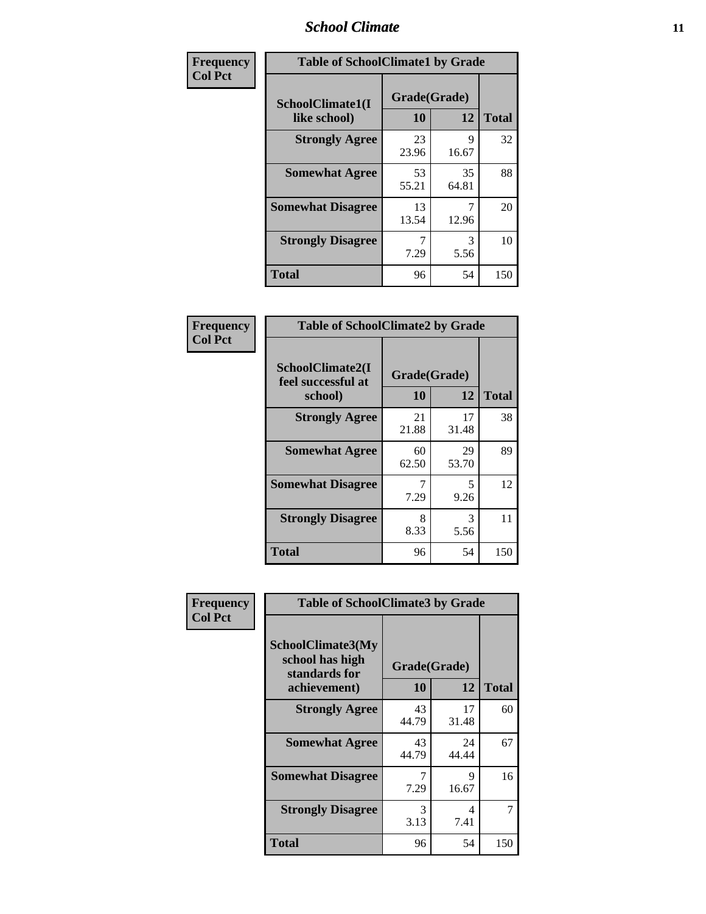# School Climate

**Frequency**
**Col Pct**

| Table of SchoolClimate1 by Grade | | | |
|---|---|---|---|
| **SchoolClimate1(I like school)** | **Grade(Grade)** | | |
| | **10** | **12** | **Total** |
| **Strongly Agree** | 23<br>23.96 | 9<br>16.67 | 32 |
| **Somewhat Agree** | 53<br>55.21 | 35<br>64.81 | 88 |
| **Somewhat Disagree** | 13<br>13.54 | 7<br>12.96 | 20 |
| **Strongly Disagree** | 7<br>7.29 | 3<br>5.56 | 10 |
| **Total** | 96 | 54 | 150 |

**Frequency**
**Col Pct**

| Table of SchoolClimate2 by Grade | | | |
|---|---|---|---|
| **SchoolClimate2(I feel successful at school)** | **Grade(Grade)** | | |
| | **10** | **12** | **Total** |
| **Strongly Agree** | 21<br>21.88 | 17<br>31.48 | 38 |
| **Somewhat Agree** | 60<br>62.50 | 29<br>53.70 | 89 |
| **Somewhat Disagree** | 7<br>7.29 | 5<br>9.26 | 12 |
| **Strongly Disagree** | 8<br>8.33 | 3<br>5.56 | 11 |
| **Total** | 96 | 54 | 150 |

**Frequency**
**Col Pct**

| Table of SchoolClimate3 by Grade | | | |
|---|---|---|---|
| **SchoolClimate3(My school has high standards for achievement)** | **Grade(Grade)** | | |
| | **10** | **12** | **Total** |
| **Strongly Agree** | 43<br>44.79 | 17<br>31.48 | 60 |
| **Somewhat Agree** | 43<br>44.79 | 24<br>44.44 | 67 |
| **Somewhat Disagree** | 7<br>7.29 | 9<br>16.67 | 16 |
| **Strongly Disagree** | 3<br>3.13 | 4<br>7.41 | 7 |
| **Total** | 96 | 54 | 150 |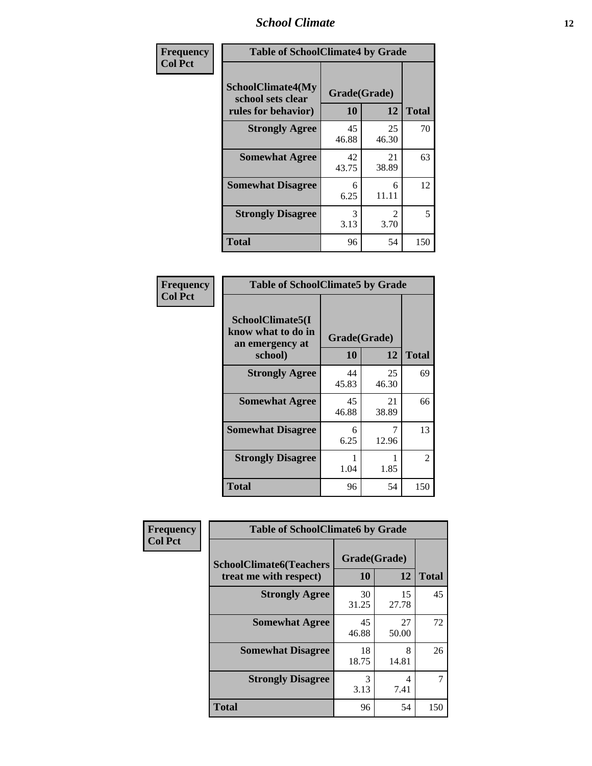| Frequency Col Pct | Table of SchoolClimate4 by Grade | | |
|---|---|---|---|
| SchoolClimate4(My school sets clear rules for behavior) | Grade(Grade) | | |
| | 10 | 12 | Total |
| Strongly Agree | 45<br>46.88 | 25<br>46.30 | 70 |
| Somewhat Agree | 42<br>43.75 | 21<br>38.89 | 63 |
| Somewhat Disagree | 6<br>6.25 | 6<br>11.11 | 12 |
| Strongly Disagree | 3<br>3.13 | 2<br>3.70 | 5 |
| Total | 96 | 54 | 150 |

| Frequency Col Pct | Table of SchoolClimate5 by Grade | | |
|---|---|---|---|
| SchoolClimate5(I know what to do in an emergency at school) | Grade(Grade) | | |
| | 10 | 12 | Total |
| Strongly Agree | 44<br>45.83 | 25<br>46.30 | 69 |
| Somewhat Agree | 45<br>46.88 | 21<br>38.89 | 66 |
| Somewhat Disagree | 6<br>6.25 | 7<br>12.96 | 13 |
| Strongly Disagree | 1<br>1.04 | 1<br>1.85 | 2 |
| Total | 96 | 54 | 150 |

| Frequency Col Pct | Table of SchoolClimate6 by Grade | | |
|---|---|---|---|
| SchoolClimate6(Teachers treat me with respect) | Grade(Grade) | | |
| | 10 | 12 | Total |
| Strongly Agree | 30<br>31.25 | 15<br>27.78 | 45 |
| Somewhat Agree | 45<br>46.88 | 27<br>50.00 | 72 |
| Somewhat Disagree | 18<br>18.75 | 8<br>14.81 | 26 |
| Strongly Disagree | 3<br>3.13 | 4<br>7.41 | 7 |
| Total | 96 | 54 | 150 |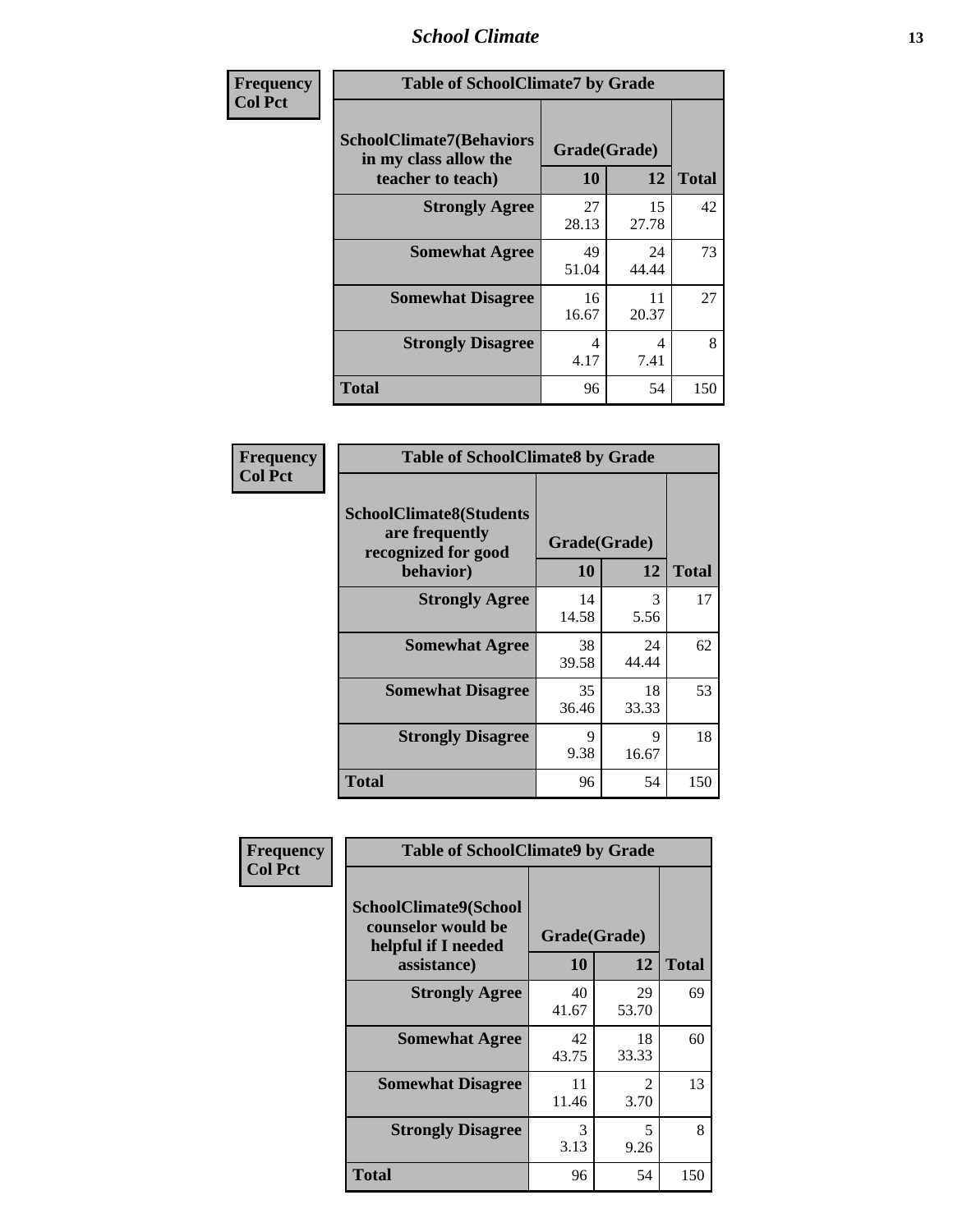| Frequency Col Pct | | | |
|---|---|---|---|

**Table of SchoolClimate7 by Grade**

| SchoolClimate7(Behaviors in my class allow the teacher to teach) | Grade(Grade) 10 | 12 | Total |
|---|---|---|---|
| Strongly Agree | 27<br>28.13 | 15<br>27.78 | 42 |
| Somewhat Agree | 49<br>51.04 | 24<br>44.44 | 73 |
| Somewhat Disagree | 16<br>16.67 | 11<br>20.37 | 27 |
| Strongly Disagree | 4<br>4.17 | 4<br>7.41 | 8 |
| Total | 96 | 54 | 150 |

| Frequency Col Pct | | | |
|---|---|---|---|

**Table of SchoolClimate8 by Grade**

| SchoolClimate8(Students are frequently recognized for good behavior) | Grade(Grade) 10 | 12 | Total |
|---|---|---|---|
| Strongly Agree | 14<br>14.58 | 3<br>5.56 | 17 |
| Somewhat Agree | 38<br>39.58 | 24<br>44.44 | 62 |
| Somewhat Disagree | 35<br>36.46 | 18<br>33.33 | 53 |
| Strongly Disagree | 9<br>9.38 | 9<br>16.67 | 18 |
| Total | 96 | 54 | 150 |

| Frequency Col Pct | | | |
|---|---|---|---|

**Table of SchoolClimate9 by Grade**

| SchoolClimate9(School counselor would be helpful if I needed assistance) | Grade(Grade) 10 | 12 | Total |
|---|---|---|---|
| Strongly Agree | 40<br>41.67 | 29<br>53.70 | 69 |
| Somewhat Agree | 42<br>43.75 | 18<br>33.33 | 60 |
| Somewhat Disagree | 11<br>11.46 | 2<br>3.70 | 13 |
| Strongly Disagree | 3<br>3.13 | 5<br>9.26 | 8 |
| Total | 96 | 54 | 150 |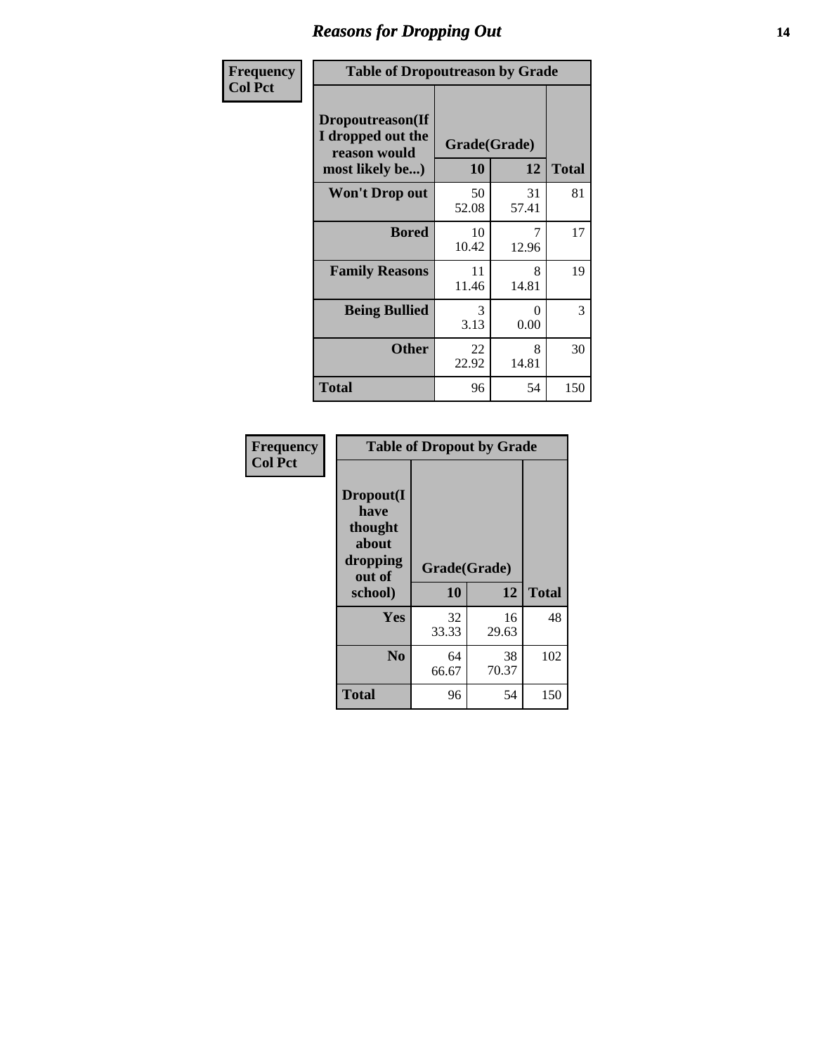# Reasons for Dropping Out

| Frequency<br>Col Pct | Table of Dropoutreason by Grade | | |
|---|---|---|---|
| Dropoutreason(If I dropped out the reason would most likely be...) | Grade(Grade) | | |
| | 10 | 12 | Total |
| Won't Drop out | 50<br>52.08 | 31<br>57.41 | 81 |
| Bored | 10<br>10.42 | 7<br>12.96 | 17 |
| Family Reasons | 11<br>11.46 | 8<br>14.81 | 19 |
| Being Bullied | 3<br>3.13 | 0<br>0.00 | 3 |
| Other | 22<br>22.92 | 8<br>14.81 | 30 |
| Total | 96 | 54 | 150 |

| Frequency<br>Col Pct | Table of Dropout by Grade | | |
|---|---|---|---|
| Dropout(I have thought about dropping out of school) | Grade(Grade) | | |
| | 10 | 12 | Total |
| Yes | 32<br>33.33 | 16<br>29.63 | 48 |
| No | 64<br>66.67 | 38<br>70.37 | 102 |
| Total | 96 | 54 | 150 |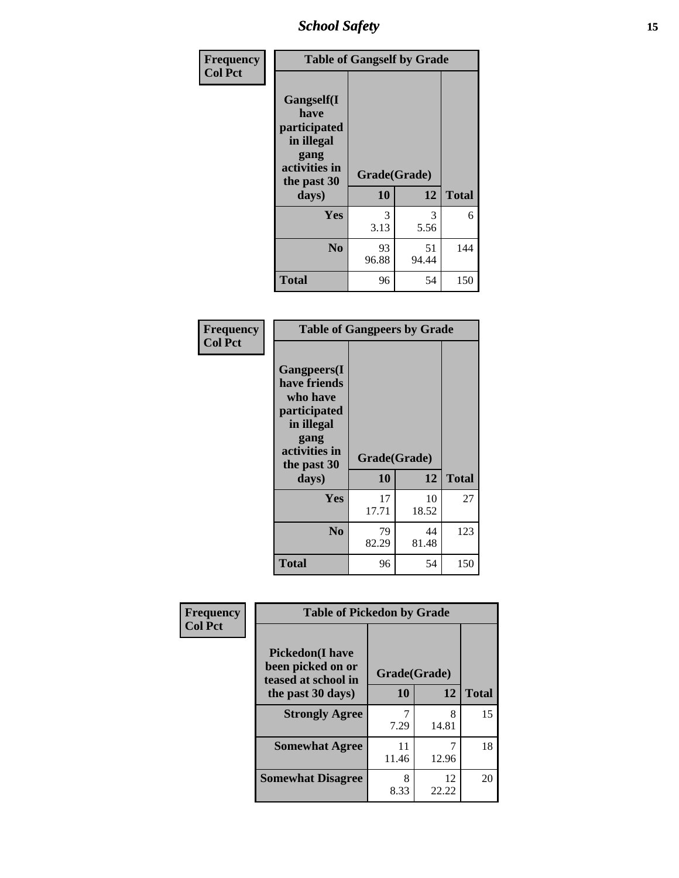| Frequency<br>Col Pct | Table of Gangself by Grade | | |
|---|---|---|---|
| Gangself(I have participated in illegal gang activities in the past 30 days) | Grade(Grade) | | |
| | 10 | 12 | Total |
| Yes | 3<br>3.13 | 3<br>5.56 | 6 |
| No | 93<br>96.88 | 51<br>94.44 | 144 |
| Total | 96 | 54 | 150 |

| Frequency<br>Col Pct | Table of Gangpeers by Grade | | |
|---|---|---|---|
| Gangpeers(I have friends who have participated in illegal gang activities in the past 30 days) | Grade(Grade) | | |
| | 10 | 12 | Total |
| Yes | 17<br>17.71 | 10<br>18.52 | 27 |
| No | 79<br>82.29 | 44<br>81.48 | 123 |
| Total | 96 | 54 | 150 |

| Frequency<br>Col Pct | Table of Pickedon by Grade | | |
|---|---|---|---|
| Pickedon(I have been picked on or teased at school in the past 30 days) | Grade(Grade) | | |
| | 10 | 12 | Total |
| Strongly Agree | 7<br>7.29 | 8<br>14.81 | 15 |
| Somewhat Agree | 11<br>11.46 | 7<br>12.96 | 18 |
| Somewhat Disagree | 8<br>8.33 | 12<br>22.22 | 20 |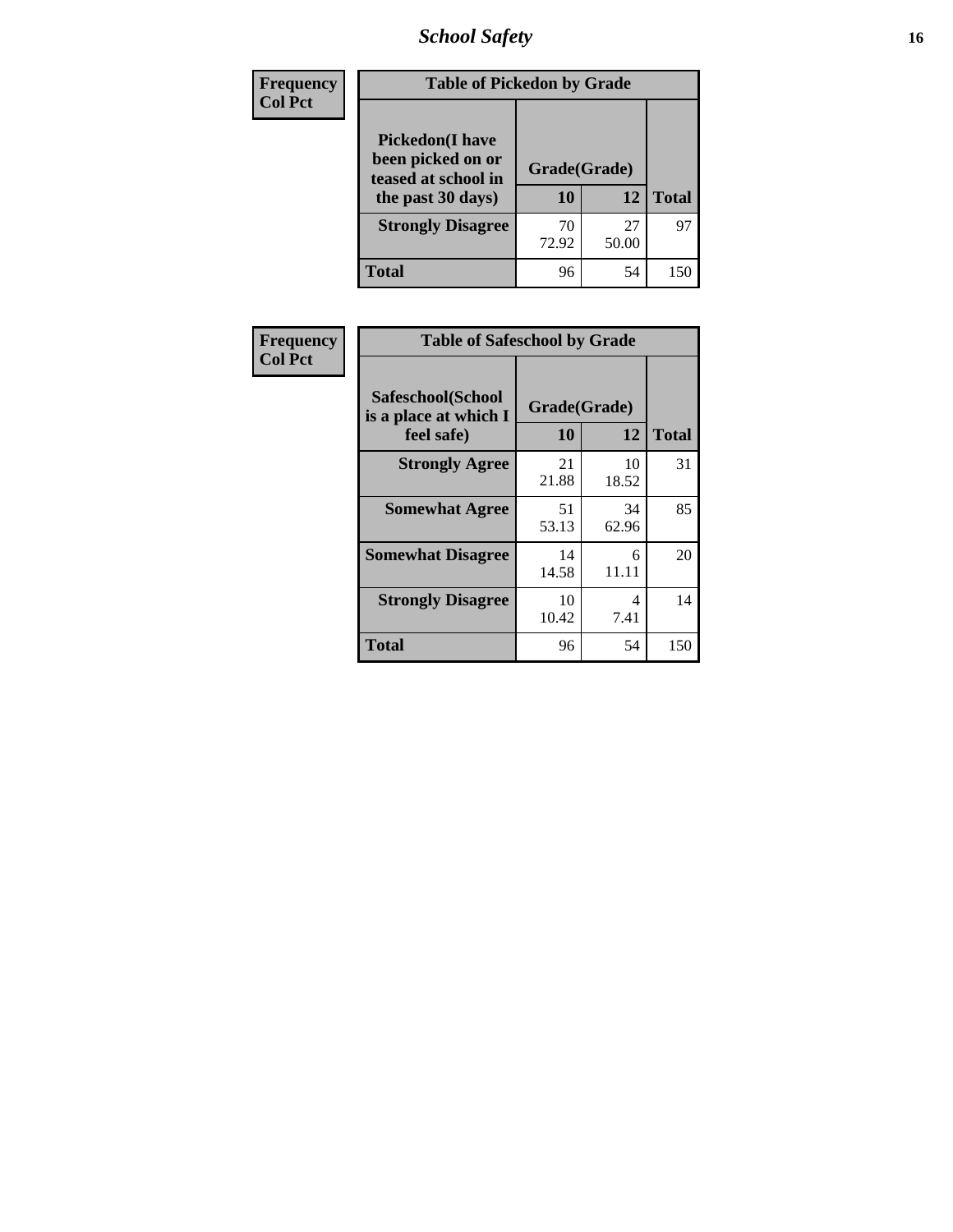| Frequency<br>Col Pct | Table of Pickedon by Grade | | |
|---|---|---|---|
| **Pickedon(I have been picked on or teased at school in the past 30 days)** | **Grade(Grade)** | | |
| | **10** | **12** | **Total** |
| **Strongly Disagree** | 70<br>72.92 | 27<br>50.00 | 97 |
| **Total** | 96 | 54 | 150 |

| Frequency<br>Col Pct | Table of Safeschool by Grade | | |
|---|---|---|---|
| **Safeschool(School is a place at which I feel safe)** | **Grade(Grade)** | | |
| | **10** | **12** | **Total** |
| **Strongly Agree** | 21<br>21.88 | 10<br>18.52 | 31 |
| **Somewhat Agree** | 51<br>53.13 | 34<br>62.96 | 85 |
| **Somewhat Disagree** | 14<br>14.58 | 6<br>11.11 | 20 |
| **Strongly Disagree** | 10<br>10.42 | 4<br>7.41 | 14 |
| **Total** | 96 | 54 | 150 |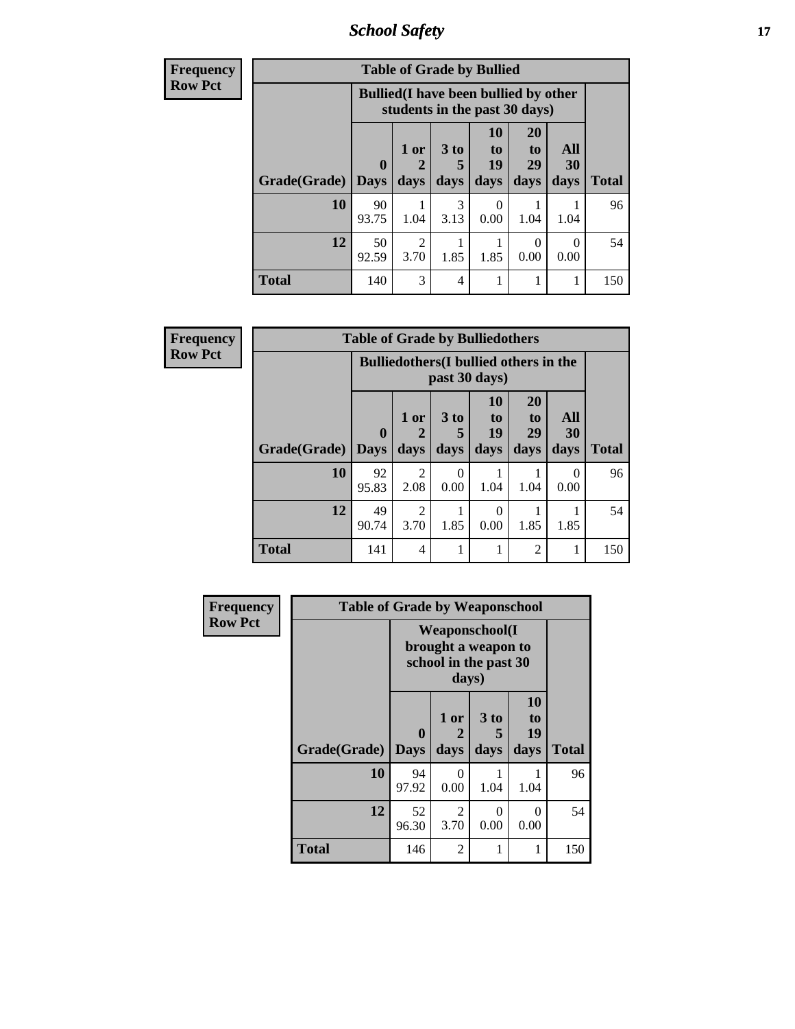**Frequency**
**Row Pct**

| Table of Grade by Bullied | | | | | | | |
|---|---|---|---|---|---|---|---|
| | Bullied(I have been bullied by other students in the past 30 days) | | | | | | |
| Grade(Grade) | 0 Days | 1 or 2 days | 3 to 5 days | 10 to 19 days | 20 to 29 days | All 30 days | Total |
| **10** | 90<br>93.75 | 1<br>1.04 | 3<br>3.13 | 0<br>0.00 | 1<br>1.04 | 1<br>1.04 | 96 |
| **12** | 50<br>92.59 | 2<br>3.70 | 1<br>1.85 | 1<br>1.85 | 0<br>0.00 | 0<br>0.00 | 54 |
| **Total** | 140 | 3 | 4 | 1 | 1 | 1 | 150 |

**Frequency**
**Row Pct**

| Table of Grade by Bulliedothers | | | | | | | |
|---|---|---|---|---|---|---|---|
| | Bulliedothers(I bullied others in the past 30 days) | | | | | | |
| Grade(Grade) | 0 Days | 1 or 2 days | 3 to 5 days | 10 to 19 days | 20 to 29 days | All 30 days | Total |
| **10** | 92<br>95.83 | 2<br>2.08 | 0<br>0.00 | 1<br>1.04 | 1<br>1.04 | 0<br>0.00 | 96 |
| **12** | 49<br>90.74 | 2<br>3.70 | 1<br>1.85 | 0<br>0.00 | 1<br>1.85 | 1<br>1.85 | 54 |
| **Total** | 141 | 4 | 1 | 1 | 2 | 1 | 150 |

**Frequency**
**Row Pct**

| Table of Grade by Weaponschool | | | | | |
|---|---|---|---|---|---|
| | Weaponschool(I brought a weapon to school in the past 30 days) | | | | |
| Grade(Grade) | 0 Days | 1 or 2 days | 3 to 5 days | 10 to 19 days | Total |
| **10** | 94<br>97.92 | 0<br>0.00 | 1<br>1.04 | 1<br>1.04 | 96 |
| **12** | 52<br>96.30 | 2<br>3.70 | 0<br>0.00 | 0<br>0.00 | 54 |
| **Total** | 146 | 2 | 1 | 1 | 150 |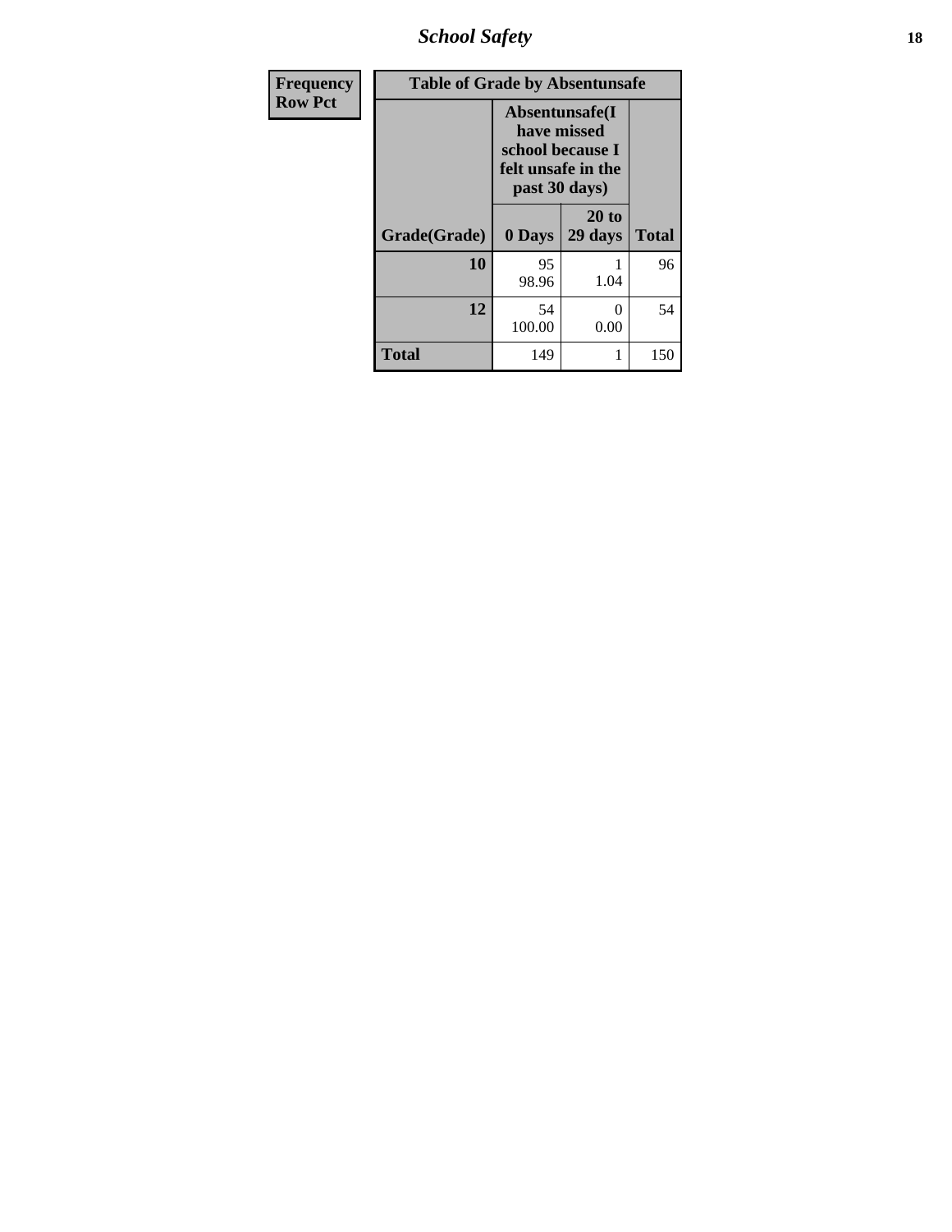| Frequency Row Pct |
|---|

| Table of Grade by Absentunsafe | | | |
|---|---|---|---|
| | Absentunsafe(I have missed school because I felt unsafe in the past 30 days) | | |
| Grade(Grade) | 0 Days | 20 to 29 days | Total |
| 10 | 95<br>98.96 | 1<br>1.04 | 96 |
| 12 | 54<br>100.00 | 0<br>0.00 | 54 |
| Total | 149 | 1 | 150 |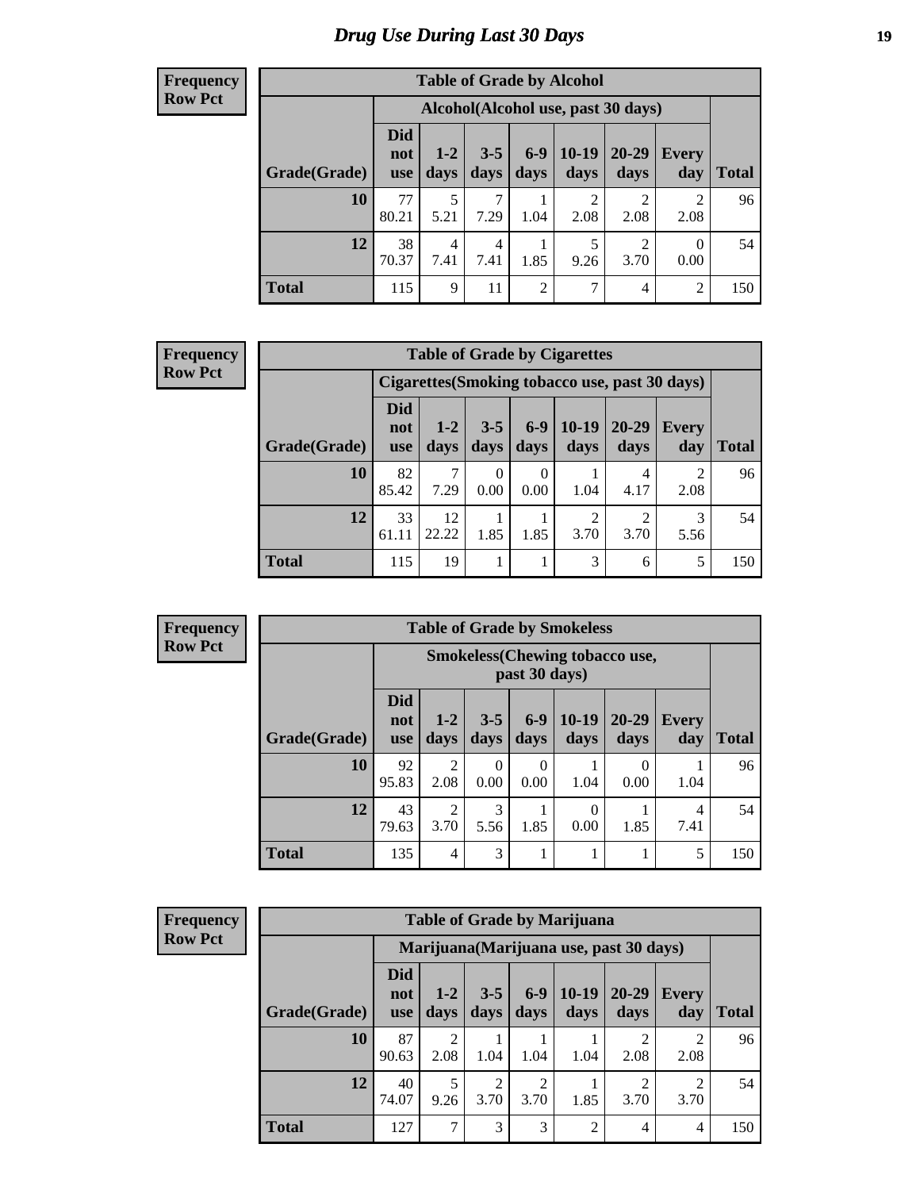# Drug Use During Last 30 Days

**Frequency**
**Row Pct**

| Table of Grade by Alcohol | | | | | | | | |
|---|---|---|---|---|---|---|---|---|
| | Alcohol(Alcohol use, past 30 days) | | | | | | | |
| Grade(Grade) | Did not use | 1-2 days | 3-5 days | 6-9 days | 10-19 days | 20-29 days | Every day | Total |
| 10 | 77<br>80.21 | 5<br>5.21 | 7<br>7.29 | 1<br>1.04 | 2<br>2.08 | 2<br>2.08 | 2<br>2.08 | 96 |
| 12 | 38<br>70.37 | 4<br>7.41 | 4<br>7.41 | 1<br>1.85 | 5<br>9.26 | 2<br>3.70 | 0<br>0.00 | 54 |
| Total | 115 | 9 | 11 | 2 | 7 | 4 | 2 | 150 |

**Frequency**
**Row Pct**

| Table of Grade by Cigarettes | | | | | | | | |
|---|---|---|---|---|---|---|---|---|
| | Cigarettes(Smoking tobacco use, past 30 days) | | | | | | | |
| Grade(Grade) | Did not use | 1-2 days | 3-5 days | 6-9 days | 10-19 days | 20-29 days | Every day | Total |
| 10 | 82<br>85.42 | 7<br>7.29 | 0<br>0.00 | 0<br>0.00 | 1<br>1.04 | 4<br>4.17 | 2<br>2.08 | 96 |
| 12 | 33<br>61.11 | 12<br>22.22 | 1<br>1.85 | 1<br>1.85 | 2<br>3.70 | 2<br>3.70 | 3<br>5.56 | 54 |
| Total | 115 | 19 | 1 | 1 | 3 | 6 | 5 | 150 |

**Frequency**
**Row Pct**

| Table of Grade by Smokeless | | | | | | | | |
|---|---|---|---|---|---|---|---|---|
| | Smokeless(Chewing tobacco use, past 30 days) | | | | | | | |
| Grade(Grade) | Did not use | 1-2 days | 3-5 days | 6-9 days | 10-19 days | 20-29 days | Every day | Total |
| 10 | 92<br>95.83 | 2<br>2.08 | 0<br>0.00 | 0<br>0.00 | 1<br>1.04 | 0<br>0.00 | 1<br>1.04 | 96 |
| 12 | 43<br>79.63 | 2<br>3.70 | 3<br>5.56 | 1<br>1.85 | 0<br>0.00 | 1<br>1.85 | 4<br>7.41 | 54 |
| Total | 135 | 4 | 3 | 1 | 1 | 1 | 5 | 150 |

**Frequency**
**Row Pct**

| Table of Grade by Marijuana | | | | | | | | |
|---|---|---|---|---|---|---|---|---|
| | Marijuana(Marijuana use, past 30 days) | | | | | | | |
| Grade(Grade) | Did not use | 1-2 days | 3-5 days | 6-9 days | 10-19 days | 20-29 days | Every day | Total |
| 10 | 87<br>90.63 | 2<br>2.08 | 1<br>1.04 | 1<br>1.04 | 1<br>1.04 | 2<br>2.08 | 2<br>2.08 | 96 |
| 12 | 40<br>74.07 | 5<br>9.26 | 2<br>3.70 | 2<br>3.70 | 1<br>1.85 | 2<br>3.70 | 2<br>3.70 | 54 |
| Total | 127 | 7 | 3 | 3 | 2 | 4 | 4 | 150 |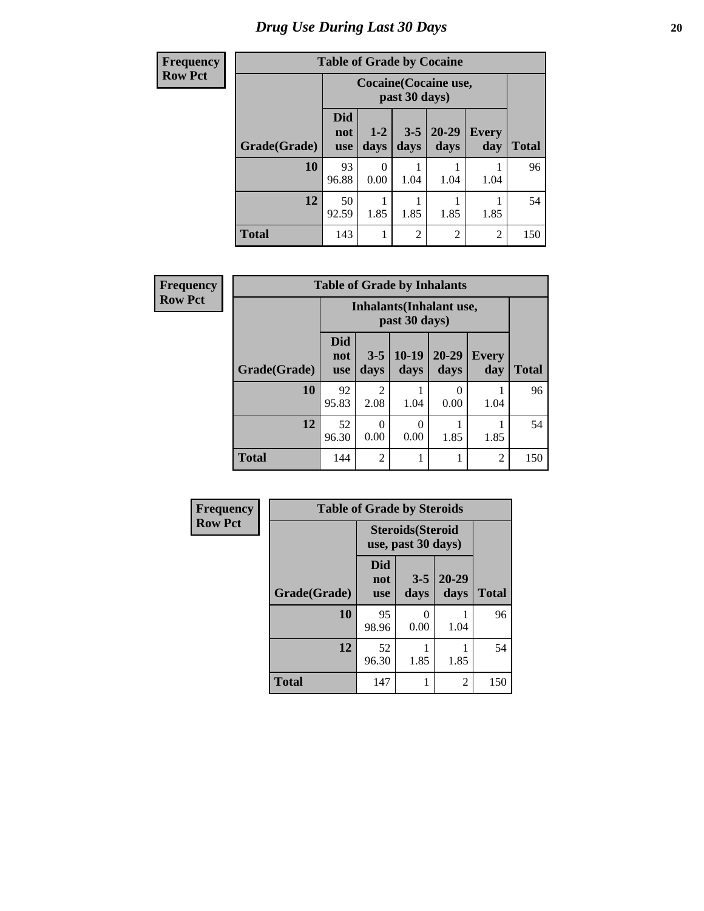# Drug Use During Last 30 Days

**Frequency**
**Row Pct**

| Table of Grade by Cocaine | | | | | | |
|---|---|---|---|---|---|---|
| | Cocaine(Cocaine use, past 30 days) | | | | | |
| Grade(Grade) | Did not use | 1-2 days | 3-5 days | 20-29 days | Every day | Total |
| **10** | 93<br>96.88 | 0<br>0.00 | 1<br>1.04 | 1<br>1.04 | 1<br>1.04 | 96 |
| **12** | 50<br>92.59 | 1<br>1.85 | 1<br>1.85 | 1<br>1.85 | 1<br>1.85 | 54 |
| **Total** | 143 | 1 | 2 | 2 | 2 | 150 |

**Frequency**
**Row Pct**

| Table of Grade by Inhalants | | | | | | |
|---|---|---|---|---|---|---|
| | Inhalants(Inhalant use, past 30 days) | | | | | |
| Grade(Grade) | Did not use | 3-5 days | 10-19 days | 20-29 days | Every day | Total |
| **10** | 92<br>95.83 | 2<br>2.08 | 1<br>1.04 | 0<br>0.00 | 1<br>1.04 | 96 |
| **12** | 52<br>96.30 | 0<br>0.00 | 0<br>0.00 | 1<br>1.85 | 1<br>1.85 | 54 |
| **Total** | 144 | 2 | 1 | 1 | 2 | 150 |

**Frequency**
**Row Pct**

| Table of Grade by Steroids | | | | |
|---|---|---|---|---|
| | Steroids(Steroid use, past 30 days) | | | |
| Grade(Grade) | Did not use | 3-5 days | 20-29 days | Total |
| **10** | 95<br>98.96 | 0<br>0.00 | 1<br>1.04 | 96 |
| **12** | 52<br>96.30 | 1<br>1.85 | 1<br>1.85 | 54 |
| **Total** | 147 | 1 | 2 | 150 |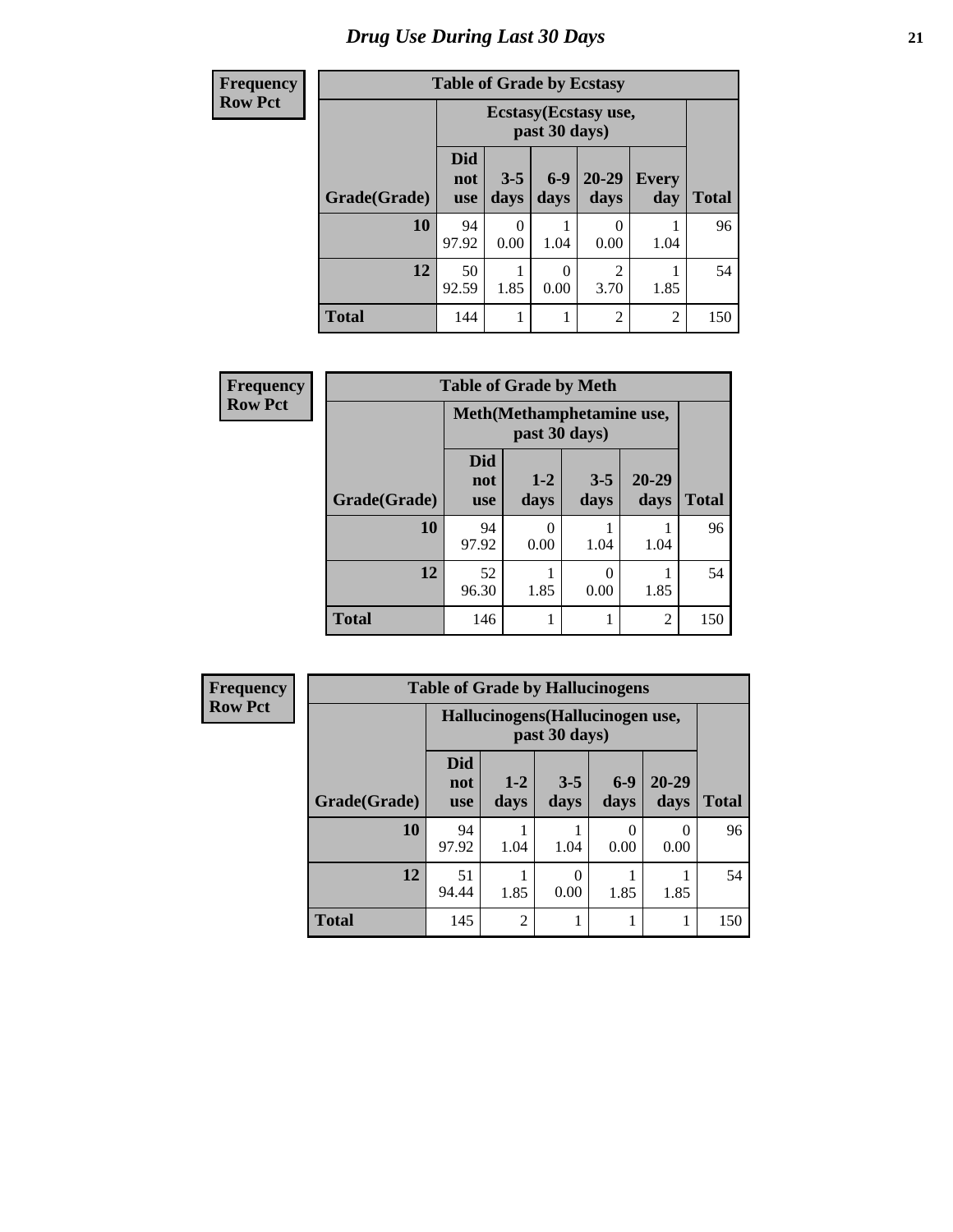# Drug Use During Last 30 Days

**Frequency**
**Row Pct**

| Table of Grade by Ecstasy | | | | | | |
|---|---|---|---|---|---|---|
| | Ecstasy(Ecstasy use, past 30 days) | | | | | |
| Grade(Grade) | Did not use | 3-5 days | 6-9 days | 20-29 days | Every day | Total |
| 10 | 94<br>97.92 | 0<br>0.00 | 1<br>1.04 | 0<br>0.00 | 1<br>1.04 | 96 |
| 12 | 50<br>92.59 | 1<br>1.85 | 0<br>0.00 | 2<br>3.70 | 1<br>1.85 | 54 |
| Total | 144 | 1 | 1 | 2 | 2 | 150 |

**Frequency**
**Row Pct**

| Table of Grade by Meth | | | | | |
|---|---|---|---|---|---|
| | Meth(Methamphetamine use, past 30 days) | | | | |
| Grade(Grade) | Did not use | 1-2 days | 3-5 days | 20-29 days | Total |
| 10 | 94<br>97.92 | 0<br>0.00 | 1<br>1.04 | 1<br>1.04 | 96 |
| 12 | 52<br>96.30 | 1<br>1.85 | 0<br>0.00 | 1<br>1.85 | 54 |
| Total | 146 | 1 | 1 | 2 | 150 |

**Frequency**
**Row Pct**

| Table of Grade by Hallucinogens | | | | | | |
|---|---|---|---|---|---|---|
| | Hallucinogens(Hallucinogen use, past 30 days) | | | | | |
| Grade(Grade) | Did not use | 1-2 days | 3-5 days | 6-9 days | 20-29 days | Total |
| 10 | 94<br>97.92 | 1<br>1.04 | 1<br>1.04 | 0<br>0.00 | 0<br>0.00 | 96 |
| 12 | 51<br>94.44 | 1<br>1.85 | 0<br>0.00 | 1<br>1.85 | 1<br>1.85 | 54 |
| Total | 145 | 2 | 1 | 1 | 1 | 150 |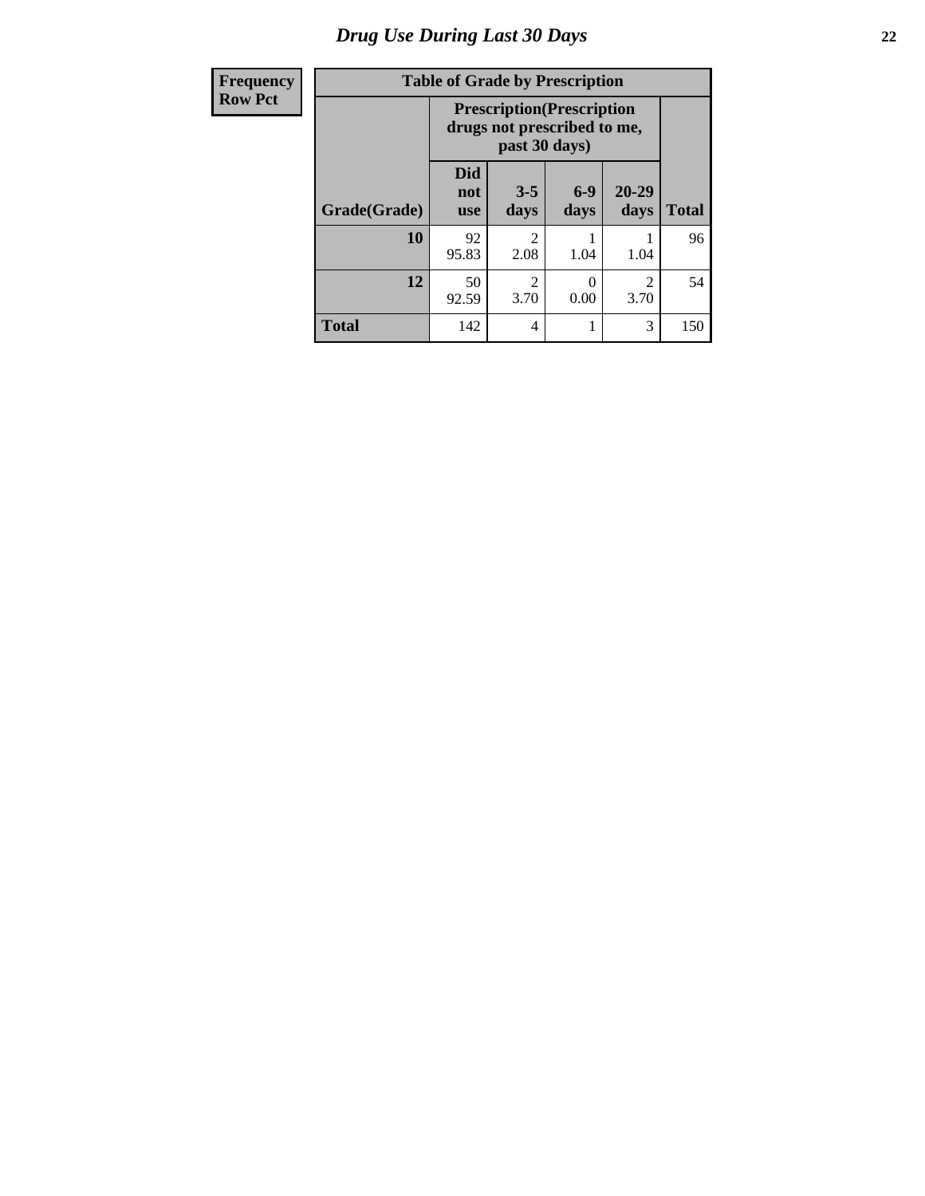# Drug Use During Last 30 Days

| Frequency<br>Row Pct | | | | | |
|---|---|---|---|---|---|

**Table of Grade by Prescription**

| | Prescription(Prescription drugs not prescribed to me, past 30 days) | | | | |
|---|---|---|---|---|---|
| **Grade(Grade)** | **Did not use** | **3-5 days** | **6-9 days** | **20-29 days** | **Total** |
| **10** | 92<br>95.83 | 2<br>2.08 | 1<br>1.04 | 1<br>1.04 | 96 |
| **12** | 50<br>92.59 | 2<br>3.70 | 0<br>0.00 | 2<br>3.70 | 54 |
| **Total** | 142 | 4 | 1 | 3 | 150 |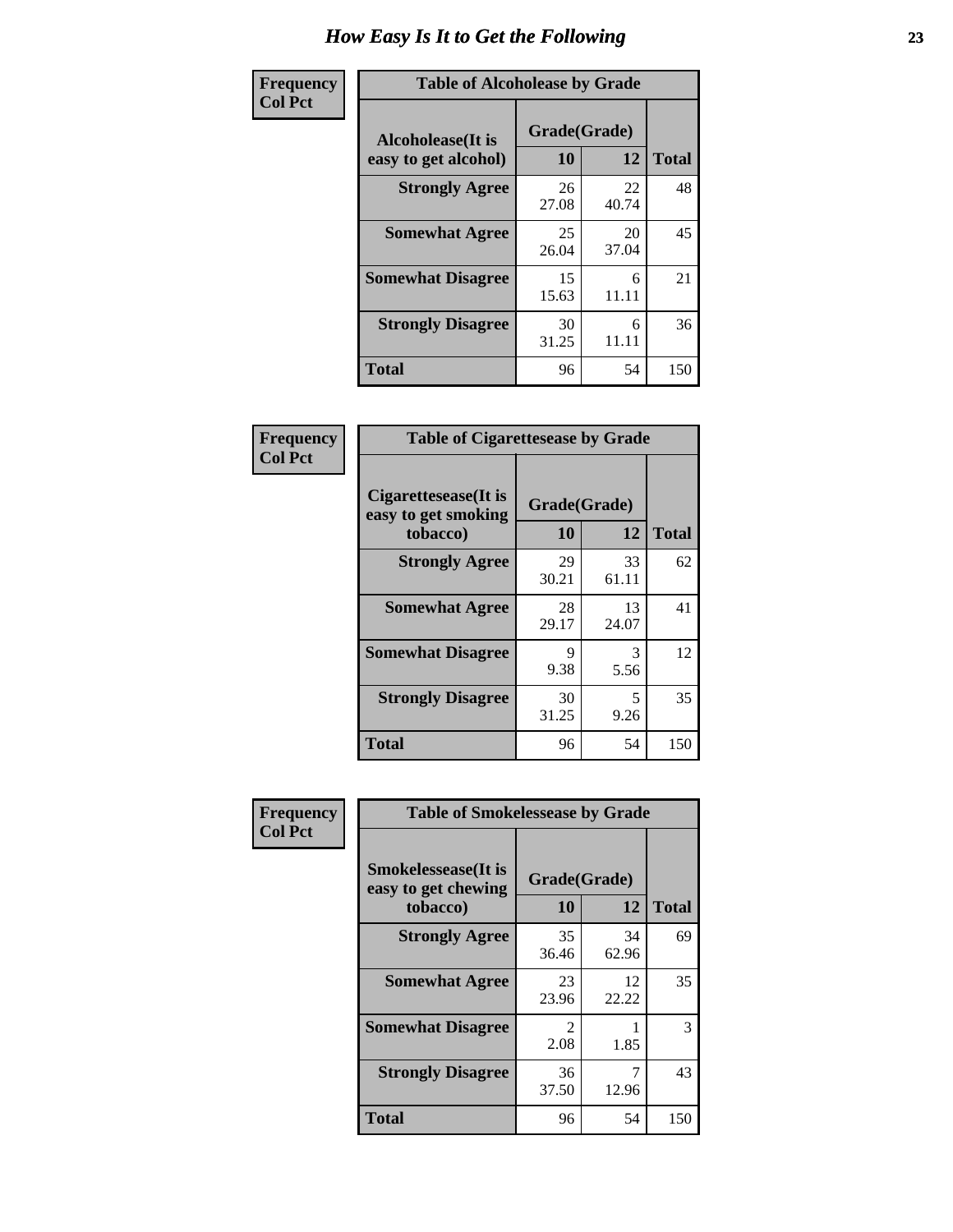# How Easy Is It to Get the Following

**Frequency**
**Col Pct**

| Table of Alcoholease by Grade | | | |
|---|---|---|---|
| Alcoholease(It is easy to get alcohol) | Grade(Grade) | | Total |
| | 10 | 12 | |
| Strongly Agree | 26<br>27.08 | 22<br>40.74 | 48 |
| Somewhat Agree | 25<br>26.04 | 20<br>37.04 | 45 |
| Somewhat Disagree | 15<br>15.63 | 6<br>11.11 | 21 |
| Strongly Disagree | 30<br>31.25 | 6<br>11.11 | 36 |
| Total | 96 | 54 | 150 |

**Frequency**
**Col Pct**

| Table of Cigarettesease by Grade | | | |
|---|---|---|---|
| Cigarettesease(It is easy to get smoking tobacco) | Grade(Grade) | | Total |
| | 10 | 12 | |
| Strongly Agree | 29<br>30.21 | 33<br>61.11 | 62 |
| Somewhat Agree | 28<br>29.17 | 13<br>24.07 | 41 |
| Somewhat Disagree | 9<br>9.38 | 3<br>5.56 | 12 |
| Strongly Disagree | 30<br>31.25 | 5<br>9.26 | 35 |
| Total | 96 | 54 | 150 |

**Frequency**
**Col Pct**

| Table of Smokelessease by Grade | | | |
|---|---|---|---|
| Smokelessease(It is easy to get chewing tobacco) | Grade(Grade) | | Total |
| | 10 | 12 | |
| Strongly Agree | 35<br>36.46 | 34<br>62.96 | 69 |
| Somewhat Agree | 23<br>23.96 | 12<br>22.22 | 35 |
| Somewhat Disagree | 2<br>2.08 | 1<br>1.85 | 3 |
| Strongly Disagree | 36<br>37.50 | 7<br>12.96 | 43 |
| Total | 96 | 54 | 150 |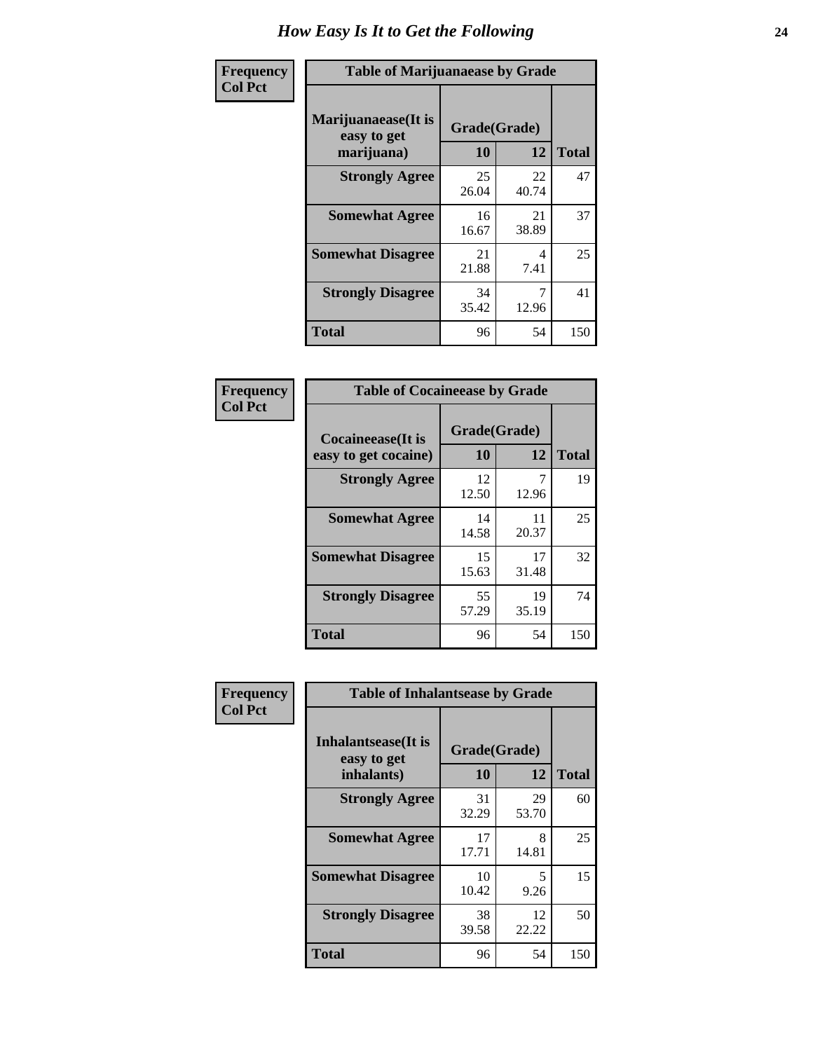# How Easy Is It to Get the Following

**Frequency**
**Col Pct**

**Table of Marijuanaease by Grade**

| Marijuanaease(It is easy to get marijuana) | Grade(Grade) | | Total |
|---|---|---|---|
| | 10 | 12 | |
| **Strongly Agree** | 25<br>26.04 | 22<br>40.74 | 47 |
| **Somewhat Agree** | 16<br>16.67 | 21<br>38.89 | 37 |
| **Somewhat Disagree** | 21<br>21.88 | 4<br>7.41 | 25 |
| **Strongly Disagree** | 34<br>35.42 | 7<br>12.96 | 41 |
| **Total** | 96 | 54 | 150 |

**Frequency**
**Col Pct**

**Table of Cocaineease by Grade**

| Cocaineease(It is easy to get cocaine) | Grade(Grade) | | Total |
|---|---|---|---|
| | 10 | 12 | |
| **Strongly Agree** | 12<br>12.50 | 7<br>12.96 | 19 |
| **Somewhat Agree** | 14<br>14.58 | 11<br>20.37 | 25 |
| **Somewhat Disagree** | 15<br>15.63 | 17<br>31.48 | 32 |
| **Strongly Disagree** | 55<br>57.29 | 19<br>35.19 | 74 |
| **Total** | 96 | 54 | 150 |

**Frequency**
**Col Pct**

**Table of Inhalantsease by Grade**

| Inhalantsease(It is easy to get inhalants) | Grade(Grade) | | Total |
|---|---|---|---|
| | 10 | 12 | |
| **Strongly Agree** | 31<br>32.29 | 29<br>53.70 | 60 |
| **Somewhat Agree** | 17<br>17.71 | 8<br>14.81 | 25 |
| **Somewhat Disagree** | 10<br>10.42 | 5<br>9.26 | 15 |
| **Strongly Disagree** | 38<br>39.58 | 12<br>22.22 | 50 |
| **Total** | 96 | 54 | 150 |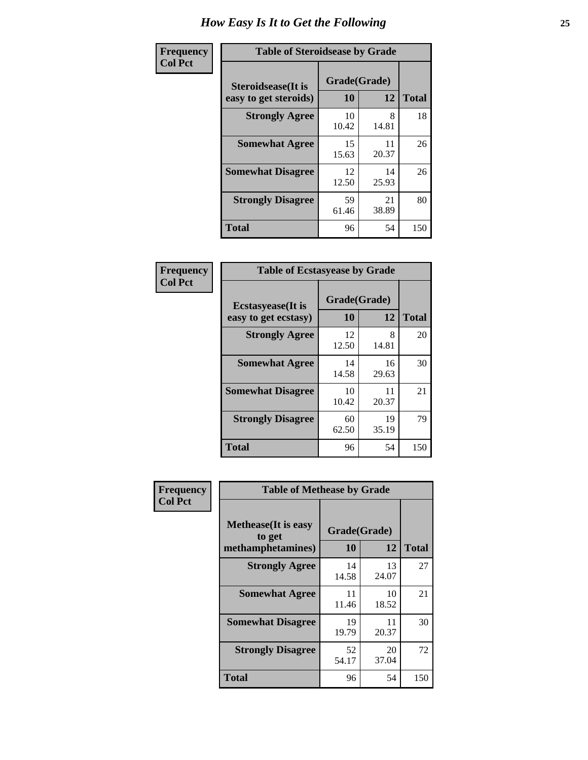# How Easy Is It to Get the Following

| Frequency<br>Col Pct | Table of Steroidsease by Grade | | |
|---|---|---|---|
| Steroidsease(It is easy to get steroids) | Grade(Grade) 10 | 12 | Total |
| Strongly Agree | 10<br>10.42 | 8<br>14.81 | 18 |
| Somewhat Agree | 15<br>15.63 | 11<br>20.37 | 26 |
| Somewhat Disagree | 12<br>12.50 | 14<br>25.93 | 26 |
| Strongly Disagree | 59<br>61.46 | 21<br>38.89 | 80 |
| Total | 96 | 54 | 150 |

| Frequency<br>Col Pct | Table of Ecstasyease by Grade | | |
|---|---|---|---|
| Ecstasyease(It is easy to get ecstasy) | Grade(Grade) 10 | 12 | Total |
| Strongly Agree | 12<br>12.50 | 8<br>14.81 | 20 |
| Somewhat Agree | 14<br>14.58 | 16<br>29.63 | 30 |
| Somewhat Disagree | 10<br>10.42 | 11<br>20.37 | 21 |
| Strongly Disagree | 60<br>62.50 | 19<br>35.19 | 79 |
| Total | 96 | 54 | 150 |

| Frequency<br>Col Pct | Table of Methease by Grade | | |
|---|---|---|---|
| Methease(It is easy to get methamphetamines) | Grade(Grade) 10 | 12 | Total |
| Strongly Agree | 14<br>14.58 | 13<br>24.07 | 27 |
| Somewhat Agree | 11<br>11.46 | 10<br>18.52 | 21 |
| Somewhat Disagree | 19<br>19.79 | 11<br>20.37 | 30 |
| Strongly Disagree | 52<br>54.17 | 20<br>37.04 | 72 |
| Total | 96 | 54 | 150 |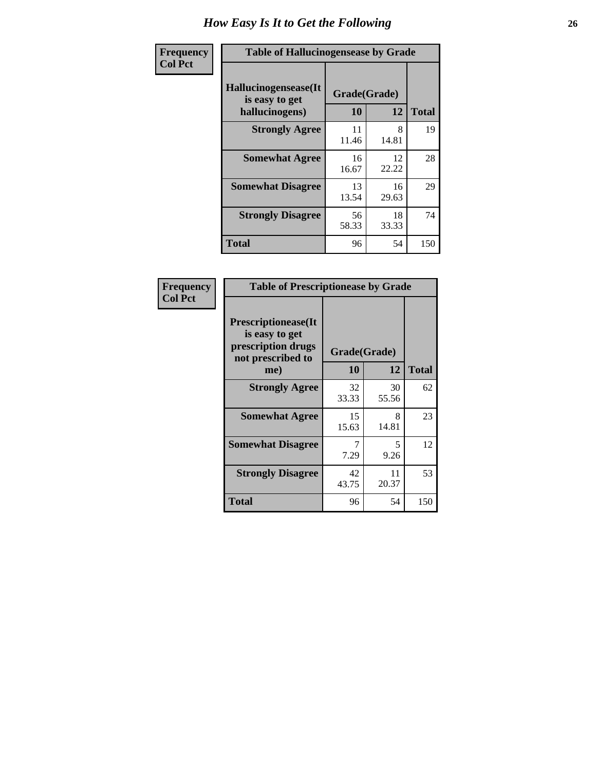# How Easy Is It to Get the Following

**Frequency**
**Col Pct**

| Table of Hallucinogensease by Grade | | | |
|---|---|---|---|
| **Hallucinogensease(It is easy to get hallucinogens)** | **Grade(Grade)** | | **Total** |
| | **10** | **12** | |
| **Strongly Agree** | 11<br>11.46 | 8<br>14.81 | 19 |
| **Somewhat Agree** | 16<br>16.67 | 12<br>22.22 | 28 |
| **Somewhat Disagree** | 13<br>13.54 | 16<br>29.63 | 29 |
| **Strongly Disagree** | 56<br>58.33 | 18<br>33.33 | 74 |
| **Total** | 96 | 54 | 150 |

**Frequency**
**Col Pct**

| Table of Prescriptionease by Grade | | | |
|---|---|---|---|
| **Prescriptionease(It is easy to get prescription drugs not prescribed to me)** | **Grade(Grade)** | | **Total** |
| | **10** | **12** | |
| **Strongly Agree** | 32<br>33.33 | 30<br>55.56 | 62 |
| **Somewhat Agree** | 15<br>15.63 | 8<br>14.81 | 23 |
| **Somewhat Disagree** | 7<br>7.29 | 5<br>9.26 | 12 |
| **Strongly Disagree** | 42<br>43.75 | 11<br>20.37 | 53 |
| **Total** | 96 | 54 | 150 |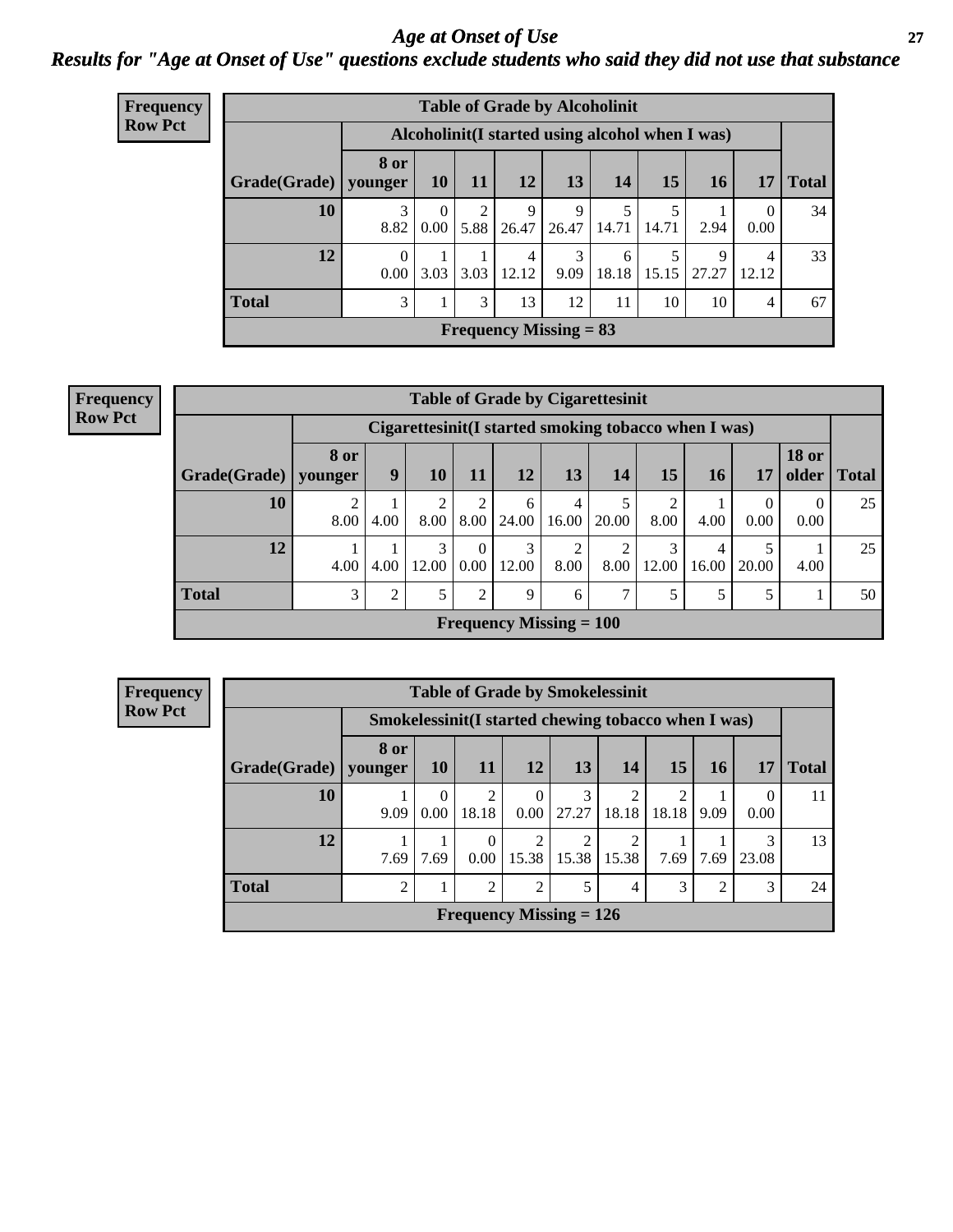# *Age at Onset of Use*

## *Results for "Age at Onset of Use" questions exclude students who said they did not use that substance*

**Frequency Row Pct**

**Table of Grade by Alcoholinit**

| Grade(Grade) | Alcoholinit(I started using alcohol when I was) | | | | | | | | | Total |
|---|---|---|---|---|---|---|---|---|---|---|
| | 8 or younger | 10 | 11 | 12 | 13 | 14 | 15 | 16 | 17 | |
| **10** | 3<br>8.82 | 0<br>0.00 | 2<br>5.88 | 9<br>26.47 | 9<br>26.47 | 5<br>14.71 | 5<br>14.71 | 1<br>2.94 | 0<br>0.00 | 34 |
| **12** | 0<br>0.00 | 1<br>3.03 | 1<br>3.03 | 4<br>12.12 | 3<br>9.09 | 6<br>18.18 | 5<br>15.15 | 9<br>27.27 | 4<br>12.12 | 33 |
| **Total** | 3 | 1 | 3 | 13 | 12 | 11 | 10 | 10 | 4 | 67 |

**Frequency Missing = 83**

**Frequency Row Pct**

**Table of Grade by Cigarettesinit**

| Grade(Grade) | Cigarettesinit(I started smoking tobacco when I was) | | | | | | | | | | | Total |
|---|---|---|---|---|---|---|---|---|---|---|---|---|
| | 8 or younger | 9 | 10 | 11 | 12 | 13 | 14 | 15 | 16 | 17 | 18 or older | |
| **10** | 2<br>8.00 | 1<br>4.00 | 2<br>8.00 | 2<br>8.00 | 6<br>24.00 | 4<br>16.00 | 5<br>20.00 | 2<br>8.00 | 1<br>4.00 | 0<br>0.00 | 0<br>0.00 | 25 |
| **12** | 1<br>4.00 | 1<br>4.00 | 3<br>12.00 | 0<br>0.00 | 3<br>12.00 | 2<br>8.00 | 2<br>8.00 | 3<br>12.00 | 4<br>16.00 | 5<br>20.00 | 1<br>4.00 | 25 |
| **Total** | 3 | 2 | 5 | 2 | 9 | 6 | 7 | 5 | 5 | 5 | 1 | 50 |

**Frequency Missing = 100**

**Frequency Row Pct**

**Table of Grade by Smokelessinit**

| Grade(Grade) | Smokelessinit(I started chewing tobacco when I was) | | | | | | | | | Total |
|---|---|---|---|---|---|---|---|---|---|---|
| | 8 or younger | 10 | 11 | 12 | 13 | 14 | 15 | 16 | 17 | |
| **10** | 1<br>9.09 | 0<br>0.00 | 2<br>18.18 | 0<br>0.00 | 3<br>27.27 | 2<br>18.18 | 2<br>18.18 | 1<br>9.09 | 0<br>0.00 | 11 |
| **12** | 1<br>7.69 | 1<br>7.69 | 0<br>0.00 | 2<br>15.38 | 2<br>15.38 | 2<br>15.38 | 1<br>7.69 | 1<br>7.69 | 3<br>23.08 | 13 |
| **Total** | 2 | 1 | 2 | 2 | 5 | 4 | 3 | 2 | 3 | 24 |

**Frequency Missing = 126**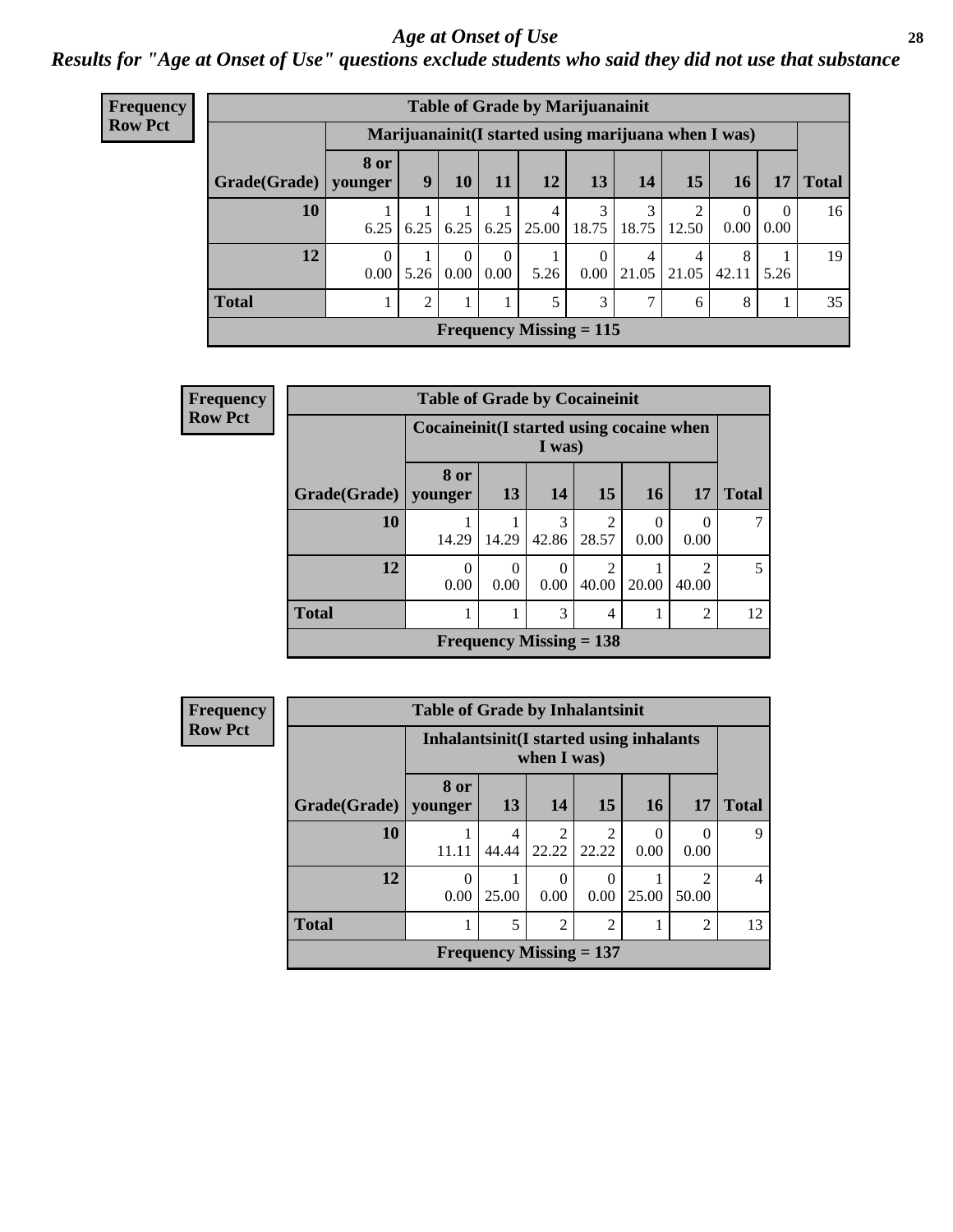# *Age at Onset of Use*

## *Results for "Age at Onset of Use" questions exclude students who said they did not use that substance*

**Frequency**
**Row Pct**

| Table of Grade by Marijuanainit | | | | | | | | | | | |
|---|---|---|---|---|---|---|---|---|---|---|---|
| | Marijuanainit(I started using marijuana when I was) | | | | | | | | | | |
| Grade(Grade) | 8 or younger | 9 | 10 | 11 | 12 | 13 | 14 | 15 | 16 | 17 | Total |
| **10** | 1<br>6.25 | 1<br>6.25 | 1<br>6.25 | 1<br>6.25 | 4<br>25.00 | 3<br>18.75 | 3<br>18.75 | 2<br>12.50 | 0<br>0.00 | 0<br>0.00 | 16 |
| **12** | 0<br>0.00 | 1<br>5.26 | 0<br>0.00 | 0<br>0.00 | 1<br>5.26 | 0<br>0.00 | 4<br>21.05 | 4<br>21.05 | 8<br>42.11 | 1<br>5.26 | 19 |
| **Total** | 1 | 2 | 1 | 1 | 5 | 3 | 7 | 6 | 8 | 1 | 35 |
| Frequency Missing = 115 | | | | | | | | | | | |

**Frequency**
**Row Pct**

| Table of Grade by Cocaineinit | | | | | | | |
|---|---|---|---|---|---|---|---|
| | Cocaineinit(I started using cocaine when I was) | | | | | | |
| Grade(Grade) | 8 or younger | 13 | 14 | 15 | 16 | 17 | Total |
| **10** | 1<br>14.29 | 1<br>14.29 | 3<br>42.86 | 2<br>28.57 | 0<br>0.00 | 0<br>0.00 | 7 |
| **12** | 0<br>0.00 | 0<br>0.00 | 0<br>0.00 | 2<br>40.00 | 1<br>20.00 | 2<br>40.00 | 5 |
| **Total** | 1 | 1 | 3 | 4 | 1 | 2 | 12 |
| Frequency Missing = 138 | | | | | | | |

**Frequency**
**Row Pct**

| Table of Grade by Inhalantsinit | | | | | | | |
|---|---|---|---|---|---|---|---|
| | Inhalantsinit(I started using inhalants when I was) | | | | | | |
| Grade(Grade) | 8 or younger | 13 | 14 | 15 | 16 | 17 | Total |
| **10** | 1<br>11.11 | 4<br>44.44 | 2<br>22.22 | 2<br>22.22 | 0<br>0.00 | 0<br>0.00 | 9 |
| **12** | 0<br>0.00 | 1<br>25.00 | 0<br>0.00 | 0<br>0.00 | 1<br>25.00 | 2<br>50.00 | 4 |
| **Total** | 1 | 5 | 2 | 2 | 1 | 2 | 13 |
| Frequency Missing = 137 | | | | | | | |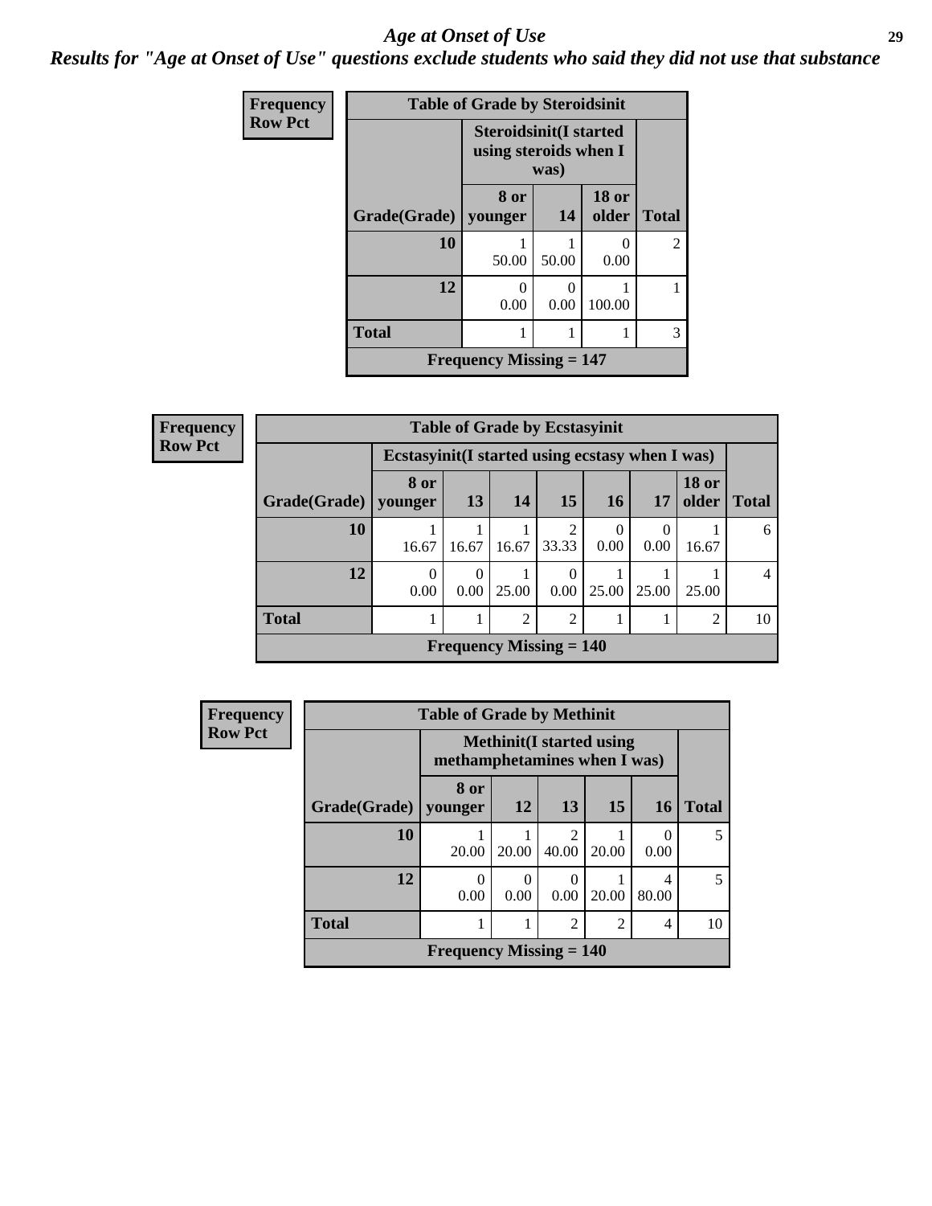# *Age at Onset of Use*

***Results for "Age at Onset of Use" questions exclude students who said they did not use that substance***

**Frequency Row Pct**

**Table of Grade by Steroidsinit**

| Grade(Grade) | Steroidsinit(I started using steroids when I was) | | | Total |
|---|---|---|---|---|
| | 8 or younger | 14 | 18 or older | |
| 10 | 1<br>50.00 | 1<br>50.00 | 0<br>0.00 | 2 |
| 12 | 0<br>0.00 | 0<br>0.00 | 1<br>100.00 | 1 |
| Total | 1 | 1 | 1 | 3 |

Frequency Missing = 147

**Frequency Row Pct**

**Table of Grade by Ecstasyinit**

| Grade(Grade) | Ecstasyinit(I started using ecstasy when I was) | | | | | | | Total |
|---|---|---|---|---|---|---|---|---|
| | 8 or younger | 13 | 14 | 15 | 16 | 17 | 18 or older | |
| 10 | 1<br>16.67 | 1<br>16.67 | 1<br>16.67 | 2<br>33.33 | 0<br>0.00 | 0<br>0.00 | 1<br>16.67 | 6 |
| 12 | 0<br>0.00 | 0<br>0.00 | 1<br>25.00 | 0<br>0.00 | 1<br>25.00 | 1<br>25.00 | 1<br>25.00 | 4 |
| Total | 1 | 1 | 2 | 2 | 1 | 1 | 2 | 10 |

Frequency Missing = 140

**Frequency Row Pct**

**Table of Grade by Methinit**

| Grade(Grade) | Methinit(I started using methamphetamines when I was) | | | | | Total |
|---|---|---|---|---|---|---|
| | 8 or younger | 12 | 13 | 15 | 16 | |
| 10 | 1<br>20.00 | 1<br>20.00 | 2<br>40.00 | 1<br>20.00 | 0<br>0.00 | 5 |
| 12 | 0<br>0.00 | 0<br>0.00 | 0<br>0.00 | 1<br>20.00 | 4<br>80.00 | 5 |
| Total | 1 | 1 | 2 | 2 | 4 | 10 |

Frequency Missing = 140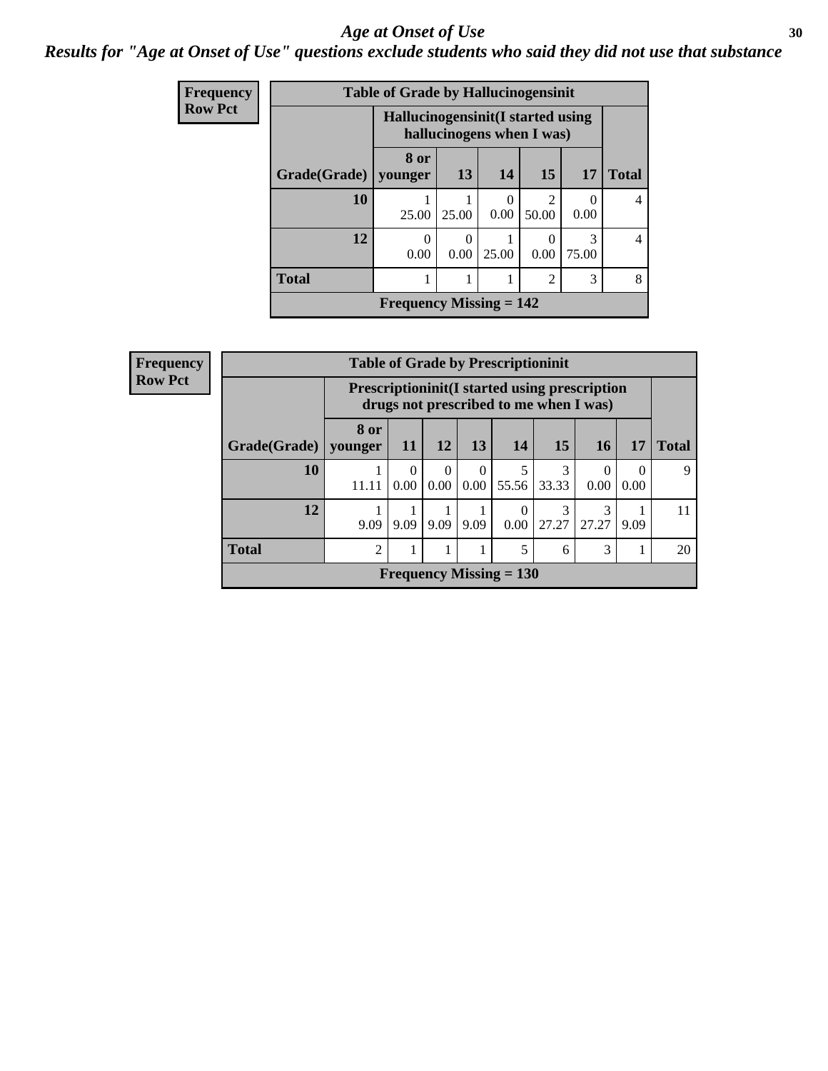# *Age at Onset of Use*

***Results for "Age at Onset of Use" questions exclude students who said they did not use that substance***

| Frequency<br>Row Pct | | | | | | |
|---|---|---|---|---|---|---|

**Table of Grade by Hallucinogensinit**

| Grade(Grade) | Hallucinogensinit(I started using hallucinogens when I was) | | | | | Total |
|---|---|---|---|---|---|---|
| | 8 or younger | 13 | 14 | 15 | 17 | |
| **10** | 1<br>25.00 | 1<br>25.00 | 0<br>0.00 | 2<br>50.00 | 0<br>0.00 | 4 |
| **12** | 0<br>0.00 | 0<br>0.00 | 1<br>25.00 | 0<br>0.00 | 3<br>75.00 | 4 |
| **Total** | 1 | 1 | 1 | 2 | 3 | 8 |
| **Frequency Missing = 142** | | | | | | |

| Frequency<br>Row Pct | | | | | | | | | |
|---|---|---|---|---|---|---|---|---|---|

**Table of Grade by Prescriptioninit**

| Grade(Grade) | Prescriptioninit(I started using prescription drugs not prescribed to me when I was) | | | | | | | | Total |
|---|---|---|---|---|---|---|---|---|---|
| | 8 or younger | 11 | 12 | 13 | 14 | 15 | 16 | 17 | |
| **10** | 1<br>11.11 | 0<br>0.00 | 0<br>0.00 | 0<br>0.00 | 5<br>55.56 | 3<br>33.33 | 0<br>0.00 | 0<br>0.00 | 9 |
| **12** | 1<br>9.09 | 1<br>9.09 | 1<br>9.09 | 1<br>9.09 | 0<br>0.00 | 3<br>27.27 | 3<br>27.27 | 1<br>9.09 | 11 |
| **Total** | 2 | 1 | 1 | 1 | 5 | 6 | 3 | 1 | 20 |
| **Frequency Missing = 130** | | | | | | | | | |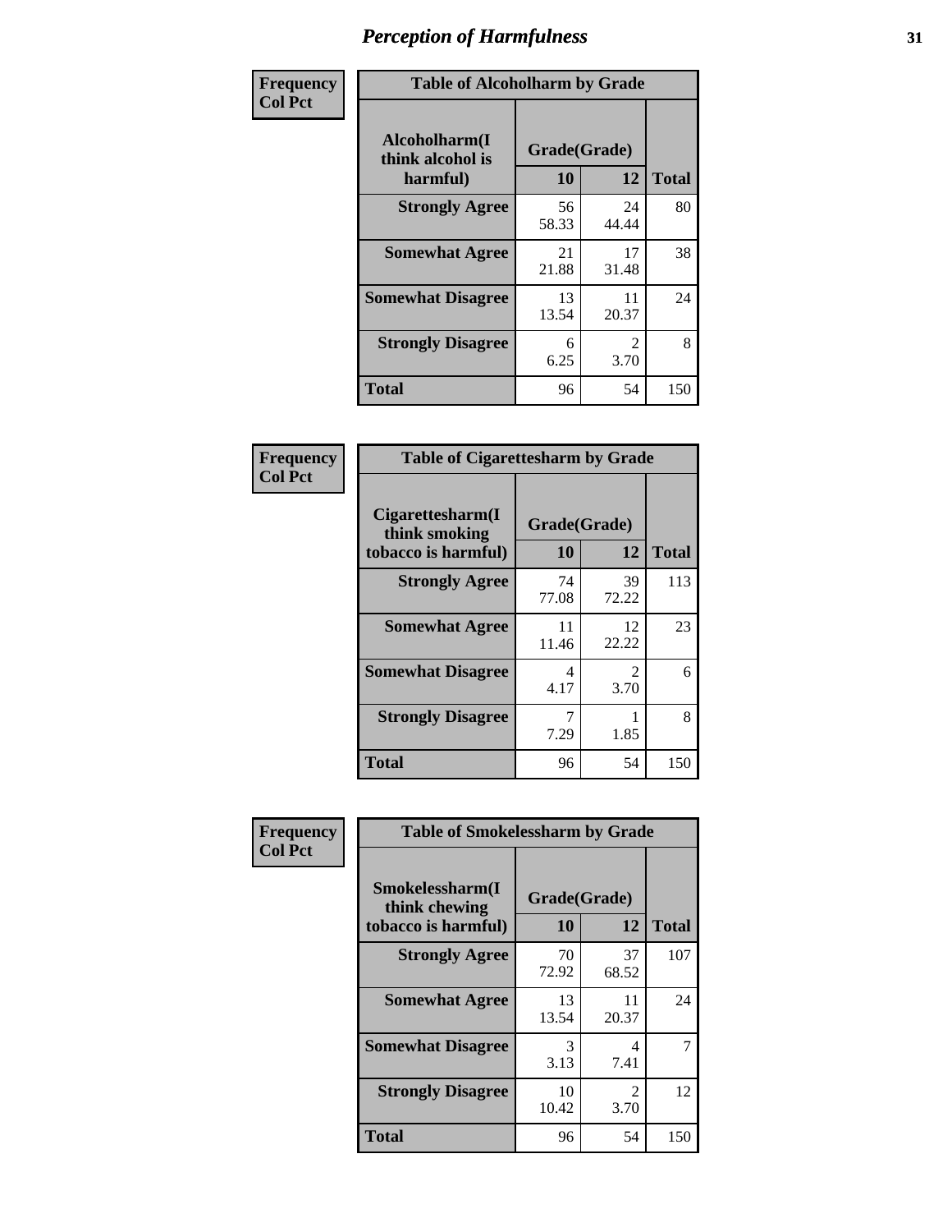# Perception of Harmfulness

**Frequency**
**Col Pct**

| Alcoholharm(I think alcohol is harmful) | Grade(Grade) 10 | 12 | Total |
|---|---|---|---|
| **Strongly Agree** | 56<br>58.33 | 24<br>44.44 | 80 |
| **Somewhat Agree** | 21<br>21.88 | 17<br>31.48 | 38 |
| **Somewhat Disagree** | 13<br>13.54 | 11<br>20.37 | 24 |
| **Strongly Disagree** | 6<br>6.25 | 2<br>3.70 | 8 |
| **Total** | 96 | 54 | 150 |

Table of Alcoholharm by Grade

**Frequency**
**Col Pct**

| Cigarettesharm(I think smoking tobacco is harmful) | Grade(Grade) 10 | 12 | Total |
|---|---|---|---|
| **Strongly Agree** | 74<br>77.08 | 39<br>72.22 | 113 |
| **Somewhat Agree** | 11<br>11.46 | 12<br>22.22 | 23 |
| **Somewhat Disagree** | 4<br>4.17 | 2<br>3.70 | 6 |
| **Strongly Disagree** | 7<br>7.29 | 1<br>1.85 | 8 |
| **Total** | 96 | 54 | 150 |

Table of Cigarettesharm by Grade

**Frequency**
**Col Pct**

| Smokelessharm(I think chewing tobacco is harmful) | Grade(Grade) 10 | 12 | Total |
|---|---|---|---|
| **Strongly Agree** | 70<br>72.92 | 37<br>68.52 | 107 |
| **Somewhat Agree** | 13<br>13.54 | 11<br>20.37 | 24 |
| **Somewhat Disagree** | 3<br>3.13 | 4<br>7.41 | 7 |
| **Strongly Disagree** | 10<br>10.42 | 2<br>3.70 | 12 |
| **Total** | 96 | 54 | 150 |

Table of Smokelessharm by Grade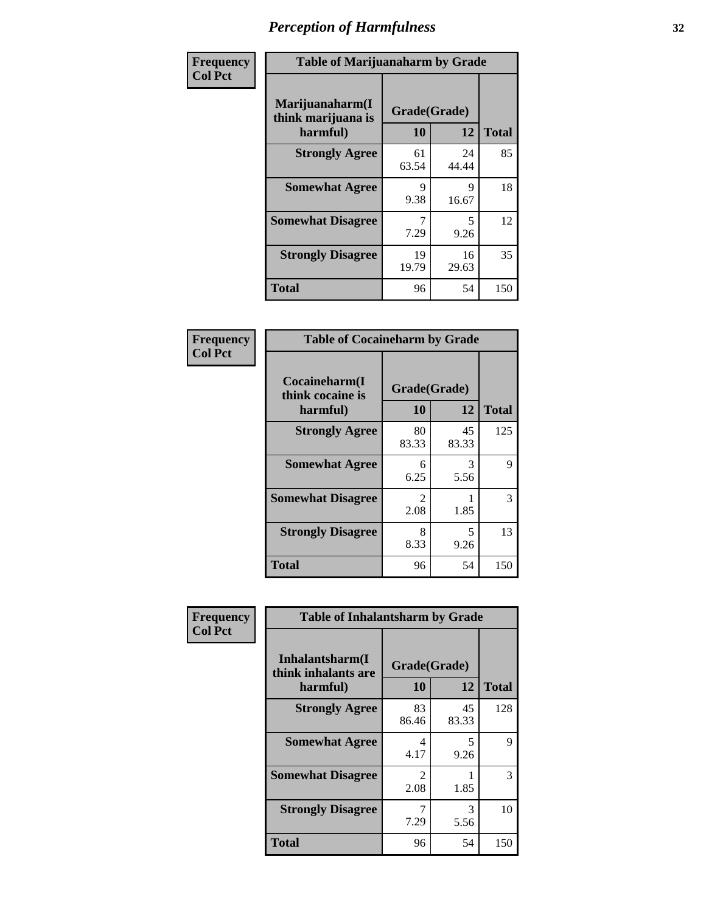# Perception of Harmfulness

| Frequency Col Pct |
|---|

**Table of Marijuanaharm by Grade**

| Marijuanaharm(I think marijuana is harmful) | Grade(Grade) 10 | 12 | Total |
|---|---|---|---|
| **Strongly Agree** | 61<br>63.54 | 24<br>44.44 | 85 |
| **Somewhat Agree** | 9<br>9.38 | 9<br>16.67 | 18 |
| **Somewhat Disagree** | 7<br>7.29 | 5<br>9.26 | 12 |
| **Strongly Disagree** | 19<br>19.79 | 16<br>29.63 | 35 |
| **Total** | 96 | 54 | 150 |

| Frequency Col Pct |
|---|

**Table of Cocaineharm by Grade**

| Cocaineharm(I think cocaine is harmful) | Grade(Grade) 10 | 12 | Total |
|---|---|---|---|
| **Strongly Agree** | 80<br>83.33 | 45<br>83.33 | 125 |
| **Somewhat Agree** | 6<br>6.25 | 3<br>5.56 | 9 |
| **Somewhat Disagree** | 2<br>2.08 | 1<br>1.85 | 3 |
| **Strongly Disagree** | 8<br>8.33 | 5<br>9.26 | 13 |
| **Total** | 96 | 54 | 150 |

| Frequency Col Pct |
|---|

**Table of Inhalantsharm by Grade**

| Inhalantsharm(I think inhalants are harmful) | Grade(Grade) 10 | 12 | Total |
|---|---|---|---|
| **Strongly Agree** | 83<br>86.46 | 45<br>83.33 | 128 |
| **Somewhat Agree** | 4<br>4.17 | 5<br>9.26 | 9 |
| **Somewhat Disagree** | 2<br>2.08 | 1<br>1.85 | 3 |
| **Strongly Disagree** | 7<br>7.29 | 3<br>5.56 | 10 |
| **Total** | 96 | 54 | 150 |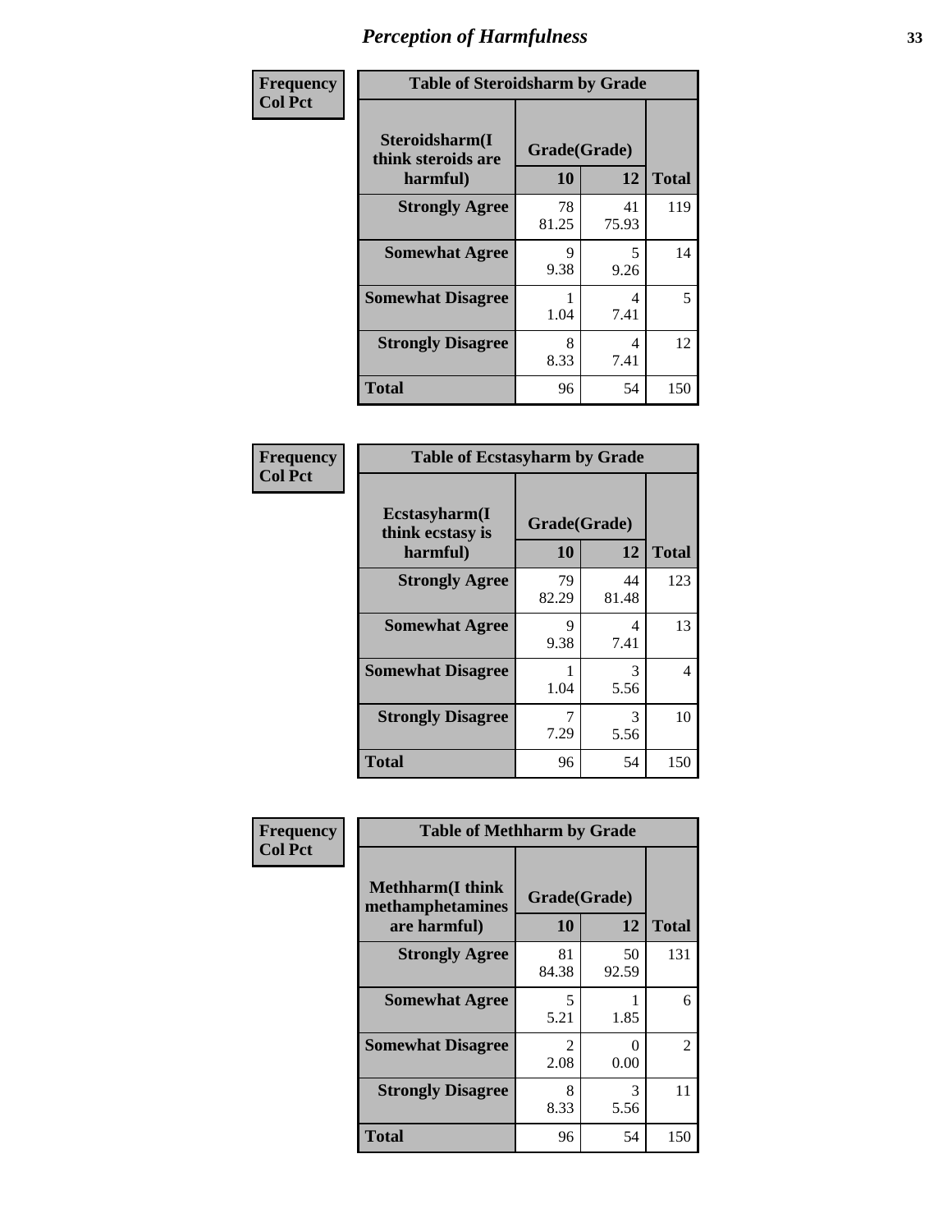# Perception of Harmfulness

**Frequency**
**Col Pct**

| Table of Steroidsharm by Grade | | | |
|---|---|---|---|
| Steroidsharm(I think steroids are harmful) | Grade(Grade) | | |
| | 10 | 12 | Total |
| Strongly Agree | 78<br>81.25 | 41<br>75.93 | 119 |
| Somewhat Agree | 9<br>9.38 | 5<br>9.26 | 14 |
| Somewhat Disagree | 1<br>1.04 | 4<br>7.41 | 5 |
| Strongly Disagree | 8<br>8.33 | 4<br>7.41 | 12 |
| Total | 96 | 54 | 150 |

**Frequency**
**Col Pct**

| Table of Ecstasyharm by Grade | | | |
|---|---|---|---|
| Ecstasyharm(I think ecstasy is harmful) | Grade(Grade) | | |
| | 10 | 12 | Total |
| Strongly Agree | 79<br>82.29 | 44<br>81.48 | 123 |
| Somewhat Agree | 9<br>9.38 | 4<br>7.41 | 13 |
| Somewhat Disagree | 1<br>1.04 | 3<br>5.56 | 4 |
| Strongly Disagree | 7<br>7.29 | 3<br>5.56 | 10 |
| Total | 96 | 54 | 150 |

**Frequency**
**Col Pct**

| Table of Methharm by Grade | | | |
|---|---|---|---|
| Methharm(I think methamphetamines are harmful) | Grade(Grade) | | |
| | 10 | 12 | Total |
| Strongly Agree | 81<br>84.38 | 50<br>92.59 | 131 |
| Somewhat Agree | 5<br>5.21 | 1<br>1.85 | 6 |
| Somewhat Disagree | 2<br>2.08 | 0<br>0.00 | 2 |
| Strongly Disagree | 8<br>8.33 | 3<br>5.56 | 11 |
| Total | 96 | 54 | 150 |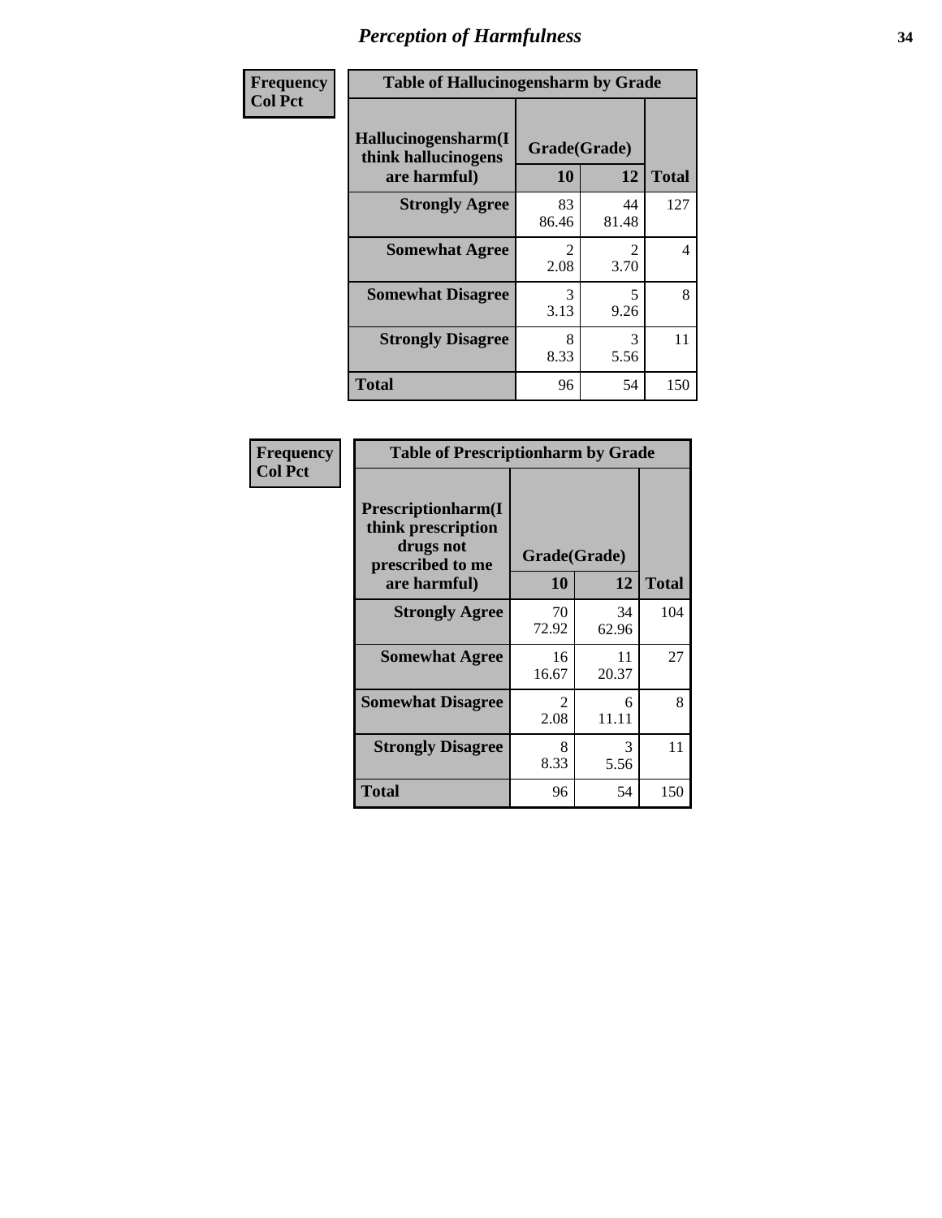# Perception of Harmfulness

| Frequency<br>Col Pct | Table of Hallucinogensharm by Grade | | |
|---|---|---|---|
| Hallucinogensharm(I think hallucinogens are harmful) | Grade(Grade) | | Total |
| | 10 | 12 | |
| Strongly Agree | 83<br>86.46 | 44<br>81.48 | 127 |
| Somewhat Agree | 2<br>2.08 | 2<br>3.70 | 4 |
| Somewhat Disagree | 3<br>3.13 | 5<br>9.26 | 8 |
| Strongly Disagree | 8<br>8.33 | 3<br>5.56 | 11 |
| Total | 96 | 54 | 150 |

| Frequency<br>Col Pct | Table of Prescriptionharm by Grade | | |
|---|---|---|---|
| Prescriptionharm(I think prescription drugs not prescribed to me are harmful) | Grade(Grade) | | Total |
| | 10 | 12 | |
| Strongly Agree | 70<br>72.92 | 34<br>62.96 | 104 |
| Somewhat Agree | 16<br>16.67 | 11<br>20.37 | 27 |
| Somewhat Disagree | 2<br>2.08 | 6<br>11.11 | 8 |
| Strongly Disagree | 8<br>8.33 | 3<br>5.56 | 11 |
| Total | 96 | 54 | 150 |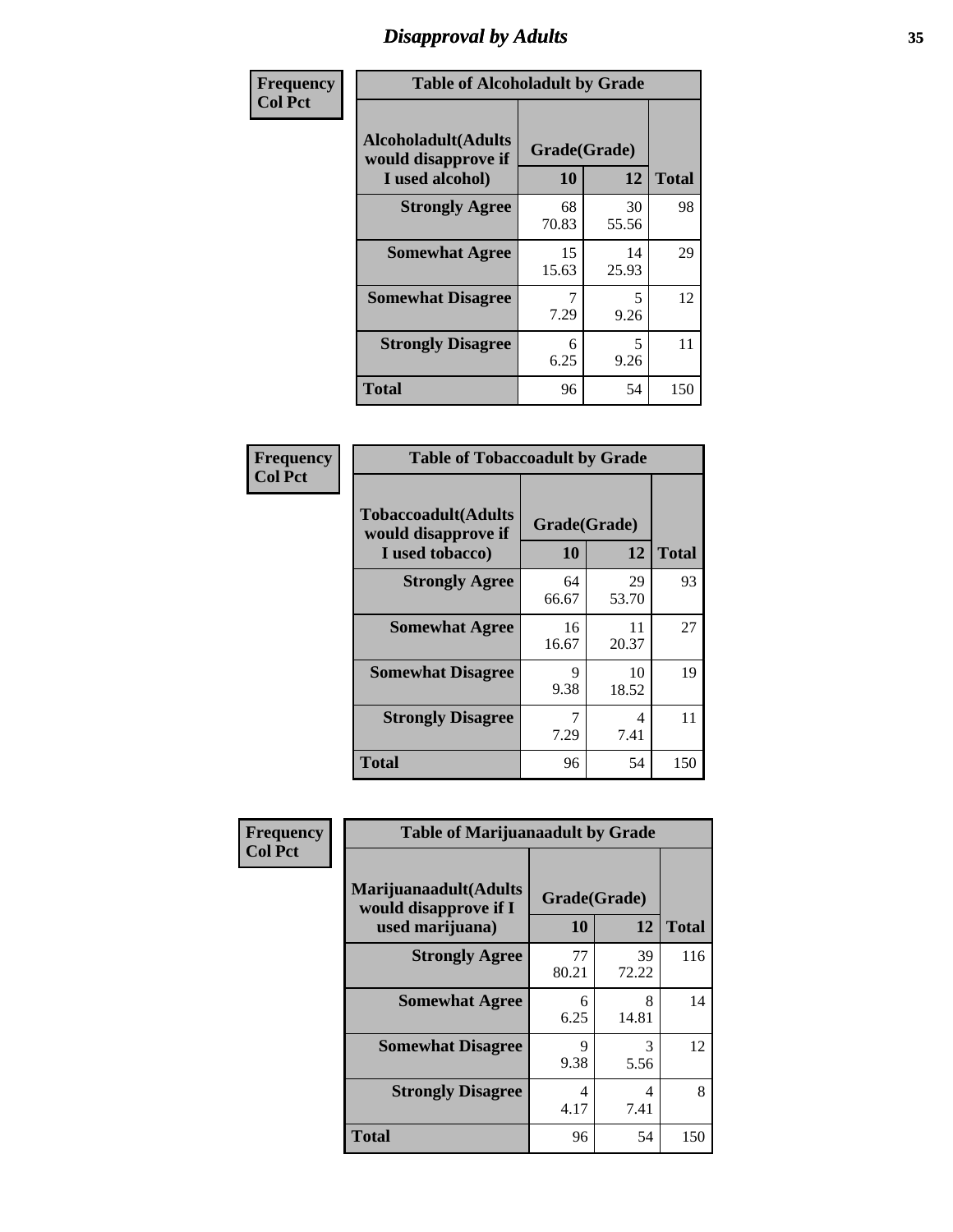# Disapproval by Adults

**Frequency**
**Col Pct**

| Table of Alcoholadult by Grade | | | |
|---|---|---|---|
| **Alcoholadult(Adults would disapprove if I used alcohol)** | **Grade(Grade)** | | **Total** |
| | **10** | **12** | |
| **Strongly Agree** | 68<br>70.83 | 30<br>55.56 | 98 |
| **Somewhat Agree** | 15<br>15.63 | 14<br>25.93 | 29 |
| **Somewhat Disagree** | 7<br>7.29 | 5<br>9.26 | 12 |
| **Strongly Disagree** | 6<br>6.25 | 5<br>9.26 | 11 |
| **Total** | 96 | 54 | 150 |

**Frequency**
**Col Pct**

| Table of Tobaccoadult by Grade | | | |
|---|---|---|---|
| **Tobaccoadult(Adults would disapprove if I used tobacco)** | **Grade(Grade)** | | **Total** |
| | **10** | **12** | |
| **Strongly Agree** | 64<br>66.67 | 29<br>53.70 | 93 |
| **Somewhat Agree** | 16<br>16.67 | 11<br>20.37 | 27 |
| **Somewhat Disagree** | 9<br>9.38 | 10<br>18.52 | 19 |
| **Strongly Disagree** | 7<br>7.29 | 4<br>7.41 | 11 |
| **Total** | 96 | 54 | 150 |

**Frequency**
**Col Pct**

| Table of Marijuanaadult by Grade | | | |
|---|---|---|---|
| **Marijuanaadult(Adults would disapprove if I used marijuana)** | **Grade(Grade)** | | **Total** |
| | **10** | **12** | |
| **Strongly Agree** | 77<br>80.21 | 39<br>72.22 | 116 |
| **Somewhat Agree** | 6<br>6.25 | 8<br>14.81 | 14 |
| **Somewhat Disagree** | 9<br>9.38 | 3<br>5.56 | 12 |
| **Strongly Disagree** | 4<br>4.17 | 4<br>7.41 | 8 |
| **Total** | 96 | 54 | 150 |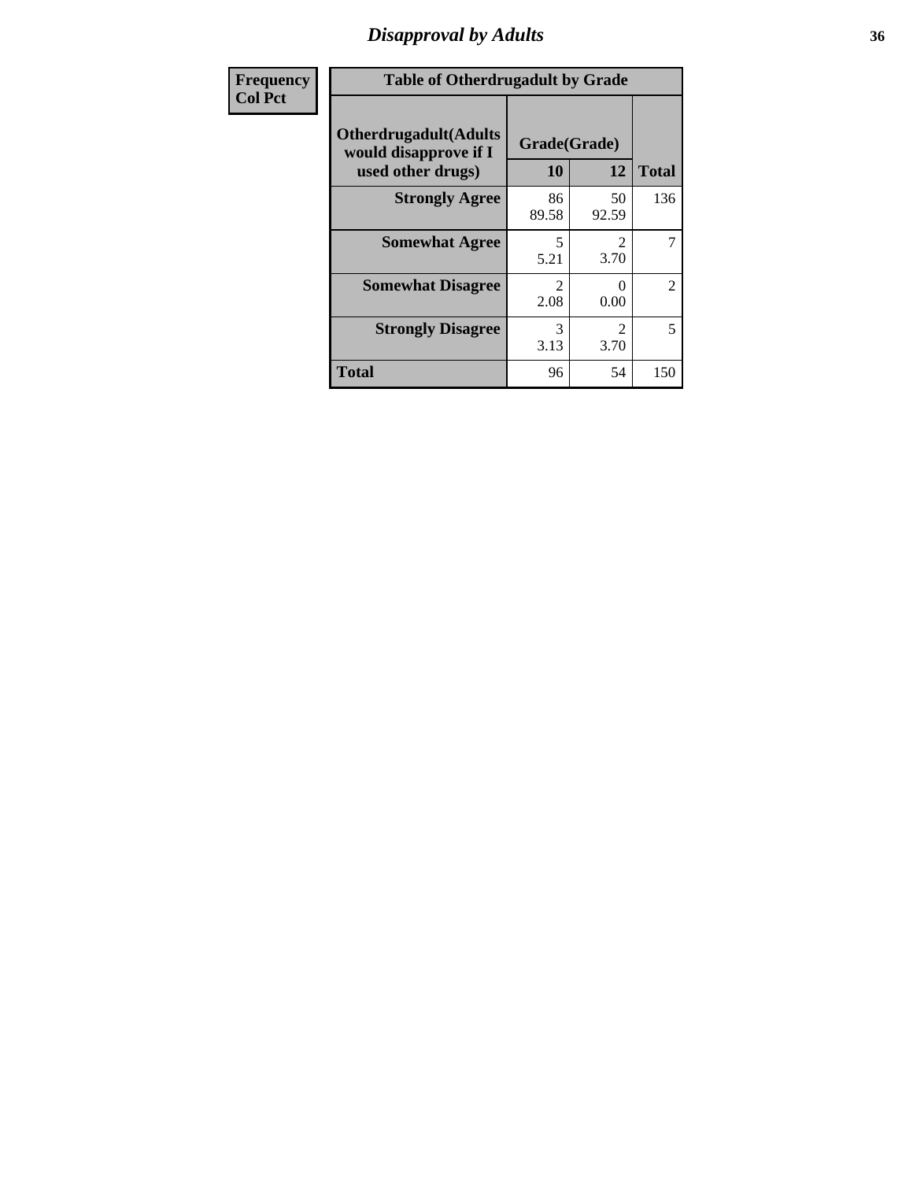# *Disapproval by Adults*

| Frequency<br>Col Pct | Table of Otherdrugadult by Grade | | | |
|---|---|---|---|---|
| | Otherdrugadult(Adults would disapprove if I used other drugs) | Grade(Grade) | | |
| | | 10 | 12 | Total |
| | Strongly Agree | 86<br>89.58 | 50<br>92.59 | 136 |
| | Somewhat Agree | 5<br>5.21 | 2<br>3.70 | 7 |
| | Somewhat Disagree | 2<br>2.08 | 0<br>0.00 | 2 |
| | Strongly Disagree | 3<br>3.13 | 2<br>3.70 | 5 |
| | Total | 96 | 54 | 150 |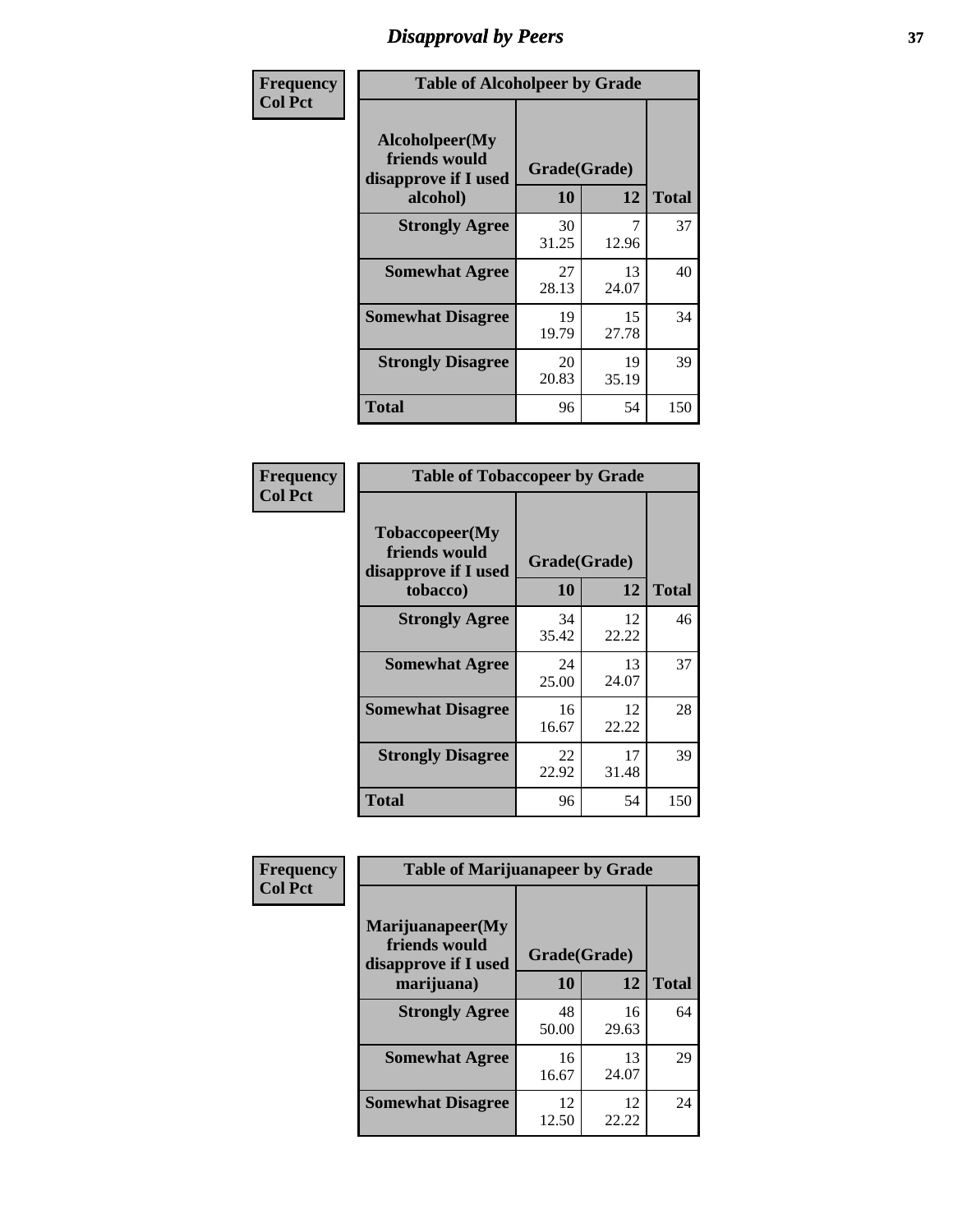# Disapproval by Peers

| Frequency<br>Col Pct | Table of Alcoholpeer by Grade | | |
|---|---|---|---|
| **Alcoholpeer(My friends would disapprove if I used alcohol)** | **Grade(Grade)** | | |
| | **10** | **12** | **Total** |
| **Strongly Agree** | 30<br>31.25 | 7<br>12.96 | 37 |
| **Somewhat Agree** | 27<br>28.13 | 13<br>24.07 | 40 |
| **Somewhat Disagree** | 19<br>19.79 | 15<br>27.78 | 34 |
| **Strongly Disagree** | 20<br>20.83 | 19<br>35.19 | 39 |
| **Total** | 96 | 54 | 150 |

| Frequency<br>Col Pct | Table of Tobaccopeer by Grade | | |
|---|---|---|---|
| **Tobaccopeer(My friends would disapprove if I used tobacco)** | **Grade(Grade)** | | |
| | **10** | **12** | **Total** |
| **Strongly Agree** | 34<br>35.42 | 12<br>22.22 | 46 |
| **Somewhat Agree** | 24<br>25.00 | 13<br>24.07 | 37 |
| **Somewhat Disagree** | 16<br>16.67 | 12<br>22.22 | 28 |
| **Strongly Disagree** | 22<br>22.92 | 17<br>31.48 | 39 |
| **Total** | 96 | 54 | 150 |

| Frequency<br>Col Pct | Table of Marijuanapeer by Grade | | |
|---|---|---|---|
| **Marijuanapeer(My friends would disapprove if I used marijuana)** | **Grade(Grade)** | | |
| | **10** | **12** | **Total** |
| **Strongly Agree** | 48<br>50.00 | 16<br>29.63 | 64 |
| **Somewhat Agree** | 16<br>16.67 | 13<br>24.07 | 29 |
| **Somewhat Disagree** | 12<br>12.50 | 12<br>22.22 | 24 |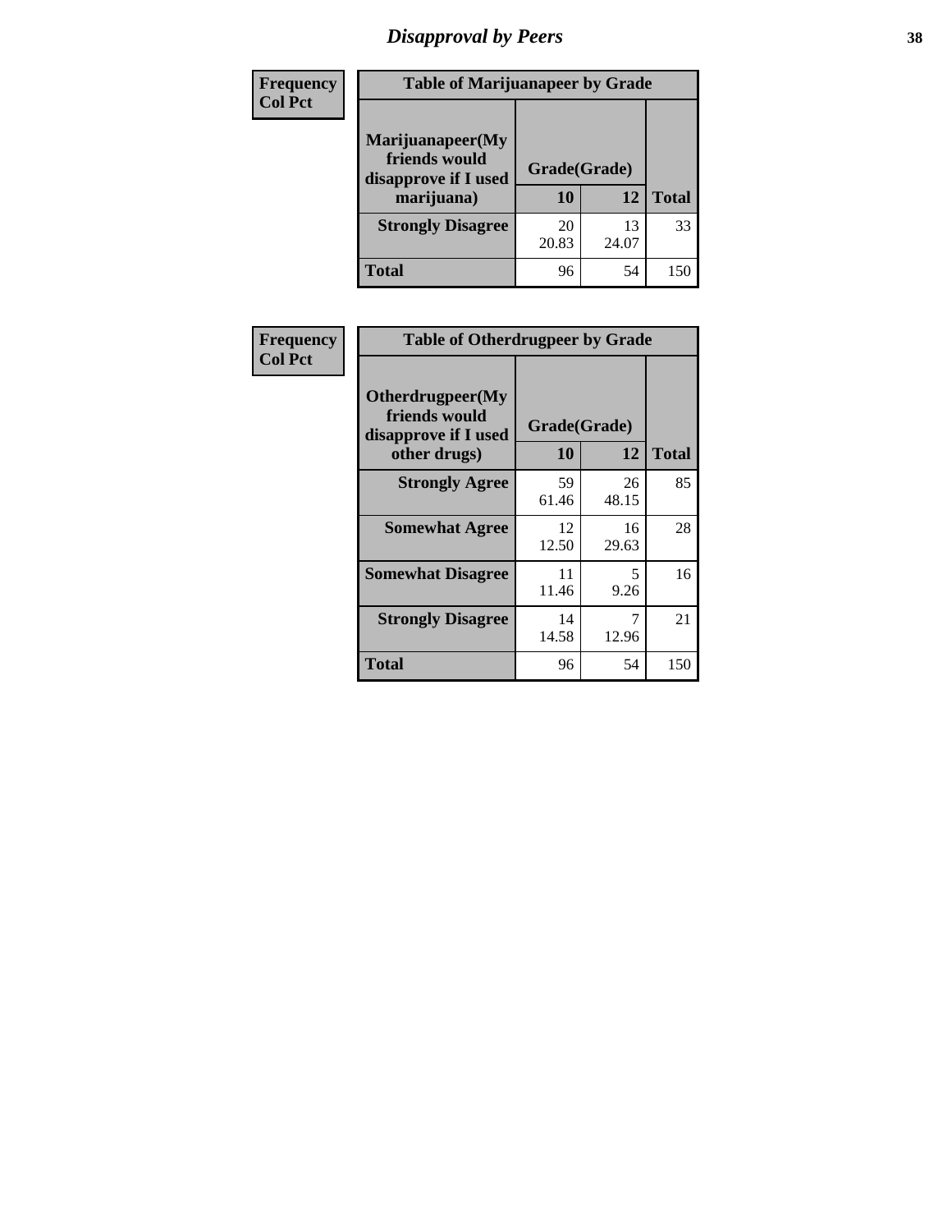# Disapproval by Peers

| Frequency Col Pct | Table of Marijuanapeer by Grade | | |
|---|---|---|---|
| Marijuanapeer(My friends would disapprove if I used marijuana) | Grade(Grade) | | |
| | 10 | 12 | Total |
| Strongly Disagree | 20<br>20.83 | 13<br>24.07 | 33 |
| Total | 96 | 54 | 150 |

| Frequency Col Pct | Table of Otherdrugpeer by Grade | | |
|---|---|---|---|
| Otherdrugpeer(My friends would disapprove if I used other drugs) | Grade(Grade) | | |
| | 10 | 12 | Total |
| Strongly Agree | 59<br>61.46 | 26<br>48.15 | 85 |
| Somewhat Agree | 12<br>12.50 | 16<br>29.63 | 28 |
| Somewhat Disagree | 11<br>11.46 | 5<br>9.26 | 16 |
| Strongly Disagree | 14<br>14.58 | 7<br>12.96 | 21 |
| Total | 96 | 54 | 150 |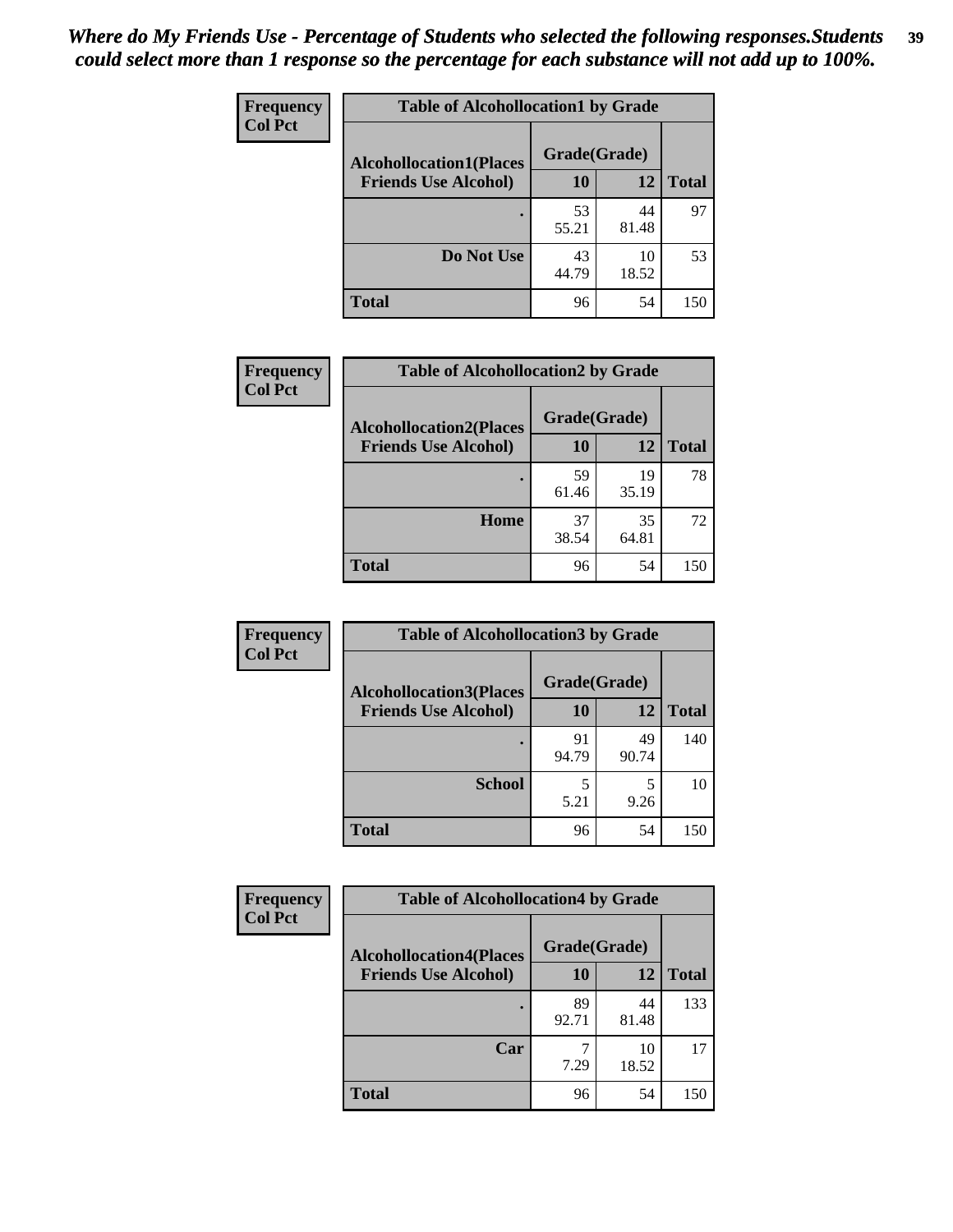*Where do My Friends Use - Percentage of Students who selected the following responses.Students could select more than 1 response so the percentage for each substance will not add up to 100%.*

**Frequency**
**Col Pct**

| Table of Alcohollocation1 by Grade | | | |
|---|---|---|---|
| **Alcohollocation1(Places Friends Use Alcohol)** | **Grade(Grade)** | | **Total** |
| | **10** | **12** | |
| **.** | 53<br>55.21 | 44<br>81.48 | 97 |
| **Do Not Use** | 43<br>44.79 | 10<br>18.52 | 53 |
| **Total** | 96 | 54 | 150 |

**Frequency**
**Col Pct**

| Table of Alcohollocation2 by Grade | | | |
|---|---|---|---|
| **Alcohollocation2(Places Friends Use Alcohol)** | **Grade(Grade)** | | **Total** |
| | **10** | **12** | |
| **.** | 59<br>61.46 | 19<br>35.19 | 78 |
| **Home** | 37<br>38.54 | 35<br>64.81 | 72 |
| **Total** | 96 | 54 | 150 |

**Frequency**
**Col Pct**

| Table of Alcohollocation3 by Grade | | | |
|---|---|---|---|
| **Alcohollocation3(Places Friends Use Alcohol)** | **Grade(Grade)** | | **Total** |
| | **10** | **12** | |
| **.** | 91<br>94.79 | 49<br>90.74 | 140 |
| **School** | 5<br>5.21 | 5<br>9.26 | 10 |
| **Total** | 96 | 54 | 150 |

**Frequency**
**Col Pct**

| Table of Alcohollocation4 by Grade | | | |
|---|---|---|---|
| **Alcohollocation4(Places Friends Use Alcohol)** | **Grade(Grade)** | | **Total** |
| | **10** | **12** | |
| **.** | 89<br>92.71 | 44<br>81.48 | 133 |
| **Car** | 7<br>7.29 | 10<br>18.52 | 17 |
| **Total** | 96 | 54 | 150 |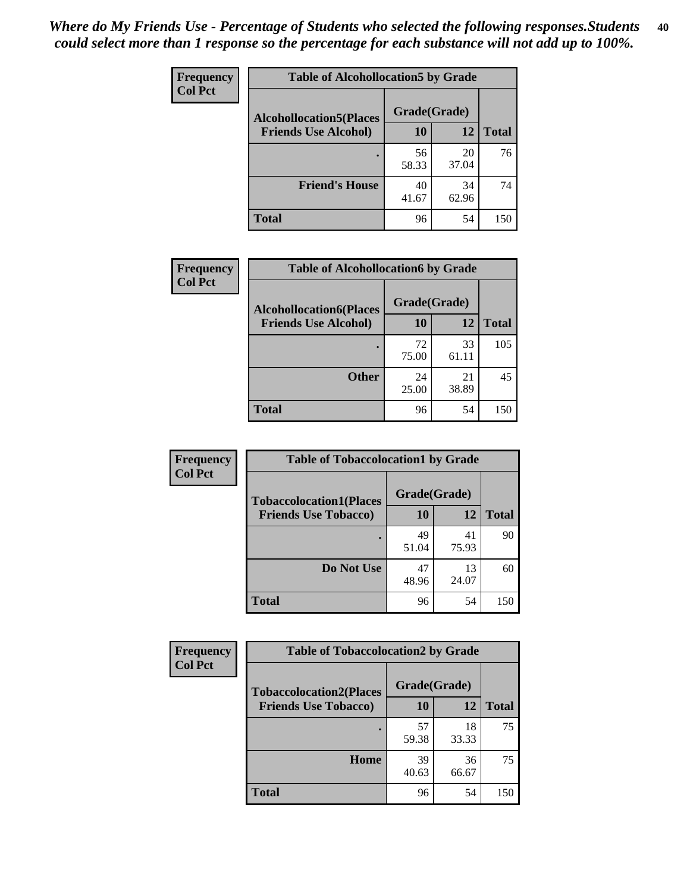*Where do My Friends Use - Percentage of Students who selected the following responses.Students could select more than 1 response so the percentage for each substance will not add up to 100%.*

**Frequency**
**Col Pct**

| Table of Alcohollocation5 by Grade | | | |
|---|---|---|---|
| **Alcohollocation5(Places Friends Use Alcohol)** | **Grade(Grade)** | | **Total** |
| | **10** | **12** | |
| **.** | 56<br>58.33 | 20<br>37.04 | 76 |
| **Friend's House** | 40<br>41.67 | 34<br>62.96 | 74 |
| **Total** | 96 | 54 | 150 |

**Frequency**
**Col Pct**

| Table of Alcohollocation6 by Grade | | | |
|---|---|---|---|
| **Alcohollocation6(Places Friends Use Alcohol)** | **Grade(Grade)** | | **Total** |
| | **10** | **12** | |
| **.** | 72<br>75.00 | 33<br>61.11 | 105 |
| **Other** | 24<br>25.00 | 21<br>38.89 | 45 |
| **Total** | 96 | 54 | 150 |

**Frequency**
**Col Pct**

| Table of Tobaccolocation1 by Grade | | | |
|---|---|---|---|
| **Tobaccolocation1(Places Friends Use Tobacco)** | **Grade(Grade)** | | **Total** |
| | **10** | **12** | |
| **.** | 49<br>51.04 | 41<br>75.93 | 90 |
| **Do Not Use** | 47<br>48.96 | 13<br>24.07 | 60 |
| **Total** | 96 | 54 | 150 |

**Frequency**
**Col Pct**

| Table of Tobaccolocation2 by Grade | | | |
|---|---|---|---|
| **Tobaccolocation2(Places Friends Use Tobacco)** | **Grade(Grade)** | | **Total** |
| | **10** | **12** | |
| **.** | 57<br>59.38 | 18<br>33.33 | 75 |
| **Home** | 39<br>40.63 | 36<br>66.67 | 75 |
| **Total** | 96 | 54 | 150 |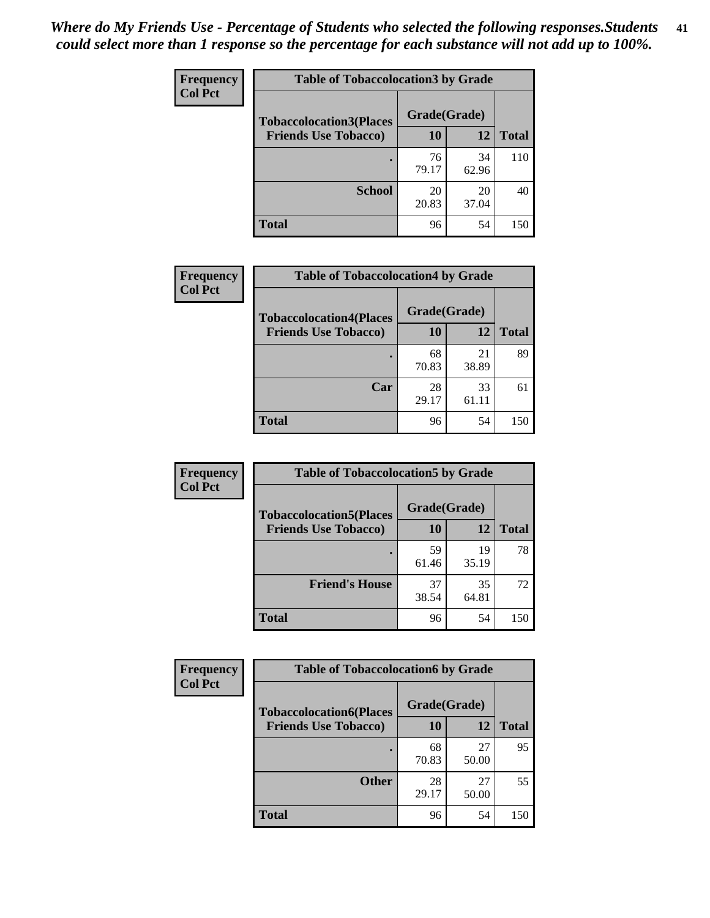*Where do My Friends Use - Percentage of Students who selected the following responses.Students could select more than 1 response so the percentage for each substance will not add up to 100%.*

**Frequency**
**Col Pct**

| Table of Tobaccolocation3 by Grade | | | |
|---|---|---|---|
| **Tobaccolocation3(Places Friends Use Tobacco)** | **Grade(Grade)** | | **Total** |
| | **10** | **12** | |
| **.** | 76<br>79.17 | 34<br>62.96 | 110 |
| **School** | 20<br>20.83 | 20<br>37.04 | 40 |
| **Total** | 96 | 54 | 150 |

**Frequency**
**Col Pct**

| Table of Tobaccolocation4 by Grade | | | |
|---|---|---|---|
| **Tobaccolocation4(Places Friends Use Tobacco)** | **Grade(Grade)** | | **Total** |
| | **10** | **12** | |
| **.** | 68<br>70.83 | 21<br>38.89 | 89 |
| **Car** | 28<br>29.17 | 33<br>61.11 | 61 |
| **Total** | 96 | 54 | 150 |

**Frequency**
**Col Pct**

| Table of Tobaccolocation5 by Grade | | | |
|---|---|---|---|
| **Tobaccolocation5(Places Friends Use Tobacco)** | **Grade(Grade)** | | **Total** |
| | **10** | **12** | |
| **.** | 59<br>61.46 | 19<br>35.19 | 78 |
| **Friend's House** | 37<br>38.54 | 35<br>64.81 | 72 |
| **Total** | 96 | 54 | 150 |

**Frequency**
**Col Pct**

| Table of Tobaccolocation6 by Grade | | | |
|---|---|---|---|
| **Tobaccolocation6(Places Friends Use Tobacco)** | **Grade(Grade)** | | **Total** |
| | **10** | **12** | |
| **.** | 68<br>70.83 | 27<br>50.00 | 95 |
| **Other** | 28<br>29.17 | 27<br>50.00 | 55 |
| **Total** | 96 | 54 | 150 |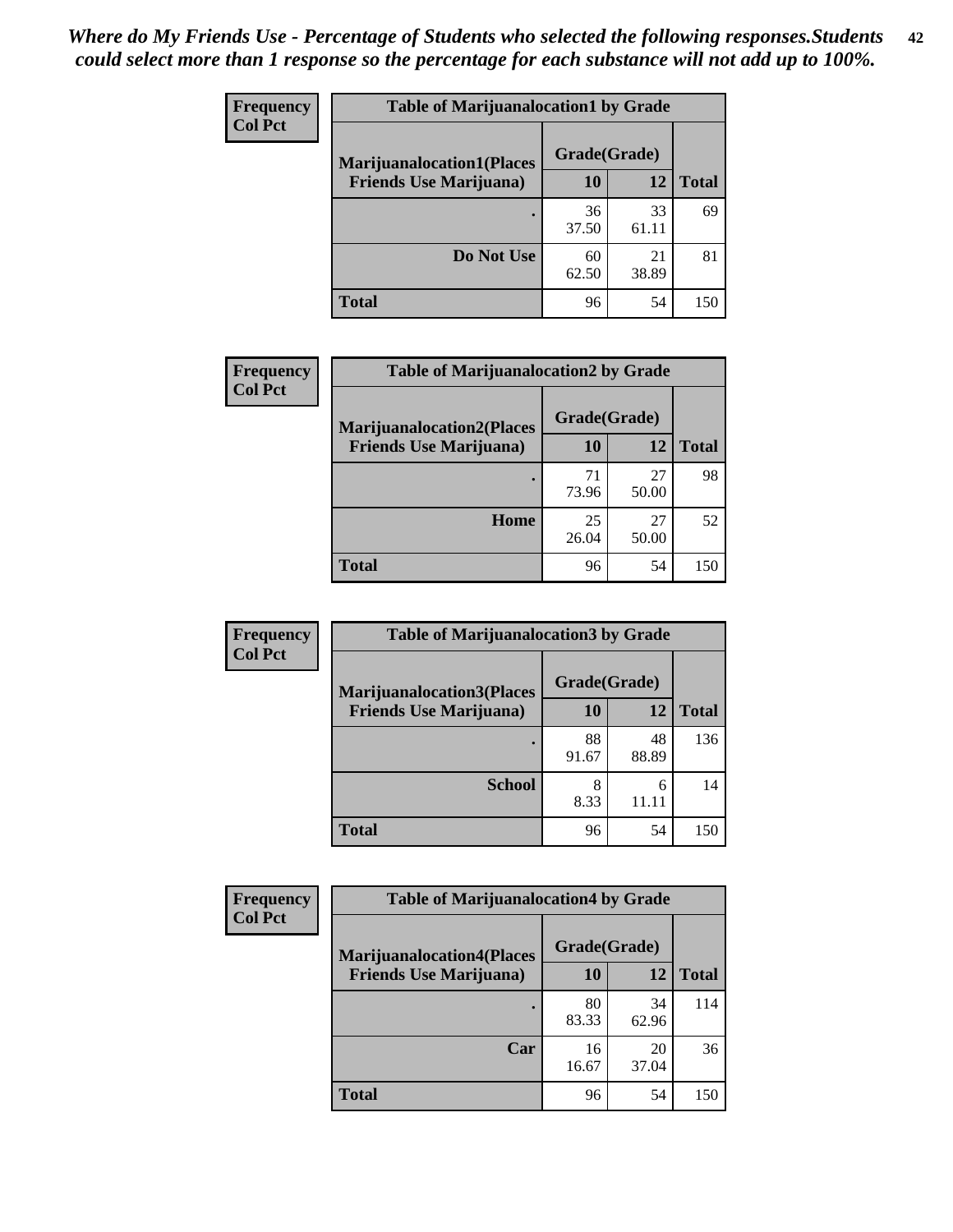*Where do My Friends Use - Percentage of Students who selected the following responses.Students could select more than 1 response so the percentage for each substance will not add up to 100%.*

**Frequency**
**Col Pct**

| Table of Marijuanalocation1 by Grade | | | |
|---|---|---|---|
| **Marijuanalocation1(Places Friends Use Marijuana)** | **Grade(Grade)** | | **Total** |
| | **10** | **12** | |
| **.** | 36<br>37.50 | 33<br>61.11 | 69 |
| **Do Not Use** | 60<br>62.50 | 21<br>38.89 | 81 |
| **Total** | 96 | 54 | 150 |

**Frequency**
**Col Pct**

| Table of Marijuanalocation2 by Grade | | | |
|---|---|---|---|
| **Marijuanalocation2(Places Friends Use Marijuana)** | **Grade(Grade)** | | **Total** |
| | **10** | **12** | |
| **.** | 71<br>73.96 | 27<br>50.00 | 98 |
| **Home** | 25<br>26.04 | 27<br>50.00 | 52 |
| **Total** | 96 | 54 | 150 |

**Frequency**
**Col Pct**

| Table of Marijuanalocation3 by Grade | | | |
|---|---|---|---|
| **Marijuanalocation3(Places Friends Use Marijuana)** | **Grade(Grade)** | | **Total** |
| | **10** | **12** | |
| **.** | 88<br>91.67 | 48<br>88.89 | 136 |
| **School** | 8<br>8.33 | 6<br>11.11 | 14 |
| **Total** | 96 | 54 | 150 |

**Frequency**
**Col Pct**

| Table of Marijuanalocation4 by Grade | | | |
|---|---|---|---|
| **Marijuanalocation4(Places Friends Use Marijuana)** | **Grade(Grade)** | | **Total** |
| | **10** | **12** | |
| **.** | 80<br>83.33 | 34<br>62.96 | 114 |
| **Car** | 16<br>16.67 | 20<br>37.04 | 36 |
| **Total** | 96 | 54 | 150 |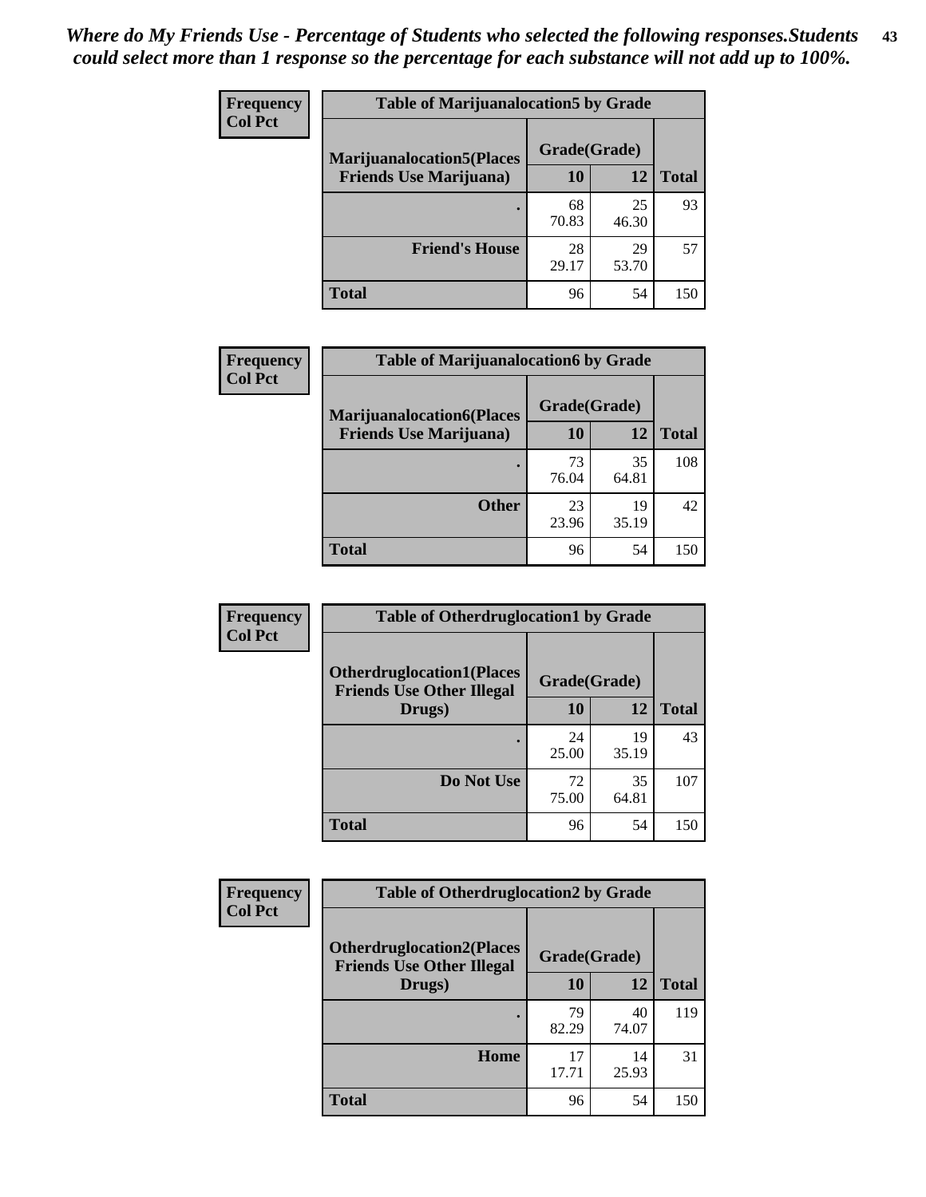*Where do My Friends Use - Percentage of Students who selected the following responses.Students could select more than 1 response so the percentage for each substance will not add up to 100%.*

**Frequency**
**Col Pct**

| Table of Marijuanalocation5 by Grade | | | |
|---|---|---|---|
| **Marijuanalocation5(Places Friends Use Marijuana)** | **Grade(Grade)** | | **Total** |
| | **10** | **12** | |
| . | 68<br>70.83 | 25<br>46.30 | 93 |
| **Friend's House** | 28<br>29.17 | 29<br>53.70 | 57 |
| **Total** | 96 | 54 | 150 |

**Frequency**
**Col Pct**

| Table of Marijuanalocation6 by Grade | | | |
|---|---|---|---|
| **Marijuanalocation6(Places Friends Use Marijuana)** | **Grade(Grade)** | | **Total** |
| | **10** | **12** | |
| . | 73<br>76.04 | 35<br>64.81 | 108 |
| **Other** | 23<br>23.96 | 19<br>35.19 | 42 |
| **Total** | 96 | 54 | 150 |

**Frequency**
**Col Pct**

| Table of Otherdruglocation1 by Grade | | | |
|---|---|---|---|
| **Otherdruglocation1(Places Friends Use Other Illegal Drugs)** | **Grade(Grade)** | | **Total** |
| | **10** | **12** | |
| . | 24<br>25.00 | 19<br>35.19 | 43 |
| **Do Not Use** | 72<br>75.00 | 35<br>64.81 | 107 |
| **Total** | 96 | 54 | 150 |

**Frequency**
**Col Pct**

| Table of Otherdruglocation2 by Grade | | | |
|---|---|---|---|
| **Otherdruglocation2(Places Friends Use Other Illegal Drugs)** | **Grade(Grade)** | | **Total** |
| | **10** | **12** | |
| . | 79<br>82.29 | 40<br>74.07 | 119 |
| **Home** | 17<br>17.71 | 14<br>25.93 | 31 |
| **Total** | 96 | 54 | 150 |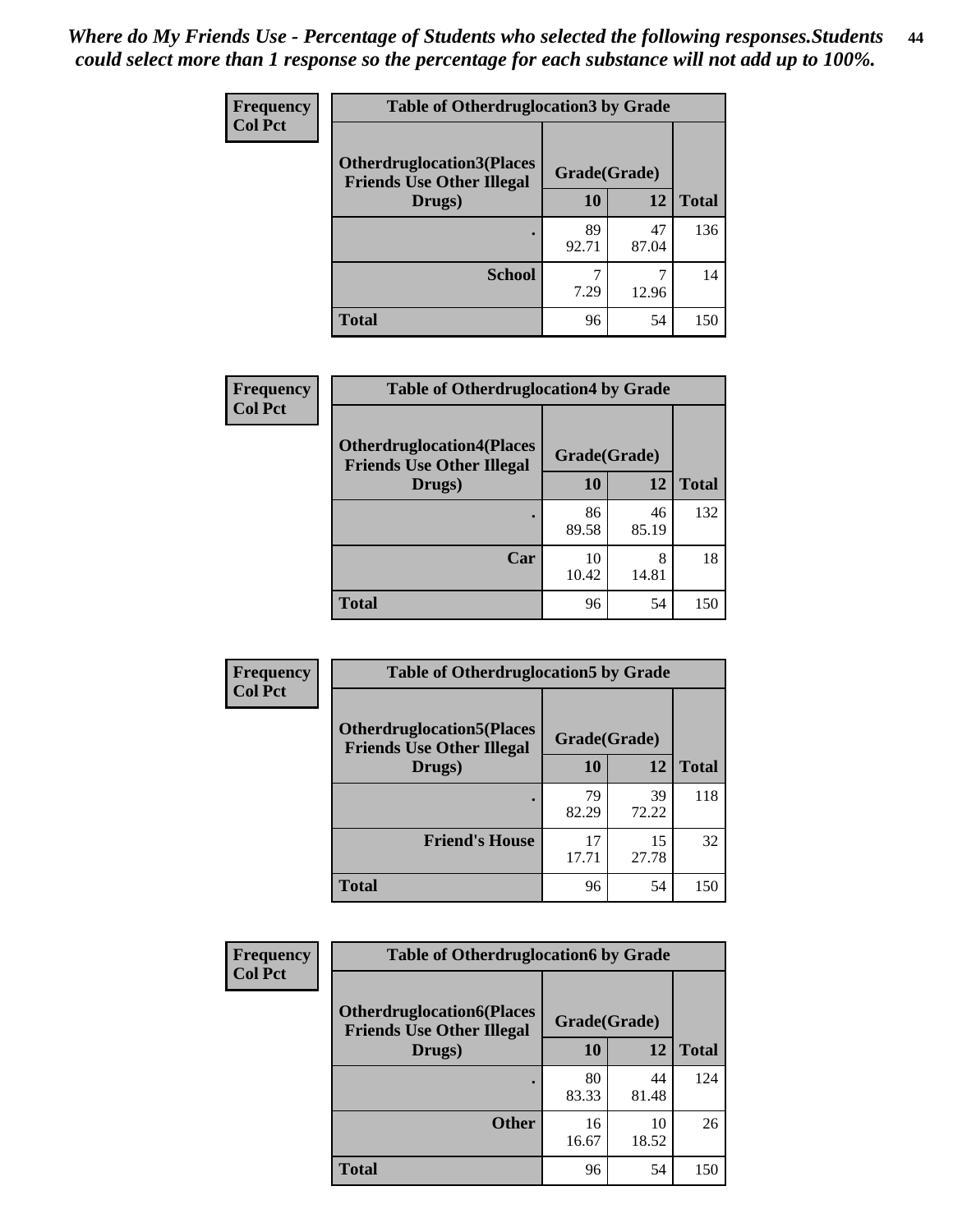*Where do My Friends Use - Percentage of Students who selected the following responses.Students could select more than 1 response so the percentage for each substance will not add up to 100%.*

**Frequency**
**Col Pct**

| Table of Otherdruglocation3 by Grade | | | |
|---|---|---|---|
| **Otherdruglocation3(Places Friends Use Other Illegal Drugs)** | **Grade(Grade)** | | |
| | **10** | **12** | **Total** |
| **.** | 89<br>92.71 | 47<br>87.04 | 136 |
| **School** | 7<br>7.29 | 7<br>12.96 | 14 |
| **Total** | 96 | 54 | 150 |

**Frequency**
**Col Pct**

| Table of Otherdruglocation4 by Grade | | | |
|---|---|---|---|
| **Otherdruglocation4(Places Friends Use Other Illegal Drugs)** | **Grade(Grade)** | | |
| | **10** | **12** | **Total** |
| **.** | 86<br>89.58 | 46<br>85.19 | 132 |
| **Car** | 10<br>10.42 | 8<br>14.81 | 18 |
| **Total** | 96 | 54 | 150 |

**Frequency**
**Col Pct**

| Table of Otherdruglocation5 by Grade | | | |
|---|---|---|---|
| **Otherdruglocation5(Places Friends Use Other Illegal Drugs)** | **Grade(Grade)** | | |
| | **10** | **12** | **Total** |
| **.** | 79<br>82.29 | 39<br>72.22 | 118 |
| **Friend's House** | 17<br>17.71 | 15<br>27.78 | 32 |
| **Total** | 96 | 54 | 150 |

**Frequency**
**Col Pct**

| Table of Otherdruglocation6 by Grade | | | |
|---|---|---|---|
| **Otherdruglocation6(Places Friends Use Other Illegal Drugs)** | **Grade(Grade)** | | |
| | **10** | **12** | **Total** |
| **.** | 80<br>83.33 | 44<br>81.48 | 124 |
| **Other** | 16<br>16.67 | 10<br>18.52 | 26 |
| **Total** | 96 | 54 | 150 |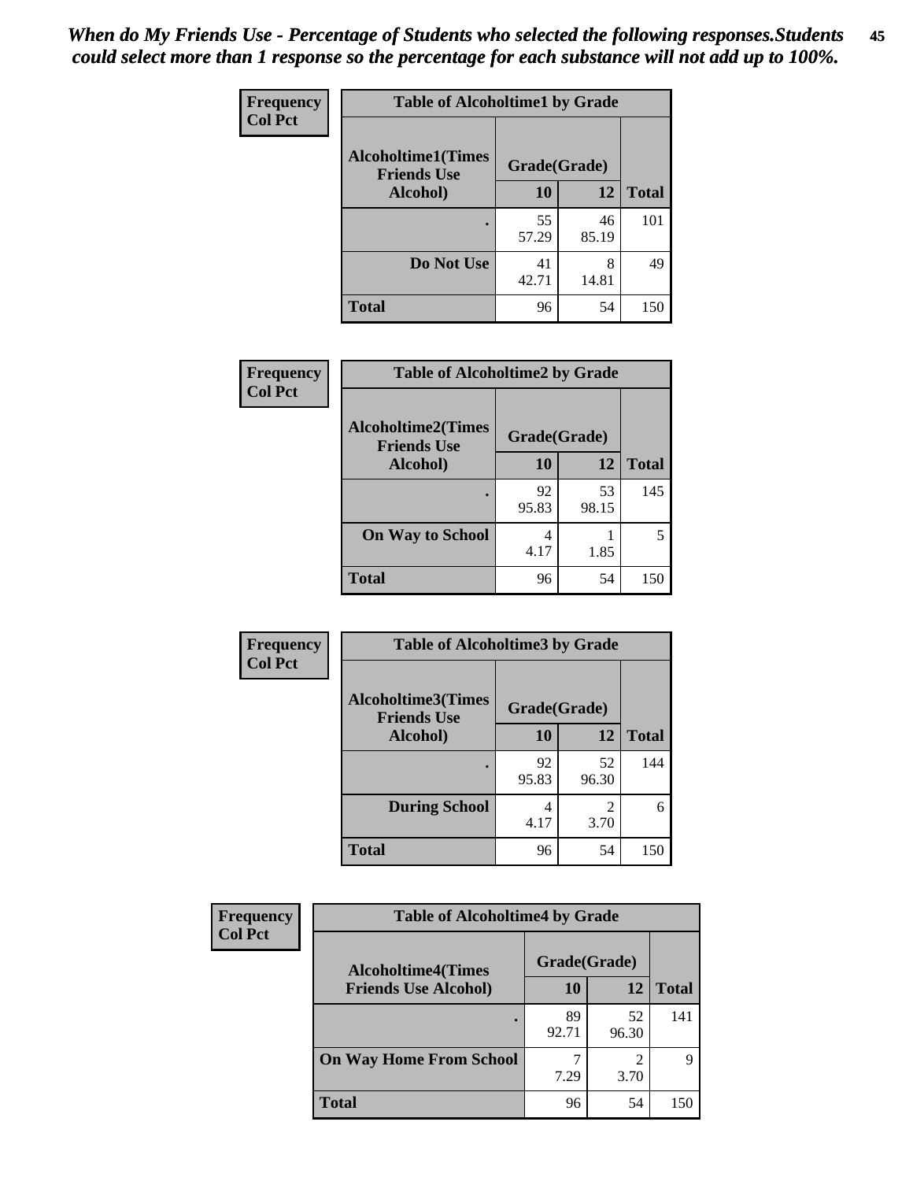*When do My Friends Use - Percentage of Students who selected the following responses.Students could select more than 1 response so the percentage for each substance will not add up to 100%.*

**Frequency**
**Col Pct**

| Table of Alcoholtime1 by Grade | | | |
|---|---|---|---|
| Alcoholtime1(Times Friends Use Alcohol) | Grade(Grade) | | |
| | 10 | 12 | Total |
| . | 55<br>57.29 | 46<br>85.19 | 101 |
| Do Not Use | 41<br>42.71 | 8<br>14.81 | 49 |
| Total | 96 | 54 | 150 |

**Frequency**
**Col Pct**

| Table of Alcoholtime2 by Grade | | | |
|---|---|---|---|
| Alcoholtime2(Times Friends Use Alcohol) | Grade(Grade) | | |
| | 10 | 12 | Total |
| . | 92<br>95.83 | 53<br>98.15 | 145 |
| On Way to School | 4<br>4.17 | 1<br>1.85 | 5 |
| Total | 96 | 54 | 150 |

**Frequency**
**Col Pct**

| Table of Alcoholtime3 by Grade | | | |
|---|---|---|---|
| Alcoholtime3(Times Friends Use Alcohol) | Grade(Grade) | | |
| | 10 | 12 | Total |
| . | 92<br>95.83 | 52<br>96.30 | 144 |
| During School | 4<br>4.17 | 2<br>3.70 | 6 |
| Total | 96 | 54 | 150 |

**Frequency**
**Col Pct**

| Table of Alcoholtime4 by Grade | | | |
|---|---|---|---|
| Alcoholtime4(Times Friends Use Alcohol) | Grade(Grade) | | |
| | 10 | 12 | Total |
| . | 89<br>92.71 | 52<br>96.30 | 141 |
| On Way Home From School | 7<br>7.29 | 2<br>3.70 | 9 |
| Total | 96 | 54 | 150 |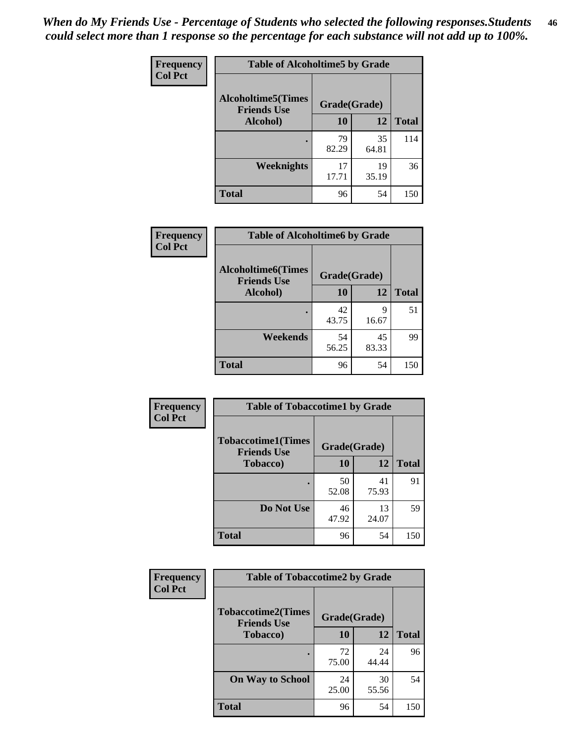*When do My Friends Use - Percentage of Students who selected the following responses.Students could select more than 1 response so the percentage for each substance will not add up to 100%.*

**Frequency / Col Pct**

| Table of Alcoholtime5 by Grade | | | |
|---|---|---|---|
| **Alcoholtime5(Times Friends Use Alcohol)** | **Grade(Grade)** | | **Total** |
| | **10** | **12** | |
| **.** | 79<br>82.29 | 35<br>64.81 | 114 |
| **Weeknights** | 17<br>17.71 | 19<br>35.19 | 36 |
| **Total** | 96 | 54 | 150 |

**Frequency / Col Pct**

| Table of Alcoholtime6 by Grade | | | |
|---|---|---|---|
| **Alcoholtime6(Times Friends Use Alcohol)** | **Grade(Grade)** | | **Total** |
| | **10** | **12** | |
| **.** | 42<br>43.75 | 9<br>16.67 | 51 |
| **Weekends** | 54<br>56.25 | 45<br>83.33 | 99 |
| **Total** | 96 | 54 | 150 |

**Frequency / Col Pct**

| Table of Tobaccotime1 by Grade | | | |
|---|---|---|---|
| **Tobaccotime1(Times Friends Use Tobacco)** | **Grade(Grade)** | | **Total** |
| | **10** | **12** | |
| **.** | 50<br>52.08 | 41<br>75.93 | 91 |
| **Do Not Use** | 46<br>47.92 | 13<br>24.07 | 59 |
| **Total** | 96 | 54 | 150 |

**Frequency / Col Pct**

| Table of Tobaccotime2 by Grade | | | |
|---|---|---|---|
| **Tobaccotime2(Times Friends Use Tobacco)** | **Grade(Grade)** | | **Total** |
| | **10** | **12** | |
| **.** | 72<br>75.00 | 24<br>44.44 | 96 |
| **On Way to School** | 24<br>25.00 | 30<br>55.56 | 54 |
| **Total** | 96 | 54 | 150 |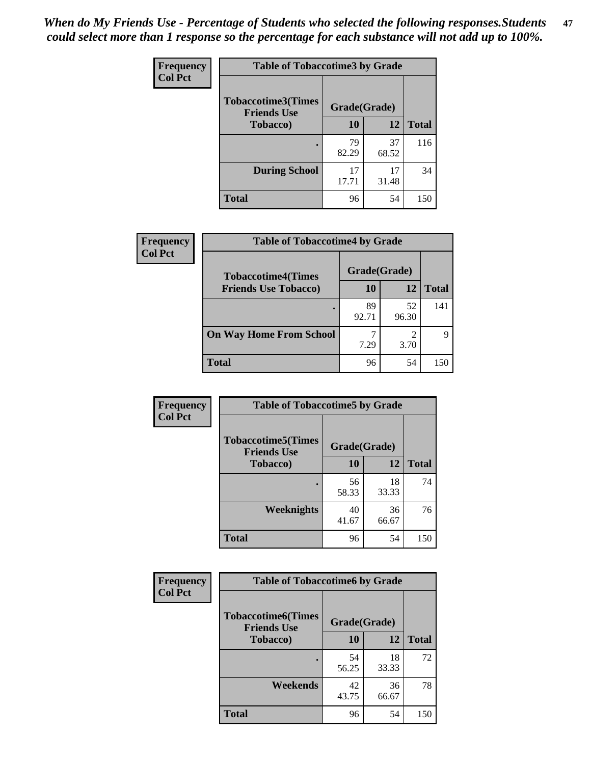*When do My Friends Use - Percentage of Students who selected the following responses.Students could select more than 1 response so the percentage for each substance will not add up to 100%.*

**Frequency**
**Col Pct**

| Table of Tobaccotime3 by Grade | | | |
|---|---|---|---|
| **Tobaccotime3(Times Friends Use Tobacco)** | **Grade(Grade)** | | **Total** |
| | **10** | **12** | |
| **.** | 79<br>82.29 | 37<br>68.52 | 116 |
| **During School** | 17<br>17.71 | 17<br>31.48 | 34 |
| **Total** | 96 | 54 | 150 |

**Frequency**
**Col Pct**

| Table of Tobaccotime4 by Grade | | | |
|---|---|---|---|
| **Tobaccotime4(Times Friends Use Tobacco)** | **Grade(Grade)** | | **Total** |
| | **10** | **12** | |
| **.** | 89<br>92.71 | 52<br>96.30 | 141 |
| **On Way Home From School** | 7<br>7.29 | 2<br>3.70 | 9 |
| **Total** | 96 | 54 | 150 |

**Frequency**
**Col Pct**

| Table of Tobaccotime5 by Grade | | | |
|---|---|---|---|
| **Tobaccotime5(Times Friends Use Tobacco)** | **Grade(Grade)** | | **Total** |
| | **10** | **12** | |
| **.** | 56<br>58.33 | 18<br>33.33 | 74 |
| **Weeknights** | 40<br>41.67 | 36<br>66.67 | 76 |
| **Total** | 96 | 54 | 150 |

**Frequency**
**Col Pct**

| Table of Tobaccotime6 by Grade | | | |
|---|---|---|---|
| **Tobaccotime6(Times Friends Use Tobacco)** | **Grade(Grade)** | | **Total** |
| | **10** | **12** | |
| **.** | 54<br>56.25 | 18<br>33.33 | 72 |
| **Weekends** | 42<br>43.75 | 36<br>66.67 | 78 |
| **Total** | 96 | 54 | 150 |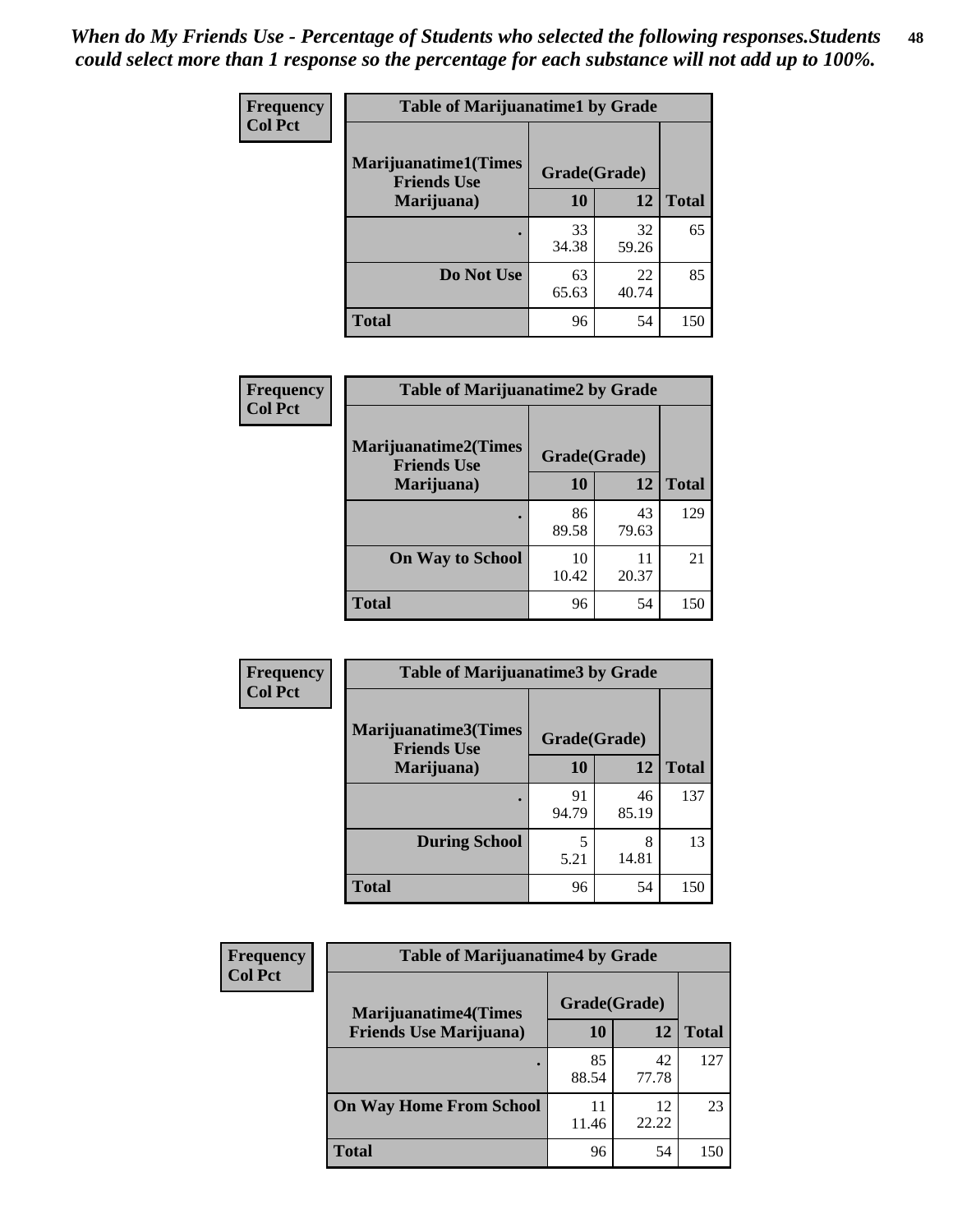*When do My Friends Use - Percentage of Students who selected the following responses.Students could select more than 1 response so the percentage for each substance will not add up to 100%.*

**Frequency**
**Col Pct**

| Table of Marijuanatime1 by Grade | | | |
|---|---|---|---|
| Marijuanatime1(Times Friends Use Marijuana) | Grade(Grade) | | |
| | 10 | 12 | Total |
| . | 33<br>34.38 | 32<br>59.26 | 65 |
| Do Not Use | 63<br>65.63 | 22<br>40.74 | 85 |
| Total | 96 | 54 | 150 |

**Frequency**
**Col Pct**

| Table of Marijuanatime2 by Grade | | | |
|---|---|---|---|
| Marijuanatime2(Times Friends Use Marijuana) | Grade(Grade) | | |
| | 10 | 12 | Total |
| . | 86<br>89.58 | 43<br>79.63 | 129 |
| On Way to School | 10<br>10.42 | 11<br>20.37 | 21 |
| Total | 96 | 54 | 150 |

**Frequency**
**Col Pct**

| Table of Marijuanatime3 by Grade | | | |
|---|---|---|---|
| Marijuanatime3(Times Friends Use Marijuana) | Grade(Grade) | | |
| | 10 | 12 | Total |
| . | 91<br>94.79 | 46<br>85.19 | 137 |
| During School | 5<br>5.21 | 8<br>14.81 | 13 |
| Total | 96 | 54 | 150 |

**Frequency**
**Col Pct**

| Table of Marijuanatime4 by Grade | | | |
|---|---|---|---|
| Marijuanatime4(Times Friends Use Marijuana) | Grade(Grade) | | |
| | 10 | 12 | Total |
| . | 85<br>88.54 | 42<br>77.78 | 127 |
| On Way Home From School | 11<br>11.46 | 12<br>22.22 | 23 |
| Total | 96 | 54 | 150 |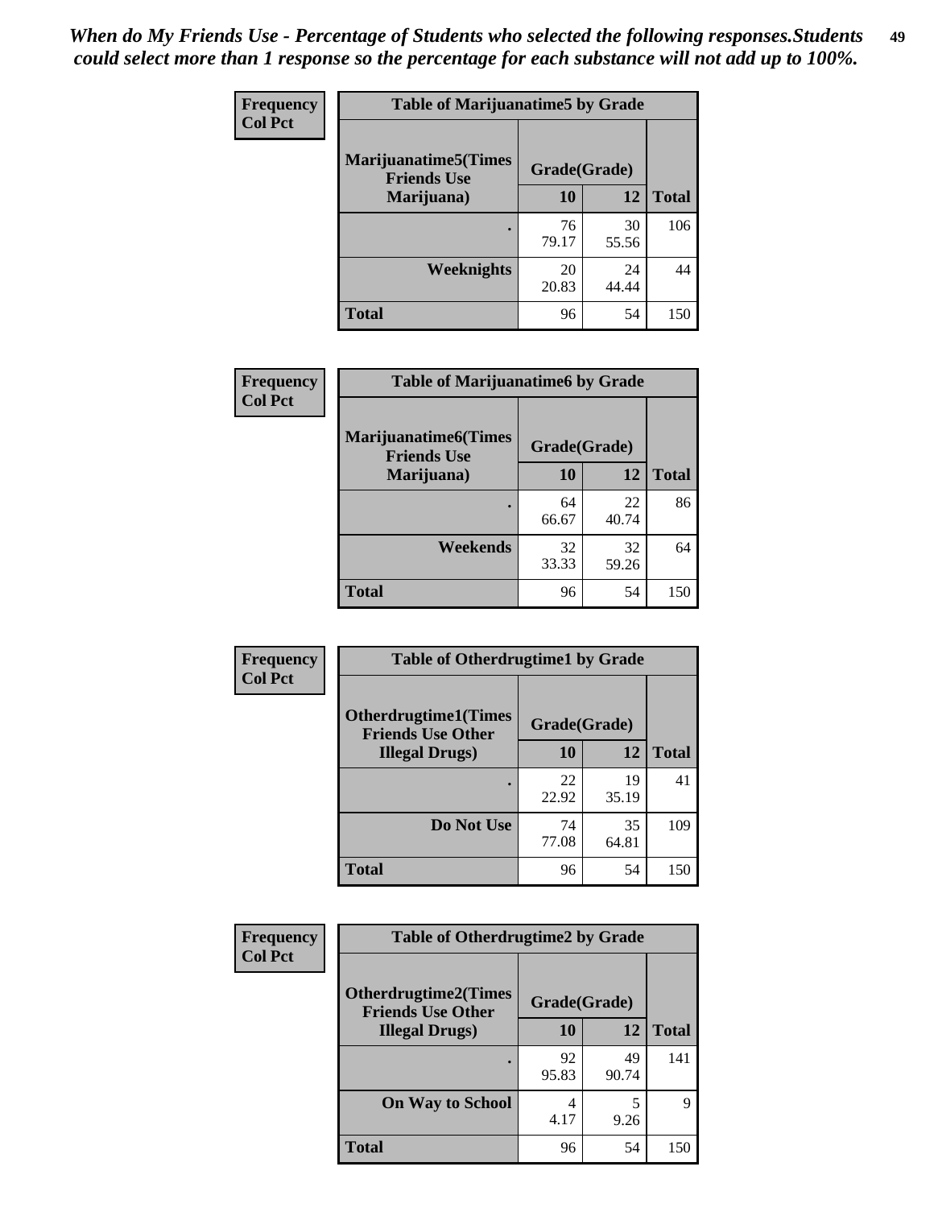*When do My Friends Use - Percentage of Students who selected the following responses.Students could select more than 1 response so the percentage for each substance will not add up to 100%.*

**Frequency**
**Col Pct**

**Table of Marijuanatime5 by Grade**

| Marijuanatime5(Times Friends Use Marijuana) | Grade(Grade) | | Total |
|---|---|---|---|
| | 10 | 12 | |
| . | 76<br>79.17 | 30<br>55.56 | 106 |
| Weeknights | 20<br>20.83 | 24<br>44.44 | 44 |
| Total | 96 | 54 | 150 |

**Frequency**
**Col Pct**

**Table of Marijuanatime6 by Grade**

| Marijuanatime6(Times Friends Use Marijuana) | Grade(Grade) | | Total |
|---|---|---|---|
| | 10 | 12 | |
| . | 64<br>66.67 | 22<br>40.74 | 86 |
| Weekends | 32<br>33.33 | 32<br>59.26 | 64 |
| Total | 96 | 54 | 150 |

**Frequency**
**Col Pct**

**Table of Otherdrugtime1 by Grade**

| Otherdrugtime1(Times Friends Use Other Illegal Drugs) | Grade(Grade) | | Total |
|---|---|---|---|
| | 10 | 12 | |
| . | 22<br>22.92 | 19<br>35.19 | 41 |
| Do Not Use | 74<br>77.08 | 35<br>64.81 | 109 |
| Total | 96 | 54 | 150 |

**Frequency**
**Col Pct**

**Table of Otherdrugtime2 by Grade**

| Otherdrugtime2(Times Friends Use Other Illegal Drugs) | Grade(Grade) | | Total |
|---|---|---|---|
| | 10 | 12 | |
| . | 92<br>95.83 | 49<br>90.74 | 141 |
| On Way to School | 4<br>4.17 | 5<br>9.26 | 9 |
| Total | 96 | 54 | 150 |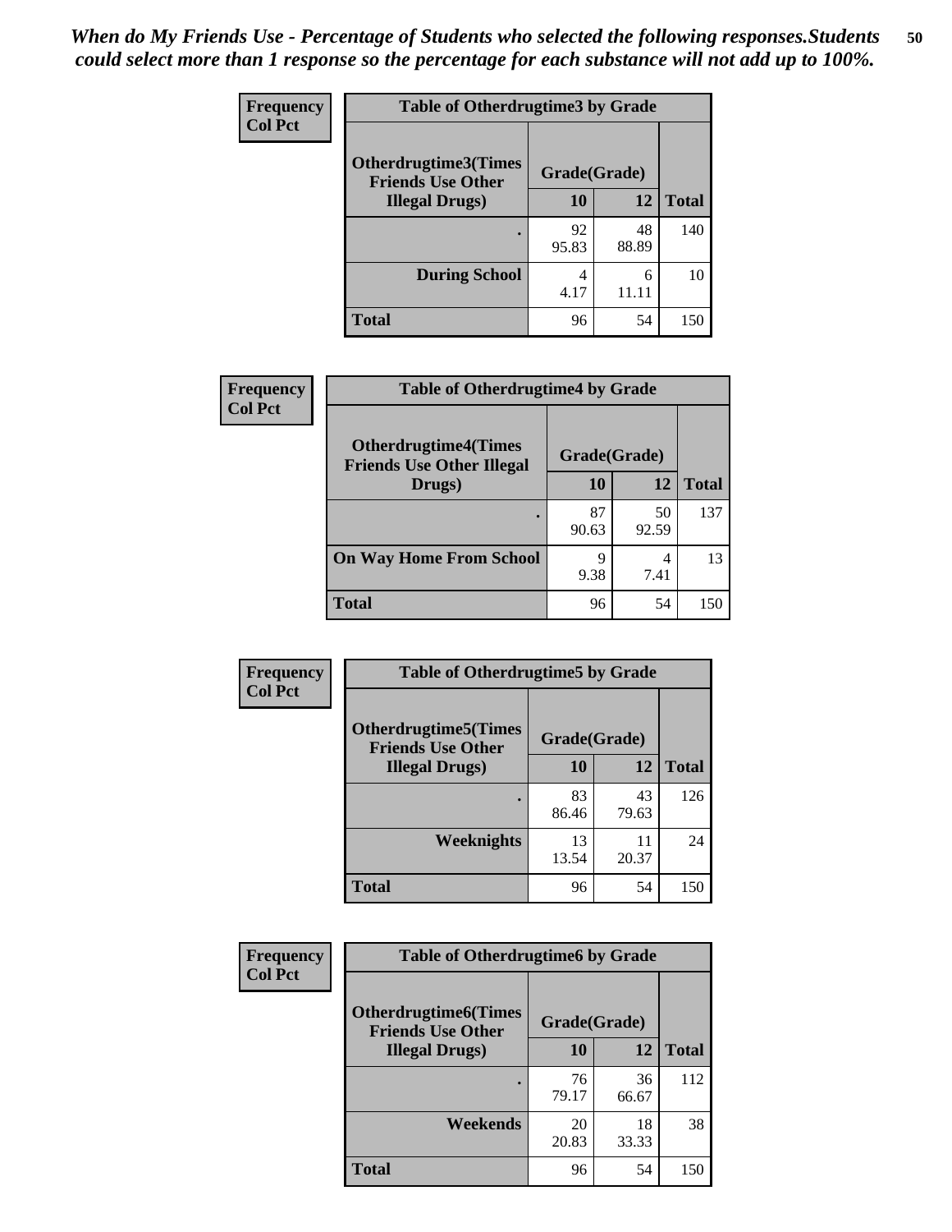*When do My Friends Use - Percentage of Students who selected the following responses.Students could select more than 1 response so the percentage for each substance will not add up to 100%.*

**Frequency**
**Col Pct**

| Table of Otherdrugtime3 by Grade | | | |
|---|---|---|---|
| **Otherdrugtime3(Times Friends Use Other Illegal Drugs)** | **Grade(Grade)** | | |
| | **10** | **12** | **Total** |
| **.** | 92<br>95.83 | 48<br>88.89 | 140 |
| **During School** | 4<br>4.17 | 6<br>11.11 | 10 |
| **Total** | 96 | 54 | 150 |

**Frequency**
**Col Pct**

| Table of Otherdrugtime4 by Grade | | | |
|---|---|---|---|
| **Otherdrugtime4(Times Friends Use Other Illegal Drugs)** | **Grade(Grade)** | | |
| | **10** | **12** | **Total** |
| **.** | 87<br>90.63 | 50<br>92.59 | 137 |
| **On Way Home From School** | 9<br>9.38 | 4<br>7.41 | 13 |
| **Total** | 96 | 54 | 150 |

**Frequency**
**Col Pct**

| Table of Otherdrugtime5 by Grade | | | |
|---|---|---|---|
| **Otherdrugtime5(Times Friends Use Other Illegal Drugs)** | **Grade(Grade)** | | |
| | **10** | **12** | **Total** |
| **.** | 83<br>86.46 | 43<br>79.63 | 126 |
| **Weeknights** | 13<br>13.54 | 11<br>20.37 | 24 |
| **Total** | 96 | 54 | 150 |

**Frequency**
**Col Pct**

| Table of Otherdrugtime6 by Grade | | | |
|---|---|---|---|
| **Otherdrugtime6(Times Friends Use Other Illegal Drugs)** | **Grade(Grade)** | | |
| | **10** | **12** | **Total** |
| **.** | 76<br>79.17 | 36<br>66.67 | 112 |
| **Weekends** | 20<br>20.83 | 18<br>33.33 | 38 |
| **Total** | 96 | 54 | 150 |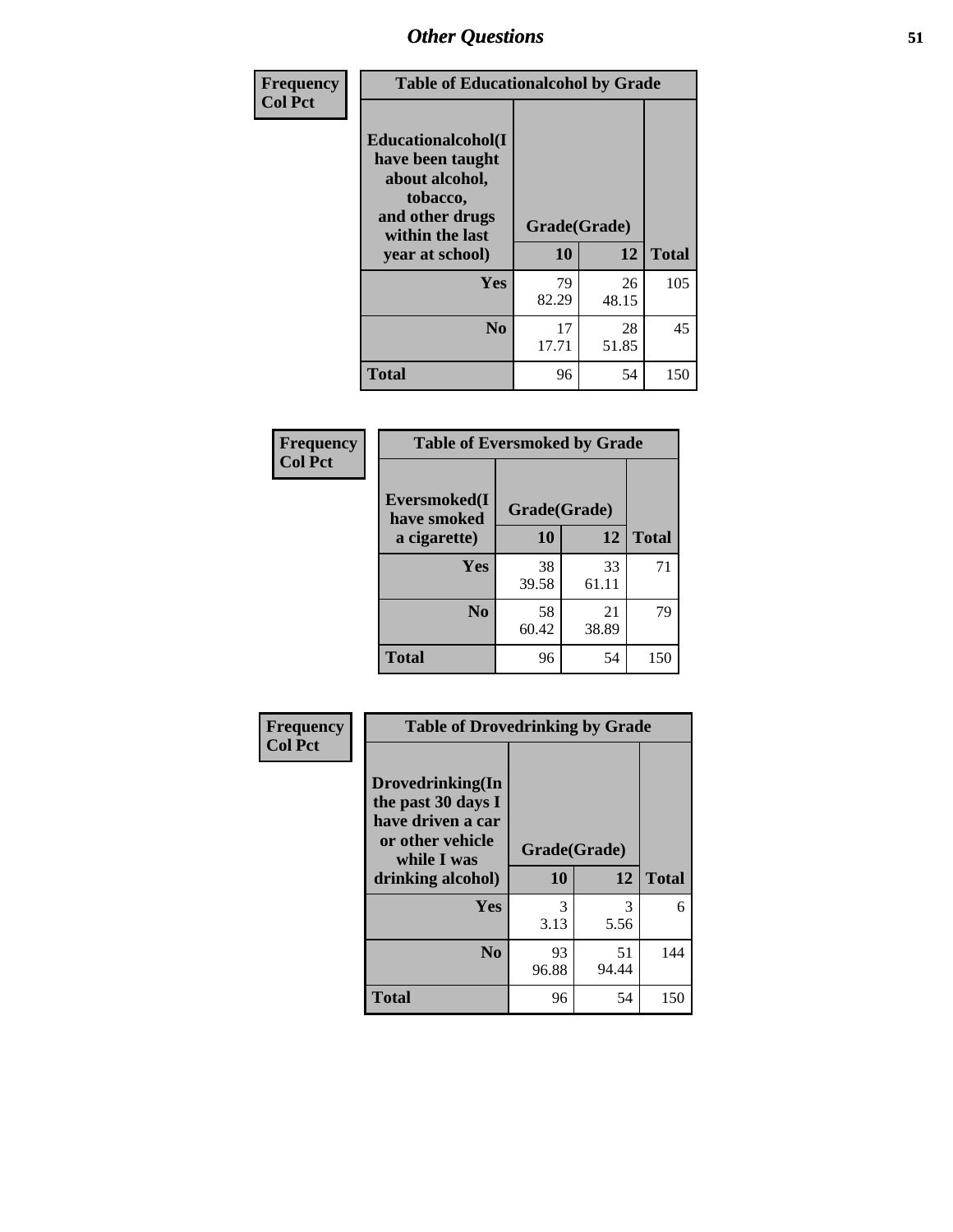| Frequency<br>Col Pct | Table of Educationalalcohol by Grade | | |
|---|---|---|---|
| Educationalalcohol(I have been taught about alcohol, tobacco, and other drugs within the last year at school) | Grade(Grade) | | |
| | 10 | 12 | Total |
| Yes | 79<br>82.29 | 26<br>48.15 | 105 |
| No | 17<br>17.71 | 28<br>51.85 | 45 |
| Total | 96 | 54 | 150 |

| Frequency<br>Col Pct | Table of Eversmoked by Grade | | |
|---|---|---|---|
| Eversmoked(I have smoked a cigarette) | Grade(Grade) | | |
| | 10 | 12 | Total |
| Yes | 38<br>39.58 | 33<br>61.11 | 71 |
| No | 58<br>60.42 | 21<br>38.89 | 79 |
| Total | 96 | 54 | 150 |

| Frequency<br>Col Pct | Table of Drovedrinking by Grade | | |
|---|---|---|---|
| Drovedrinking(In the past 30 days I have driven a car or other vehicle while I was drinking alcohol) | Grade(Grade) | | |
| | 10 | 12 | Total |
| Yes | 3<br>3.13 | 3<br>5.56 | 6 |
| No | 93<br>96.88 | 51<br>94.44 | 144 |
| Total | 96 | 54 | 150 |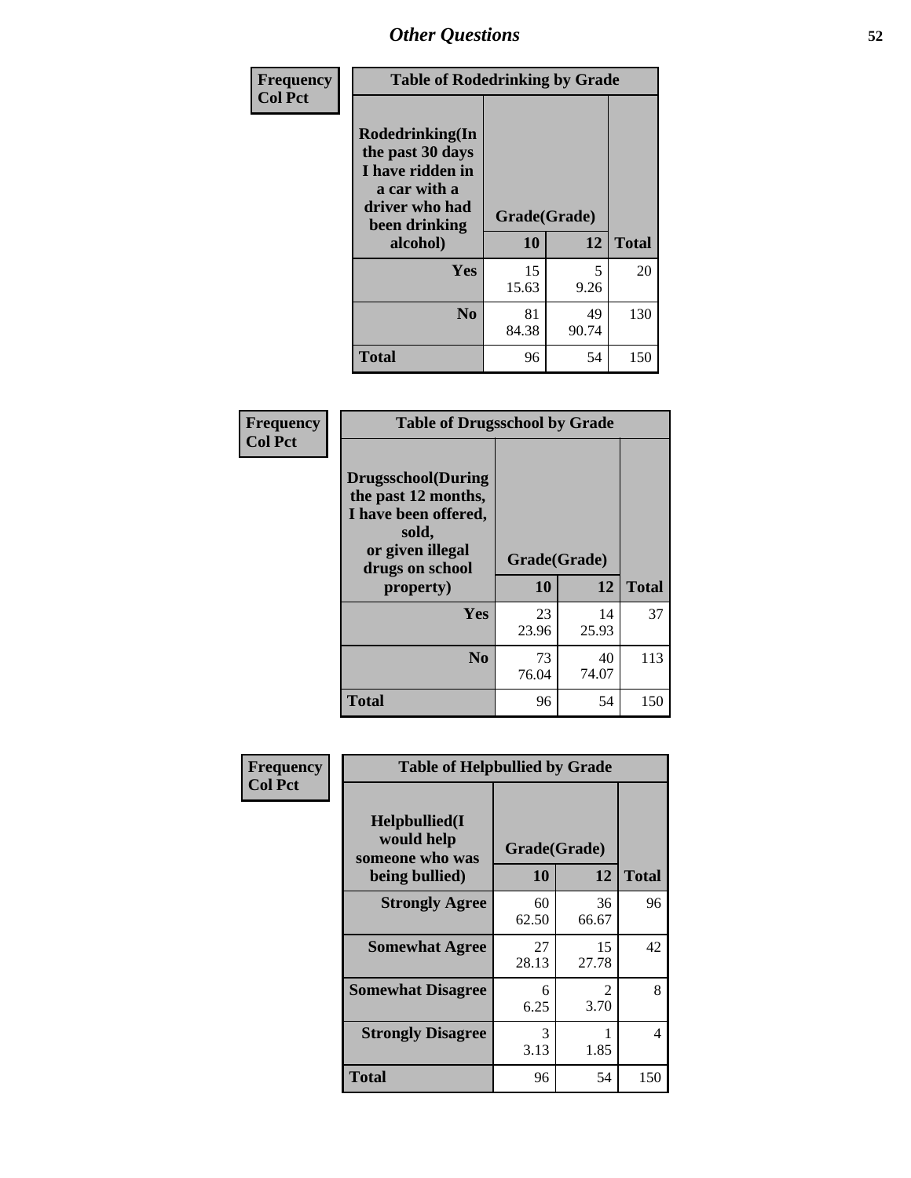| Frequency Col Pct |
|---|

| Table of Rodedrinking by Grade | | | |
|---|---|---|---|
| Rodedrinking(In the past 30 days I have ridden in a car with a driver who had been drinking alcohol) | Grade(Grade) | | |
| | 10 | 12 | Total |
| Yes | 15<br>15.63 | 5<br>9.26 | 20 |
| No | 81<br>84.38 | 49<br>90.74 | 130 |
| Total | 96 | 54 | 150 |

| Frequency Col Pct |
|---|

| Table of Drugsschool by Grade | | | |
|---|---|---|---|
| Drugsschool(During the past 12 months, I have been offered, sold, or given illegal drugs on school property) | Grade(Grade) | | |
| | 10 | 12 | Total |
| Yes | 23<br>23.96 | 14<br>25.93 | 37 |
| No | 73<br>76.04 | 40<br>74.07 | 113 |
| Total | 96 | 54 | 150 |

| Frequency Col Pct |
|---|

| Table of Helpbullied by Grade | | | |
|---|---|---|---|
| Helpbullied(I would help someone who was being bullied) | Grade(Grade) | | |
| | 10 | 12 | Total |
| Strongly Agree | 60<br>62.50 | 36<br>66.67 | 96 |
| Somewhat Agree | 27<br>28.13 | 15<br>27.78 | 42 |
| Somewhat Disagree | 6<br>6.25 | 2<br>3.70 | 8 |
| Strongly Disagree | 3<br>3.13 | 1<br>1.85 | 4 |
| Total | 96 | 54 | 150 |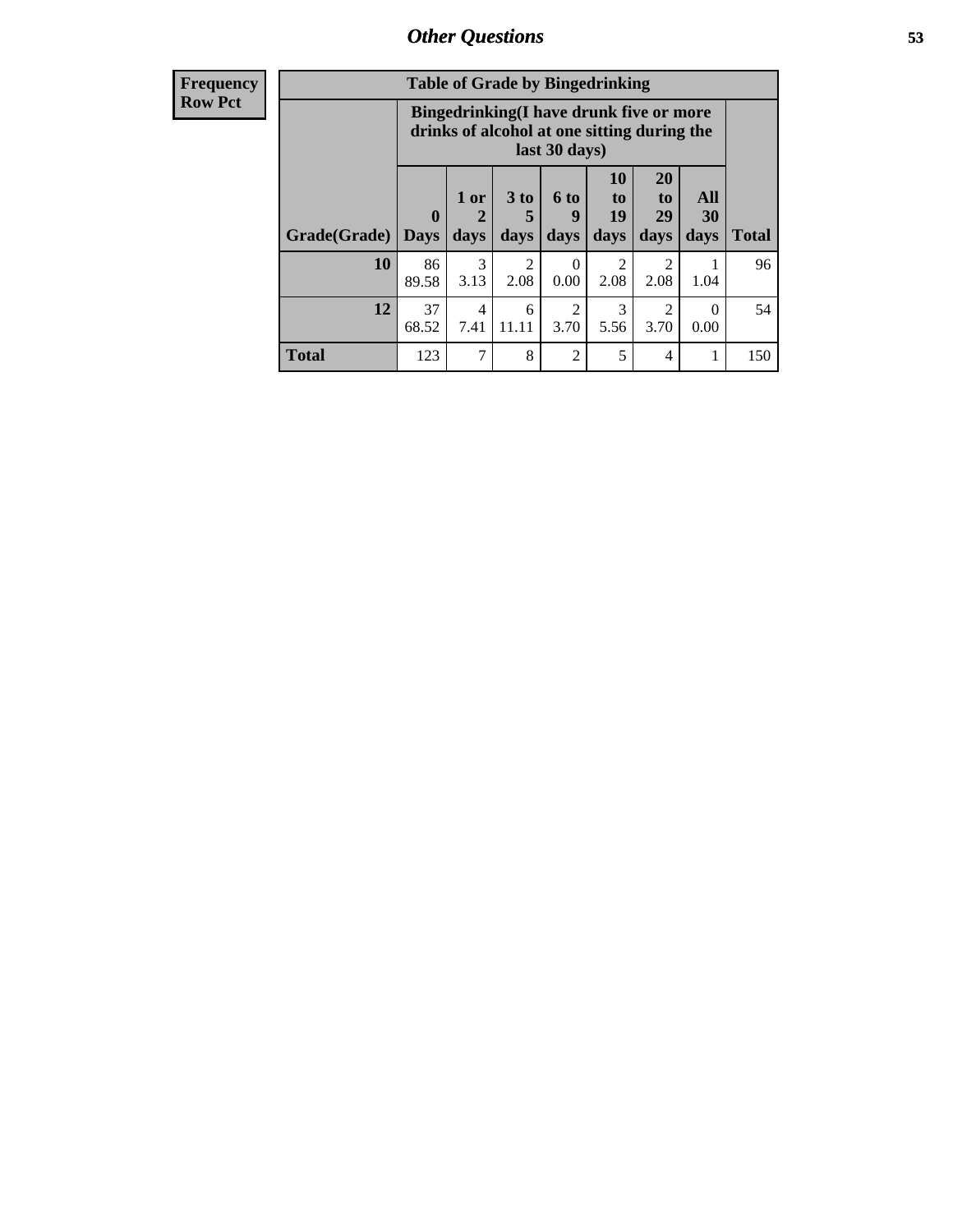| Frequency |
|---|
| Row Pct |

| Table of Grade by Bingedrinking | | | | | | | | |
|---|---|---|---|---|---|---|---|---|
| | Bingedrinking(I have drunk five or more drinks of alcohol at one sitting during the last 30 days) | | | | | | | |
| Grade(Grade) | 0 Days | 1 or 2 days | 3 to 5 days | 6 to 9 days | 10 to 19 days | 20 to 29 days | All 30 days | Total |
| 10 | 86<br>89.58 | 3<br>3.13 | 2<br>2.08 | 0<br>0.00 | 2<br>2.08 | 2<br>2.08 | 1<br>1.04 | 96 |
| 12 | 37<br>68.52 | 4<br>7.41 | 6<br>11.11 | 2<br>3.70 | 3<br>5.56 | 2<br>3.70 | 0<br>0.00 | 54 |
| Total | 123 | 7 | 8 | 2 | 5 | 4 | 1 | 150 |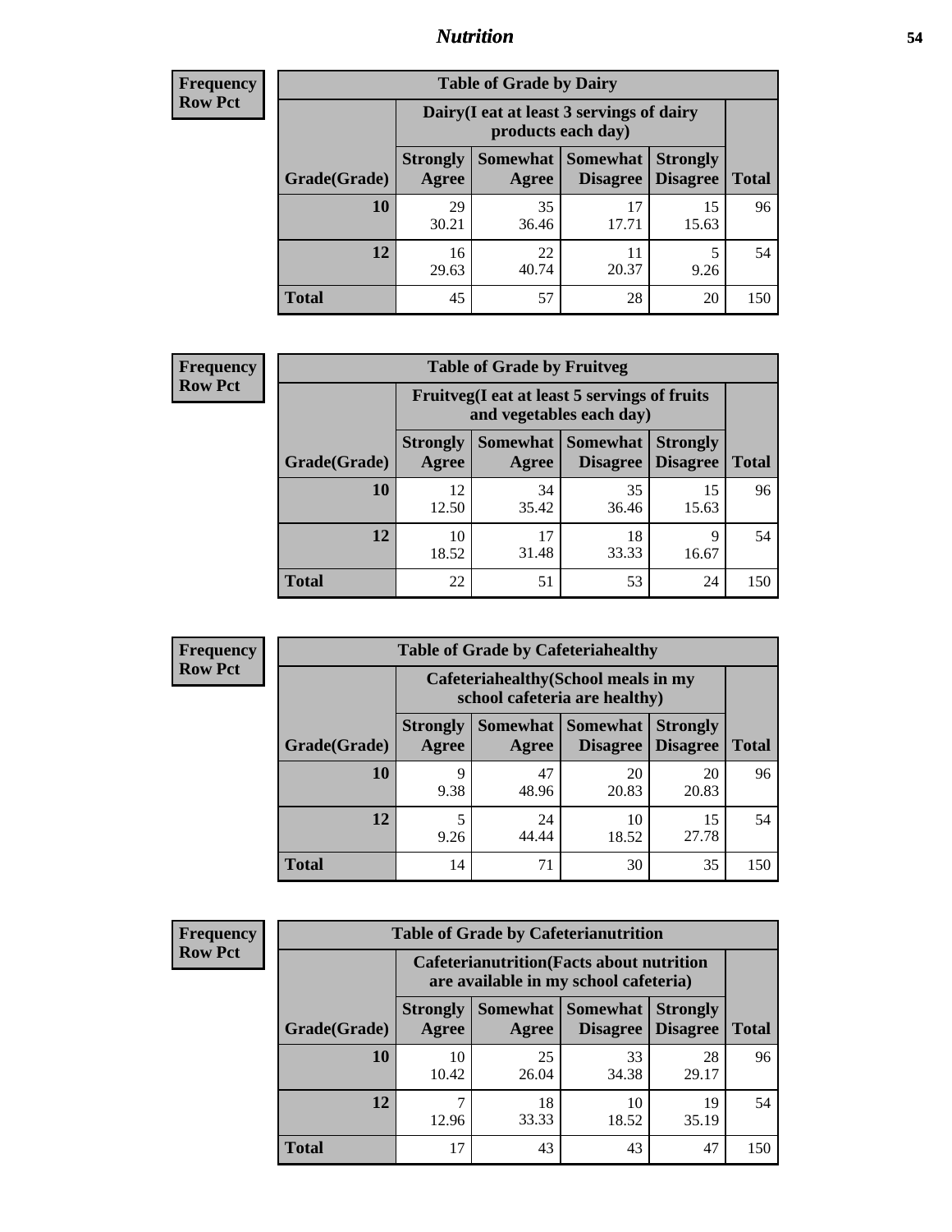**Frequency**
**Row Pct**

| Table of Grade by Dairy | | | | | |
|---|---|---|---|---|---|
| | Dairy(I eat at least 3 servings of dairy products each day) | | | | |
| Grade(Grade) | Strongly Agree | Somewhat Agree | Somewhat Disagree | Strongly Disagree | Total |
| **10** | 29<br>30.21 | 35<br>36.46 | 17<br>17.71 | 15<br>15.63 | 96 |
| **12** | 16<br>29.63 | 22<br>40.74 | 11<br>20.37 | 5<br>9.26 | 54 |
| **Total** | 45 | 57 | 28 | 20 | 150 |

**Frequency**
**Row Pct**

| Table of Grade by Fruitveg | | | | | |
|---|---|---|---|---|---|
| | Fruitveg(I eat at least 5 servings of fruits and vegetables each day) | | | | |
| Grade(Grade) | Strongly Agree | Somewhat Agree | Somewhat Disagree | Strongly Disagree | Total |
| **10** | 12<br>12.50 | 34<br>35.42 | 35<br>36.46 | 15<br>15.63 | 96 |
| **12** | 10<br>18.52 | 17<br>31.48 | 18<br>33.33 | 9<br>16.67 | 54 |
| **Total** | 22 | 51 | 53 | 24 | 150 |

**Frequency**
**Row Pct**

| Table of Grade by Cafeteriahealthy | | | | | |
|---|---|---|---|---|---|
| | Cafeteriahealthy(School meals in my school cafeteria are healthy) | | | | |
| Grade(Grade) | Strongly Agree | Somewhat Agree | Somewhat Disagree | Strongly Disagree | Total |
| **10** | 9<br>9.38 | 47<br>48.96 | 20<br>20.83 | 20<br>20.83 | 96 |
| **12** | 5<br>9.26 | 24<br>44.44 | 10<br>18.52 | 15<br>27.78 | 54 |
| **Total** | 14 | 71 | 30 | 35 | 150 |

**Frequency**
**Row Pct**

| Table of Grade by Cafeterianutrition | | | | | |
|---|---|---|---|---|---|
| | Cafeterianutrition(Facts about nutrition are available in my school cafeteria) | | | | |
| Grade(Grade) | Strongly Agree | Somewhat Agree | Somewhat Disagree | Strongly Disagree | Total |
| **10** | 10<br>10.42 | 25<br>26.04 | 33<br>34.38 | 28<br>29.17 | 96 |
| **12** | 7<br>12.96 | 18<br>33.33 | 10<br>18.52 | 19<br>35.19 | 54 |
| **Total** | 17 | 43 | 43 | 47 | 150 |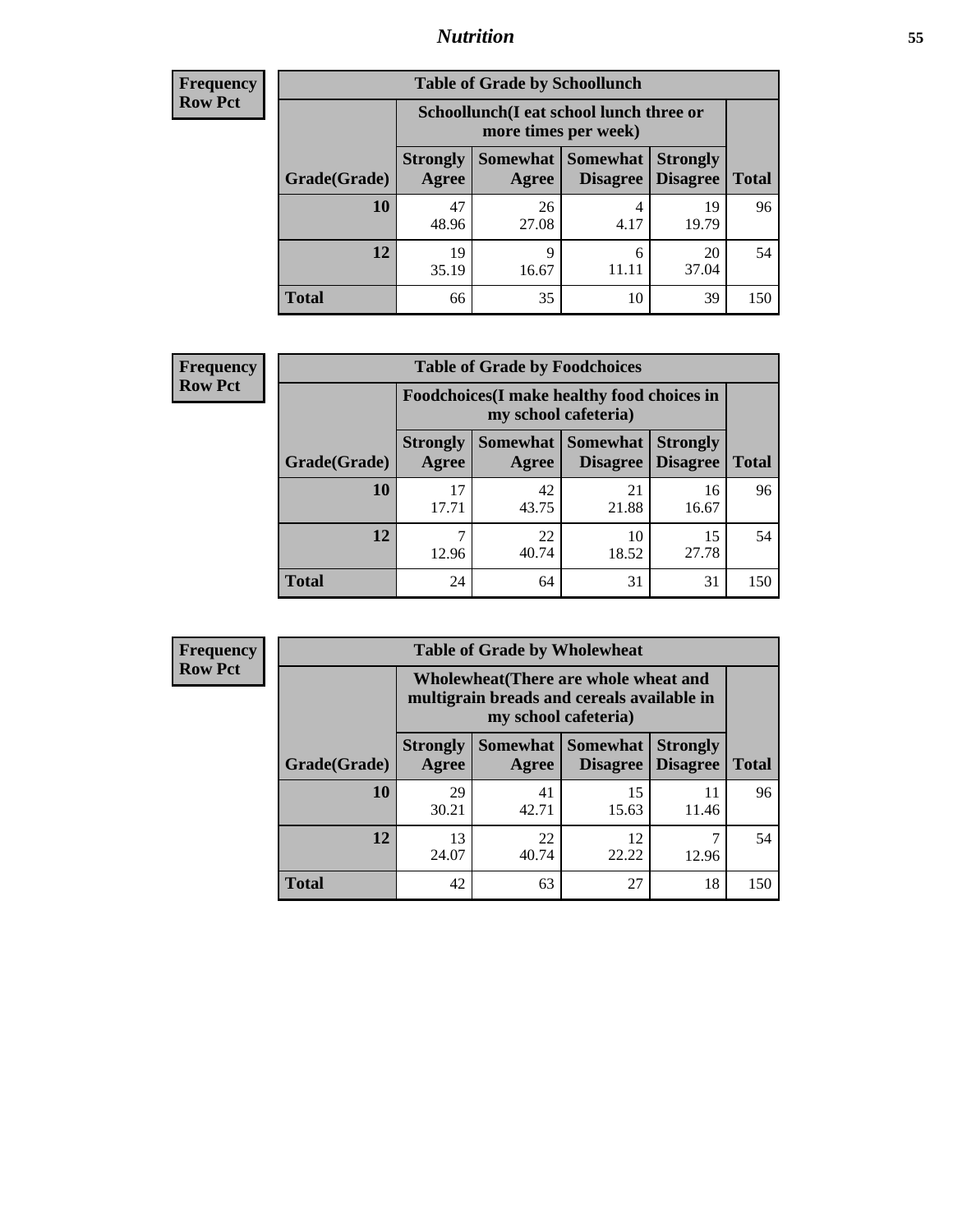**Frequency**
**Row Pct**

| Table of Grade by Schoollunch | | | | | |
|---|---|---|---|---|---|
| | Schoollunch(I eat school lunch three or more times per week) | | | | |
| Grade(Grade) | Strongly Agree | Somewhat Agree | Somewhat Disagree | Strongly Disagree | Total |
| **10** | 47<br>48.96 | 26<br>27.08 | 4<br>4.17 | 19<br>19.79 | 96 |
| **12** | 19<br>35.19 | 9<br>16.67 | 6<br>11.11 | 20<br>37.04 | 54 |
| **Total** | 66 | 35 | 10 | 39 | 150 |

**Frequency**
**Row Pct**

| Table of Grade by Foodchoices | | | | | |
|---|---|---|---|---|---|
| | Foodchoices(I make healthy food choices in my school cafeteria) | | | | |
| Grade(Grade) | Strongly Agree | Somewhat Agree | Somewhat Disagree | Strongly Disagree | Total |
| **10** | 17<br>17.71 | 42<br>43.75 | 21<br>21.88 | 16<br>16.67 | 96 |
| **12** | 7<br>12.96 | 22<br>40.74 | 10<br>18.52 | 15<br>27.78 | 54 |
| **Total** | 24 | 64 | 31 | 31 | 150 |

**Frequency**
**Row Pct**

| Table of Grade by Wholewheat | | | | | |
|---|---|---|---|---|---|
| | Wholewheat(There are whole wheat and multigrain breads and cereals available in my school cafeteria) | | | | |
| Grade(Grade) | Strongly Agree | Somewhat Agree | Somewhat Disagree | Strongly Disagree | Total |
| **10** | 29<br>30.21 | 41<br>42.71 | 15<br>15.63 | 11<br>11.46 | 96 |
| **12** | 13<br>24.07 | 22<br>40.74 | 12<br>22.22 | 7<br>12.96 | 54 |
| **Total** | 42 | 63 | 27 | 18 | 150 |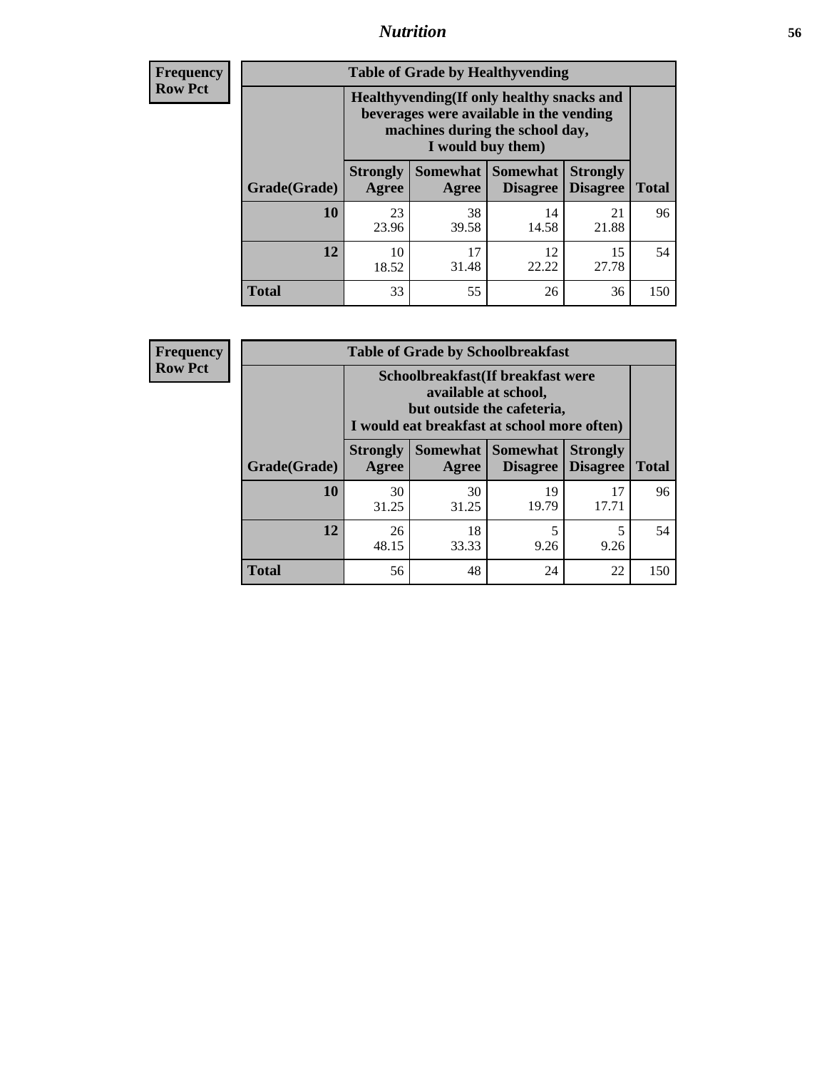## Table of Grade by Healthyvending

**Frequency**
**Row Pct**

| Grade(Grade) | Healthyvending(If only healthy snacks and beverages were available in the vending machines during the school day, I would buy them) | | | | Total |
|---|---|---|---|---|---|
| | Strongly Agree | Somewhat Agree | Somewhat Disagree | Strongly Disagree | |
| **10** | 23<br>23.96 | 38<br>39.58 | 14<br>14.58 | 21<br>21.88 | 96 |
| **12** | 10<br>18.52 | 17<br>31.48 | 12<br>22.22 | 15<br>27.78 | 54 |
| **Total** | 33 | 55 | 26 | 36 | 150 |

## Table of Grade by Schoolbreakfast

**Frequency**
**Row Pct**

| Grade(Grade) | Schoolbreakfast(If breakfast were available at school, but outside the cafeteria, I would eat breakfast at school more often) | | | | Total |
|---|---|---|---|---|---|
| | Strongly Agree | Somewhat Agree | Somewhat Disagree | Strongly Disagree | |
| **10** | 30<br>31.25 | 30<br>31.25 | 19<br>19.79 | 17<br>17.71 | 96 |
| **12** | 26<br>48.15 | 18<br>33.33 | 5<br>9.26 | 5<br>9.26 | 54 |
| **Total** | 56 | 48 | 24 | 22 | 150 |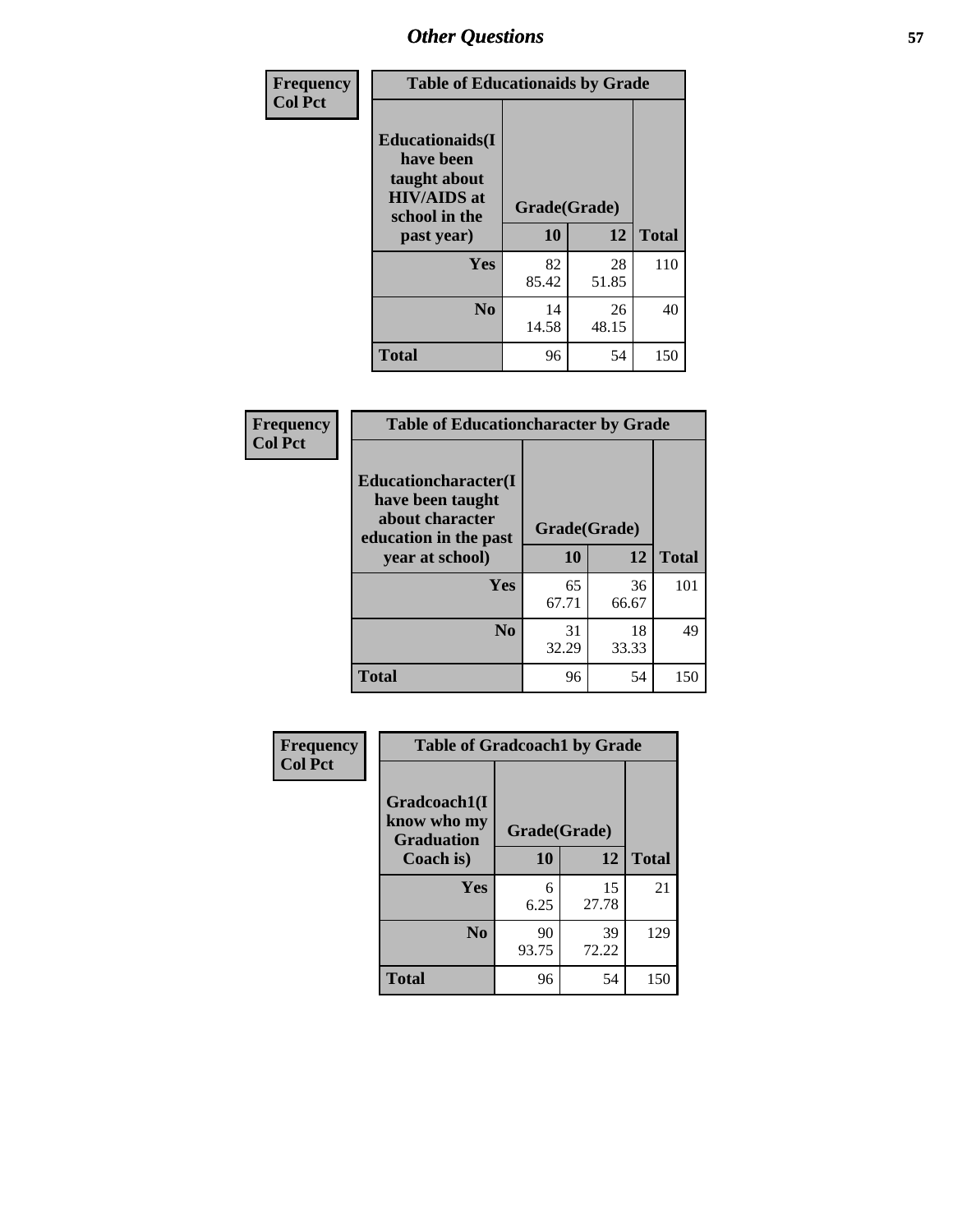## Other Questions

Frequency
Col Pct

| Table of Educationaids by Grade | | | |
|---|---|---|---|
| Educationaids(I have been taught about HIV/AIDS at school in the past year) | Grade(Grade) | | |
| | 10 | 12 | Total |
| Yes | 82<br>85.42 | 28<br>51.85 | 110 |
| No | 14<br>14.58 | 26<br>48.15 | 40 |
| Total | 96 | 54 | 150 |

Frequency
Col Pct

| Table of Educationcharacter by Grade | | | |
|---|---|---|---|
| Educationcharacter(I have been taught about character education in the past year at school) | Grade(Grade) | | |
| | 10 | 12 | Total |
| Yes | 65<br>67.71 | 36<br>66.67 | 101 |
| No | 31<br>32.29 | 18<br>33.33 | 49 |
| Total | 96 | 54 | 150 |

Frequency
Col Pct

| Table of Gradcoach1 by Grade | | | |
|---|---|---|---|
| Gradcoach1(I know who my Graduation Coach is) | Grade(Grade) | | |
| | 10 | 12 | Total |
| Yes | 6<br>6.25 | 15<br>27.78 | 21 |
| No | 90<br>93.75 | 39<br>72.22 | 129 |
| Total | 96 | 54 | 150 |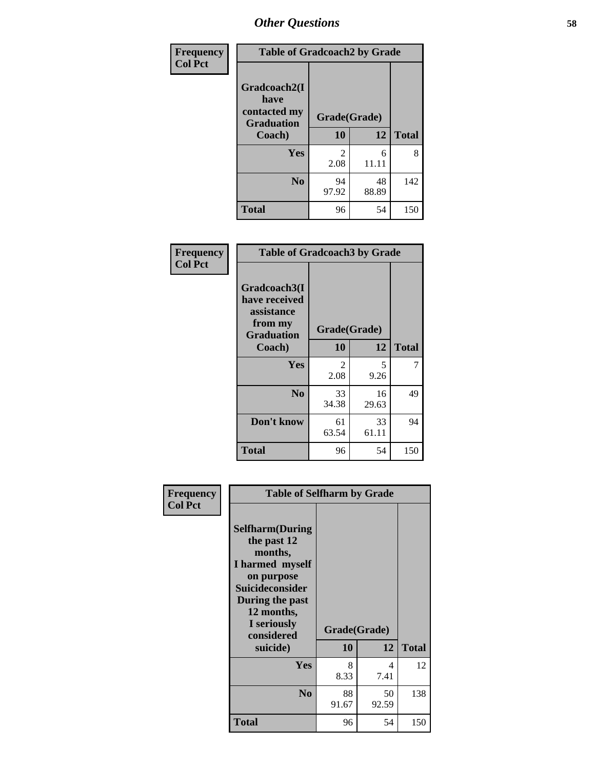# Other Questions

**Frequency**
**Col Pct**

| Table of Gradcoach2 by Grade | | | |
|---|---|---|---|
| Gradcoach2(I have contacted my Graduation Coach) | Grade(Grade) | | |
| | 10 | 12 | Total |
| Yes | 2<br>2.08 | 6<br>11.11 | 8 |
| No | 94<br>97.92 | 48<br>88.89 | 142 |
| Total | 96 | 54 | 150 |

**Frequency**
**Col Pct**

| Table of Gradcoach3 by Grade | | | |
|---|---|---|---|
| Gradcoach3(I have received assistance from my Graduation Coach) | Grade(Grade) | | |
| | 10 | 12 | Total |
| Yes | 2<br>2.08 | 5<br>9.26 | 7 |
| No | 33<br>34.38 | 16<br>29.63 | 49 |
| Don't know | 61<br>63.54 | 33<br>61.11 | 94 |
| Total | 96 | 54 | 150 |

**Frequency**
**Col Pct**

| Table of Selfharm by Grade | | | |
|---|---|---|---|
| Selfharm(During the past 12 months, I harmed myself on purpose Suicideconsider During the past 12 months, I seriously considered suicide) | Grade(Grade) | | |
| | 10 | 12 | Total |
| Yes | 8<br>8.33 | 4<br>7.41 | 12 |
| No | 88<br>91.67 | 50<br>92.59 | 138 |
| Total | 96 | 54 | 150 |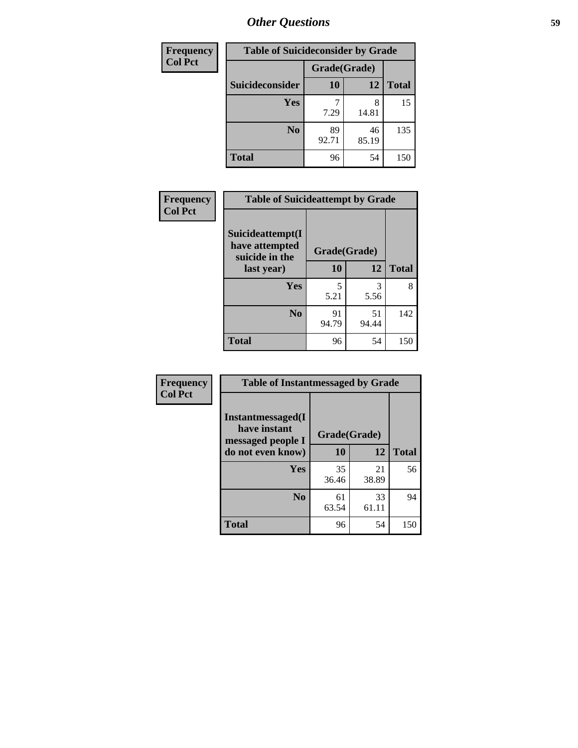# Other Questions

| Frequency Col Pct | Table of Suicideconsider by Grade | | |
|---|---|---|---|
| | Grade(Grade) | | |
| Suicideconsider | 10 | 12 | Total |
| Yes | 7<br>7.29 | 8<br>14.81 | 15 |
| No | 89<br>92.71 | 46<br>85.19 | 135 |
| Total | 96 | 54 | 150 |

| Frequency Col Pct | Table of Suicideattempt by Grade | | |
|---|---|---|---|
| Suicideattempt(I have attempted suicide in the last year) | Grade(Grade) | | |
| | 10 | 12 | Total |
| Yes | 5<br>5.21 | 3<br>5.56 | 8 |
| No | 91<br>94.79 | 51<br>94.44 | 142 |
| Total | 96 | 54 | 150 |

| Frequency Col Pct | Table of Instantmessaged by Grade | | |
|---|---|---|---|
| Instantmessaged(I have instant messaged people I do not even know) | Grade(Grade) | | |
| | 10 | 12 | Total |
| Yes | 35<br>36.46 | 21<br>38.89 | 56 |
| No | 61<br>63.54 | 33<br>61.11 | 94 |
| Total | 96 | 54 | 150 |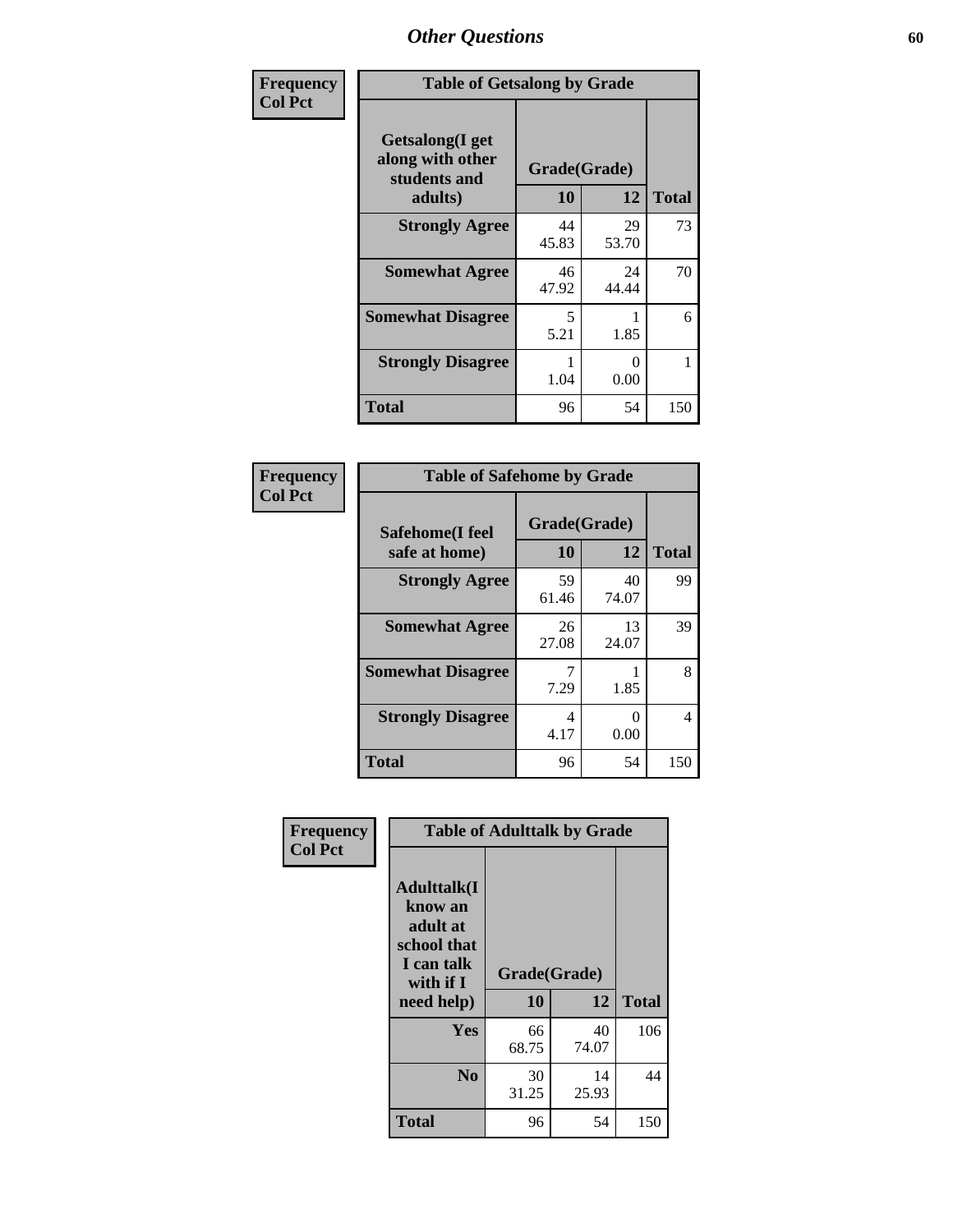## Other Questions

**Frequency**
**Col Pct**

| Table of Getsalong by Grade | | | |
|---|---|---|---|
| **Getsalong(I get along with other students and adults)** | **Grade(Grade)** | | |
| | **10** | **12** | **Total** |
| **Strongly Agree** | 44<br>45.83 | 29<br>53.70 | 73 |
| **Somewhat Agree** | 46<br>47.92 | 24<br>44.44 | 70 |
| **Somewhat Disagree** | 5<br>5.21 | 1<br>1.85 | 6 |
| **Strongly Disagree** | 1<br>1.04 | 0<br>0.00 | 1 |
| **Total** | 96 | 54 | 150 |

**Frequency**
**Col Pct**

| Table of Safehome by Grade | | | |
|---|---|---|---|
| **Safehome(I feel safe at home)** | **Grade(Grade)** | | |
| | **10** | **12** | **Total** |
| **Strongly Agree** | 59<br>61.46 | 40<br>74.07 | 99 |
| **Somewhat Agree** | 26<br>27.08 | 13<br>24.07 | 39 |
| **Somewhat Disagree** | 7<br>7.29 | 1<br>1.85 | 8 |
| **Strongly Disagree** | 4<br>4.17 | 0<br>0.00 | 4 |
| **Total** | 96 | 54 | 150 |

**Frequency**
**Col Pct**

| Table of Adulttalk by Grade | | | |
|---|---|---|---|
| **Adulttalk(I know an adult at school that I can talk with if I need help)** | **Grade(Grade)** | | |
| | **10** | **12** | **Total** |
| **Yes** | 66<br>68.75 | 40<br>74.07 | 106 |
| **No** | 30<br>31.25 | 14<br>25.93 | 44 |
| **Total** | 96 | 54 | 150 |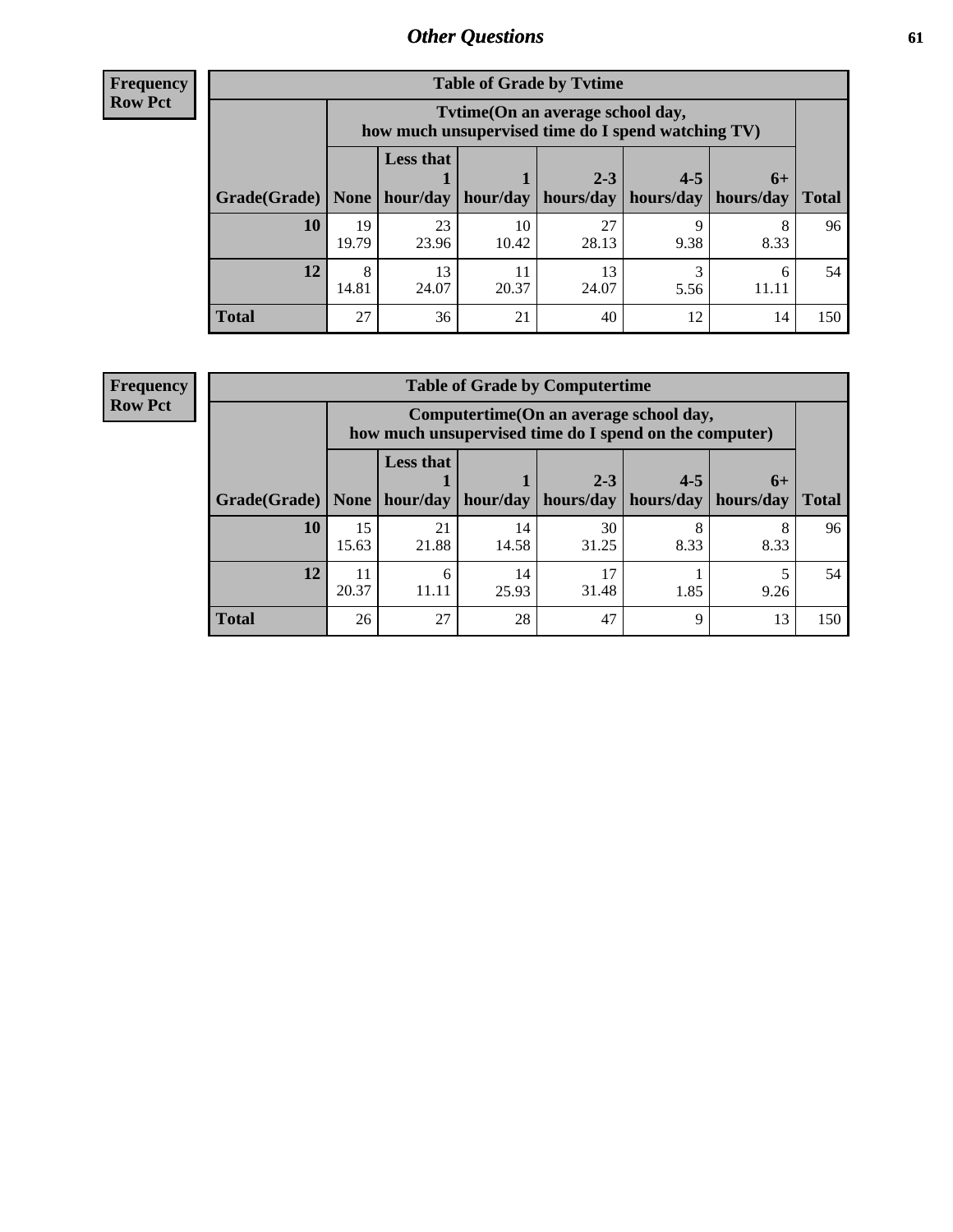| Frequency |
|---|
| Row Pct |

| Table of Grade by Tvtime | | | | | | | |
|---|---|---|---|---|---|---|---|
| | Tvtime(On an average school day, how much unsupervised time do I spend watching TV) | | | | | | |
| Grade(Grade) | None | Less that 1 hour/day | 1 hour/day | 2-3 hours/day | 4-5 hours/day | 6+ hours/day | Total |
| **10** | 19<br>19.79 | 23<br>23.96 | 10<br>10.42 | 27<br>28.13 | 9<br>9.38 | 8<br>8.33 | 96 |
| **12** | 8<br>14.81 | 13<br>24.07 | 11<br>20.37 | 13<br>24.07 | 3<br>5.56 | 6<br>11.11 | 54 |
| **Total** | 27 | 36 | 21 | 40 | 12 | 14 | 150 |

| Frequency |
|---|
| Row Pct |

| Table of Grade by Computertime | | | | | | | |
|---|---|---|---|---|---|---|---|
| | Computertime(On an average school day, how much unsupervised time do I spend on the computer) | | | | | | |
| Grade(Grade) | None | Less that 1 hour/day | 1 hour/day | 2-3 hours/day | 4-5 hours/day | 6+ hours/day | Total |
| **10** | 15<br>15.63 | 21<br>21.88 | 14<br>14.58 | 30<br>31.25 | 8<br>8.33 | 8<br>8.33 | 96 |
| **12** | 11<br>20.37 | 6<br>11.11 | 14<br>25.93 | 17<br>31.48 | 1<br>1.85 | 5<br>9.26 | 54 |
| **Total** | 26 | 27 | 28 | 47 | 9 | 13 | 150 |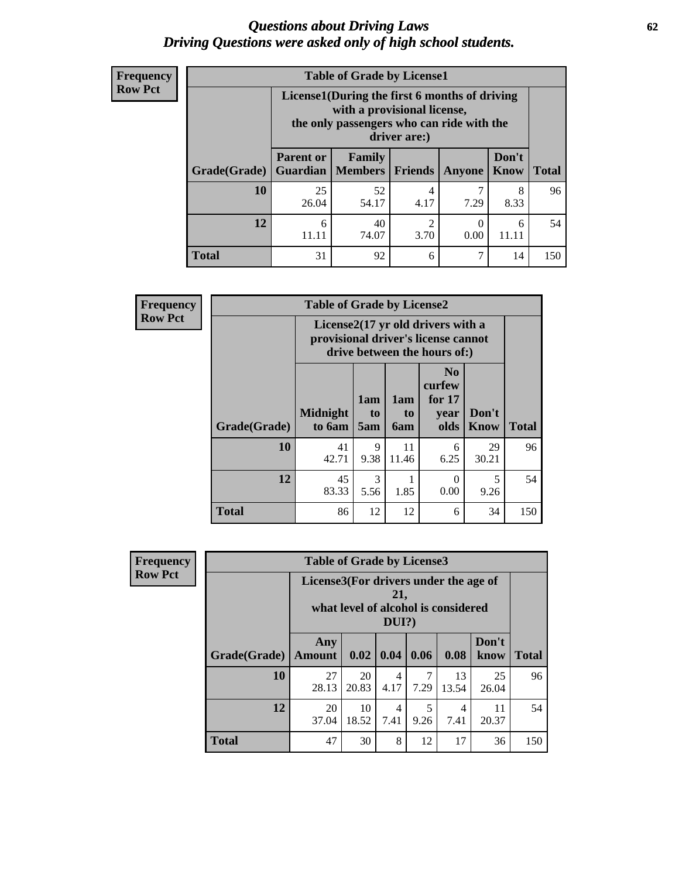# Questions about Driving Laws
## Driving Questions were asked only of high school students.

**Frequency Row Pct**

| Table of Grade by License1 | | | | | | |
|---|---|---|---|---|---|---|
| | License1(During the first 6 months of driving with a provisional license, the only passengers who can ride with the driver are:) | | | | | |
| Grade(Grade) | Parent or Guardian | Family Members | Friends | Anyone | Don't Know | Total |
| 10 | 25<br>26.04 | 52<br>54.17 | 4<br>4.17 | 7<br>7.29 | 8<br>8.33 | 96 |
| 12 | 6<br>11.11 | 40<br>74.07 | 2<br>3.70 | 0<br>0.00 | 6<br>11.11 | 54 |
| Total | 31 | 92 | 6 | 7 | 14 | 150 |

**Frequency Row Pct**

| Table of Grade by License2 | | | | | | |
|---|---|---|---|---|---|---|
| | License2(17 yr old drivers with a provisional driver's license cannot drive between the hours of:) | | | | | |
| Grade(Grade) | Midnight to 6am | 1am to 5am | 1am to 6am | No curfew for 17 year olds | Don't Know | Total |
| 10 | 41<br>42.71 | 9<br>9.38 | 11<br>11.46 | 6<br>6.25 | 29<br>30.21 | 96 |
| 12 | 45<br>83.33 | 3<br>5.56 | 1<br>1.85 | 0<br>0.00 | 5<br>9.26 | 54 |
| Total | 86 | 12 | 12 | 6 | 34 | 150 |

**Frequency Row Pct**

| Table of Grade by License3 | | | | | | | |
|---|---|---|---|---|---|---|---|
| | License3(For drivers under the age of 21, what level of alcohol is considered DUI?) | | | | | | |
| Grade(Grade) | Any Amount | 0.02 | 0.04 | 0.06 | 0.08 | Don't know | Total |
| 10 | 27<br>28.13 | 20<br>20.83 | 4<br>4.17 | 7<br>7.29 | 13<br>13.54 | 25<br>26.04 | 96 |
| 12 | 20<br>37.04 | 10<br>18.52 | 4<br>7.41 | 5<br>9.26 | 4<br>7.41 | 11<br>20.37 | 54 |
| Total | 47 | 30 | 8 | 12 | 17 | 36 | 150 |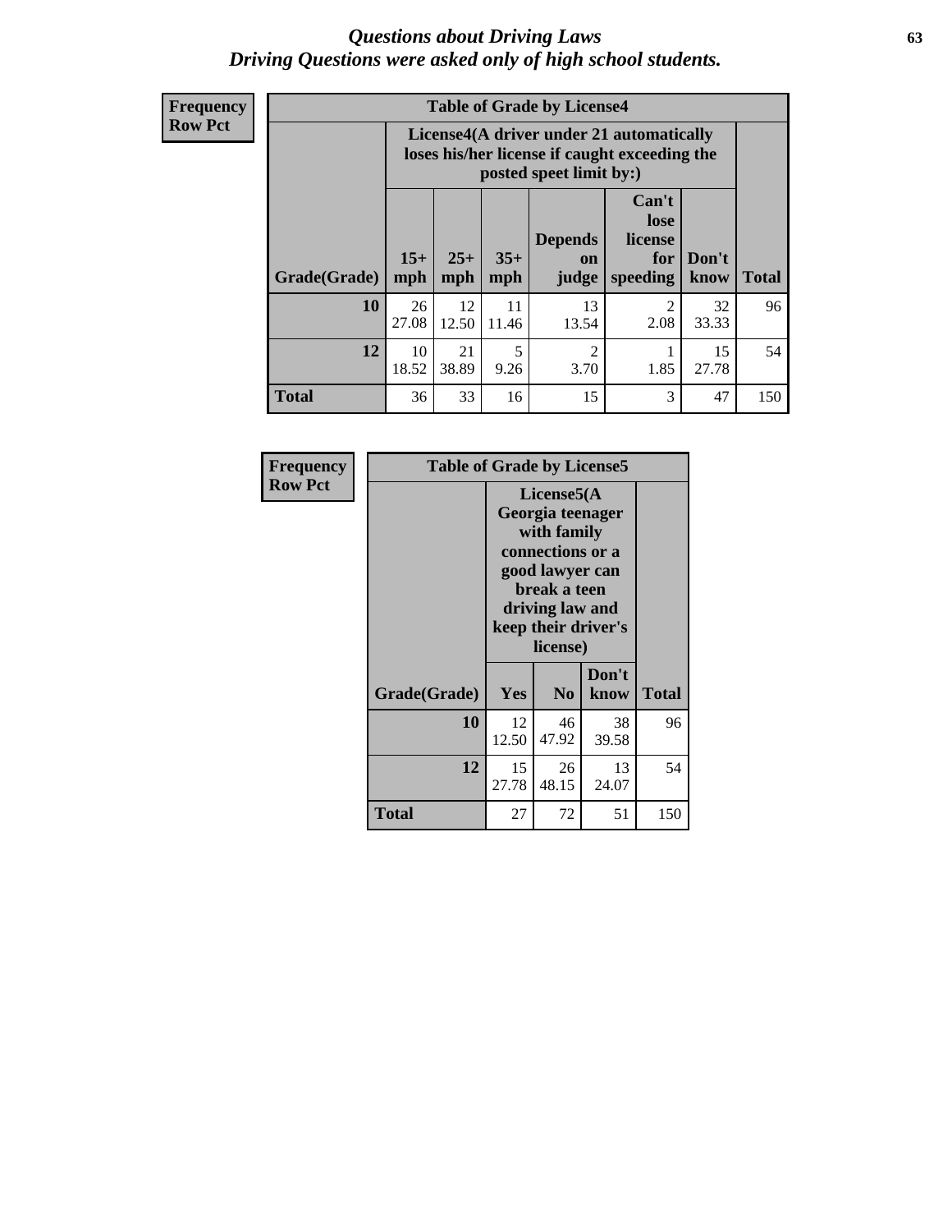# Questions about Driving Laws
*Driving Questions were asked only of high school students.*

**Frequency**
**Row Pct**

| Table of Grade by License4 | | | | | | | |
|---|---|---|---|---|---|---|---|
| | License4(A driver under 21 automatically loses his/her license if caught exceeding the posted speet limit by:) | | | | | | |
| Grade(Grade) | 15+ mph | 25+ mph | 35+ mph | Depends on judge | Can't lose license for speeding | Don't know | Total |
| 10 | 26<br>27.08 | 12<br>12.50 | 11<br>11.46 | 13<br>13.54 | 2<br>2.08 | 32<br>33.33 | 96 |
| 12 | 10<br>18.52 | 21<br>38.89 | 5<br>9.26 | 2<br>3.70 | 1<br>1.85 | 15<br>27.78 | 54 |
| Total | 36 | 33 | 16 | 15 | 3 | 47 | 150 |

**Frequency**
**Row Pct**

| Table of Grade by License5 | | | | |
|---|---|---|---|---|
| | License5(A Georgia teenager with family connections or a good lawyer can break a teen driving law and keep their driver's license) | | | |
| Grade(Grade) | Yes | No | Don't know | Total |
| 10 | 12<br>12.50 | 46<br>47.92 | 38<br>39.58 | 96 |
| 12 | 15<br>27.78 | 26<br>48.15 | 13<br>24.07 | 54 |
| Total | 27 | 72 | 51 | 150 |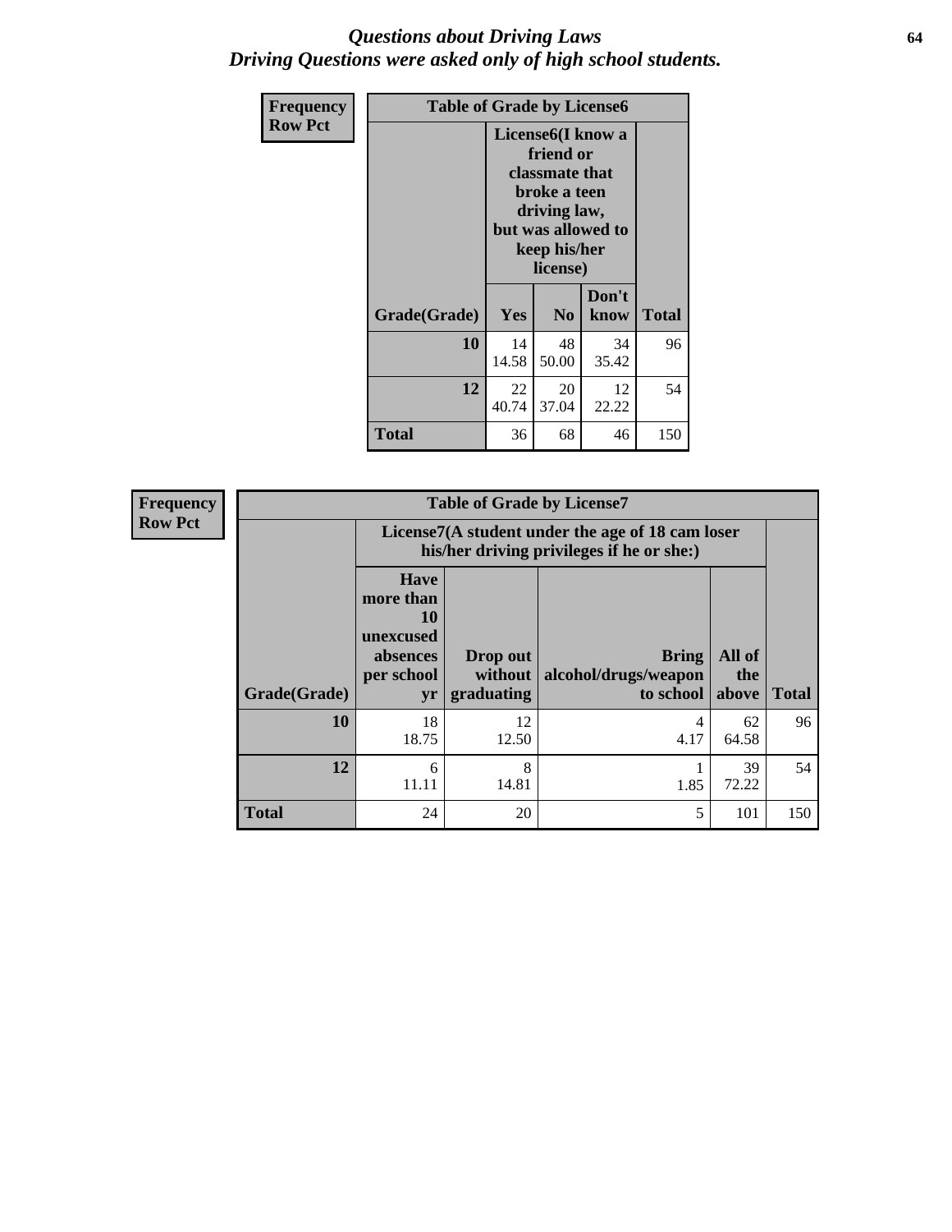# *Questions about Driving Laws*
# *Driving Questions were asked only of high school students.*

**Frequency**
**Row Pct**

**Table of Grade by License6**

| Grade(Grade) | License6(I know a friend or classmate that broke a teen driving law, but was allowed to keep his/her license) | | | Total |
|---|---|---|---|---|
| | Yes | No | Don't know | |
| 10 | 14<br>14.58 | 48<br>50.00 | 34<br>35.42 | 96 |
| 12 | 22<br>40.74 | 20<br>37.04 | 12<br>22.22 | 54 |
| Total | 36 | 68 | 46 | 150 |

**Frequency**
**Row Pct**

**Table of Grade by License7**

| Grade(Grade) | License7(A student under the age of 18 cam loser his/her driving privileges if he or she:) | | | | Total |
|---|---|---|---|---|---|
| | Have more than 10 unexcused absences per school yr | Drop out without graduating | Bring alcohol/drugs/weapon to school | All of the above | |
| 10 | 18<br>18.75 | 12<br>12.50 | 4<br>4.17 | 62<br>64.58 | 96 |
| 12 | 6<br>11.11 | 8<br>14.81 | 1<br>1.85 | 39<br>72.22 | 54 |
| Total | 24 | 20 | 5 | 101 | 150 |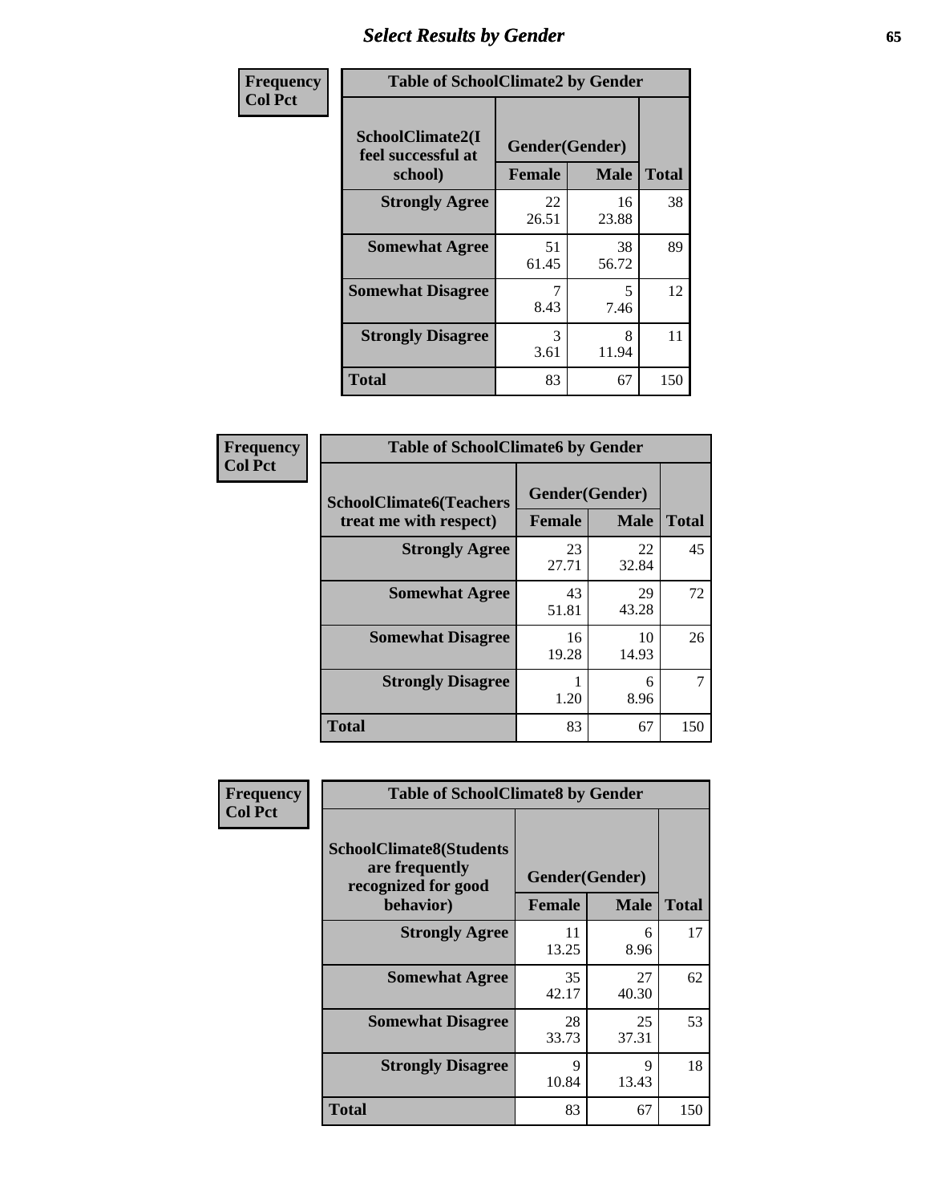# Select Results by Gender

**Frequency / Col Pct**

| Table of SchoolClimate2 by Gender | | | |
|---|---|---|---|
| SchoolClimate2(I feel successful at school) | Gender(Gender) | | |
| | Female | Male | Total |
| Strongly Agree | 22<br>26.51 | 16<br>23.88 | 38 |
| Somewhat Agree | 51<br>61.45 | 38<br>56.72 | 89 |
| Somewhat Disagree | 7<br>8.43 | 5<br>7.46 | 12 |
| Strongly Disagree | 3<br>3.61 | 8<br>11.94 | 11 |
| Total | 83 | 67 | 150 |

**Frequency / Col Pct**

| Table of SchoolClimate6 by Gender | | | |
|---|---|---|---|
| SchoolClimate6(Teachers treat me with respect) | Gender(Gender) | | |
| | Female | Male | Total |
| Strongly Agree | 23<br>27.71 | 22<br>32.84 | 45 |
| Somewhat Agree | 43<br>51.81 | 29<br>43.28 | 72 |
| Somewhat Disagree | 16<br>19.28 | 10<br>14.93 | 26 |
| Strongly Disagree | 1<br>1.20 | 6<br>8.96 | 7 |
| Total | 83 | 67 | 150 |

**Frequency / Col Pct**

| Table of SchoolClimate8 by Gender | | | |
|---|---|---|---|
| SchoolClimate8(Students are frequently recognized for good behavior) | Gender(Gender) | | |
| | Female | Male | Total |
| Strongly Agree | 11<br>13.25 | 6<br>8.96 | 17 |
| Somewhat Agree | 35<br>42.17 | 27<br>40.30 | 62 |
| Somewhat Disagree | 28<br>33.73 | 25<br>37.31 | 53 |
| Strongly Disagree | 9<br>10.84 | 9<br>13.43 | 18 |
| Total | 83 | 67 | 150 |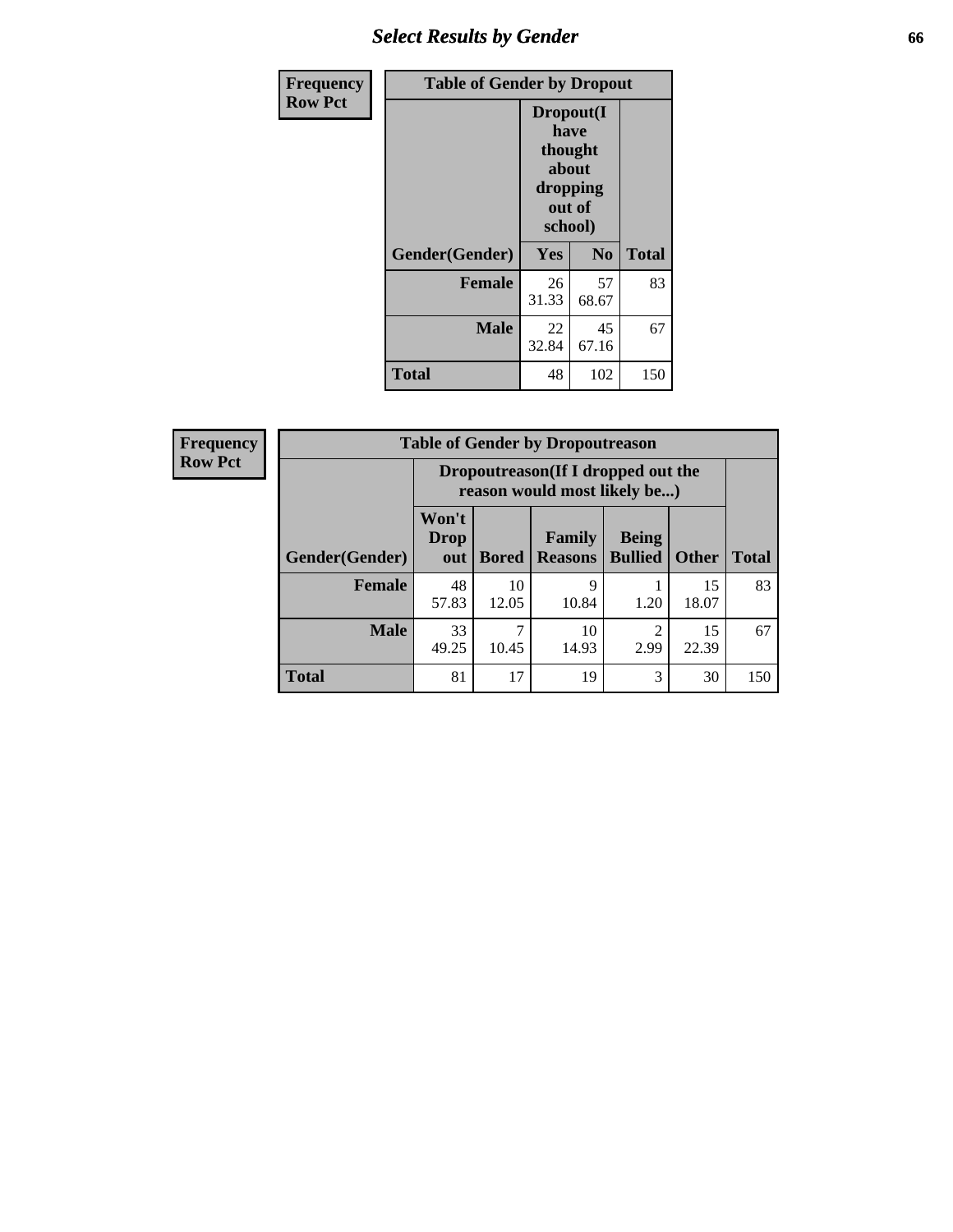## Select Results by Gender

| Frequency Row Pct | | | |
|---|---|---|---|
| **Table of Gender by Dropout** | | | |
| | **Dropout(I have thought about dropping out of school)** | | |
| **Gender(Gender)** | **Yes** | **No** | **Total** |
| **Female** | 26<br>31.33 | 57<br>68.67 | 83 |
| **Male** | 22<br>32.84 | 45<br>67.16 | 67 |
| **Total** | 48 | 102 | 150 |

| Frequency Row Pct | | | | | | |
|---|---|---|---|---|---|---|
| **Table of Gender by Dropoutreason** | | | | | | |
| | **Dropoutreason(If I dropped out the reason would most likely be...)** | | | | | |
| **Gender(Gender)** | **Won't Drop out** | **Bored** | **Family Reasons** | **Being Bullied** | **Other** | **Total** |
| **Female** | 48<br>57.83 | 10<br>12.05 | 9<br>10.84 | 1<br>1.20 | 15<br>18.07 | 83 |
| **Male** | 33<br>49.25 | 7<br>10.45 | 10<br>14.93 | 2<br>2.99 | 15<br>22.39 | 67 |
| **Total** | 81 | 17 | 19 | 3 | 30 | 150 |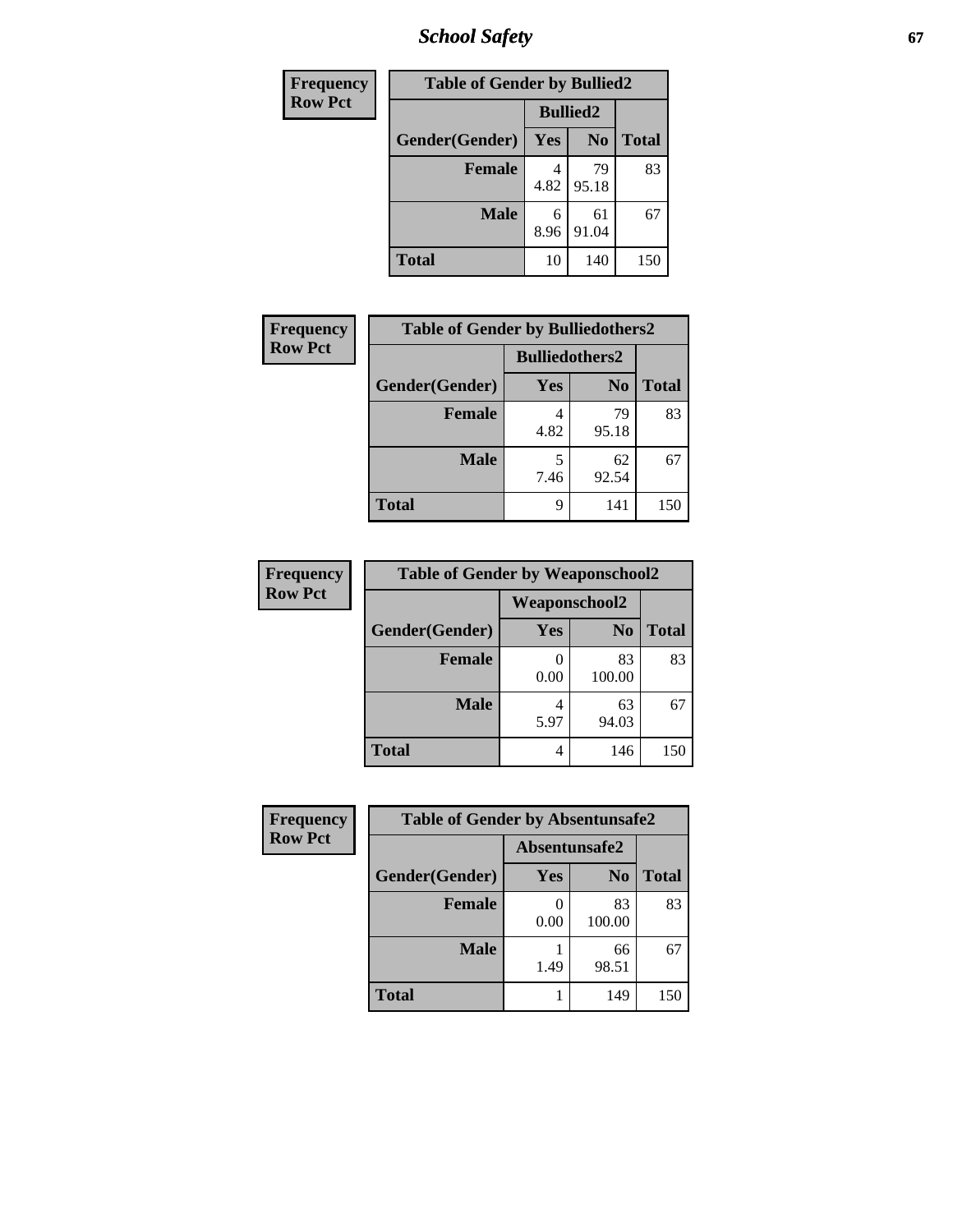| Frequency Row Pct | Table of Gender by Bullied2 | | |
|---|---|---|---|
| | Bullied2 | | |
| Gender(Gender) | Yes | No | Total |
| Female | 4<br>4.82 | 79<br>95.18 | 83 |
| Male | 6<br>8.96 | 61<br>91.04 | 67 |
| Total | 10 | 140 | 150 |

| Frequency Row Pct | Table of Gender by Bulliedothers2 | | |
|---|---|---|---|
| | Bulliedothers2 | | |
| Gender(Gender) | Yes | No | Total |
| Female | 4<br>4.82 | 79<br>95.18 | 83 |
| Male | 5<br>7.46 | 62<br>92.54 | 67 |
| Total | 9 | 141 | 150 |

| Frequency Row Pct | Table of Gender by Weaponschool2 | | |
|---|---|---|---|
| | Weaponschool2 | | |
| Gender(Gender) | Yes | No | Total |
| Female | 0<br>0.00 | 83<br>100.00 | 83 |
| Male | 4<br>5.97 | 63<br>94.03 | 67 |
| Total | 4 | 146 | 150 |

| Frequency Row Pct | Table of Gender by Absentunsafe2 | | |
|---|---|---|---|
| | Absentunsafe2 | | |
| Gender(Gender) | Yes | No | Total |
| Female | 0<br>0.00 | 83<br>100.00 | 83 |
| Male | 1<br>1.49 | 66<br>98.51 | 67 |
| Total | 1 | 149 | 150 |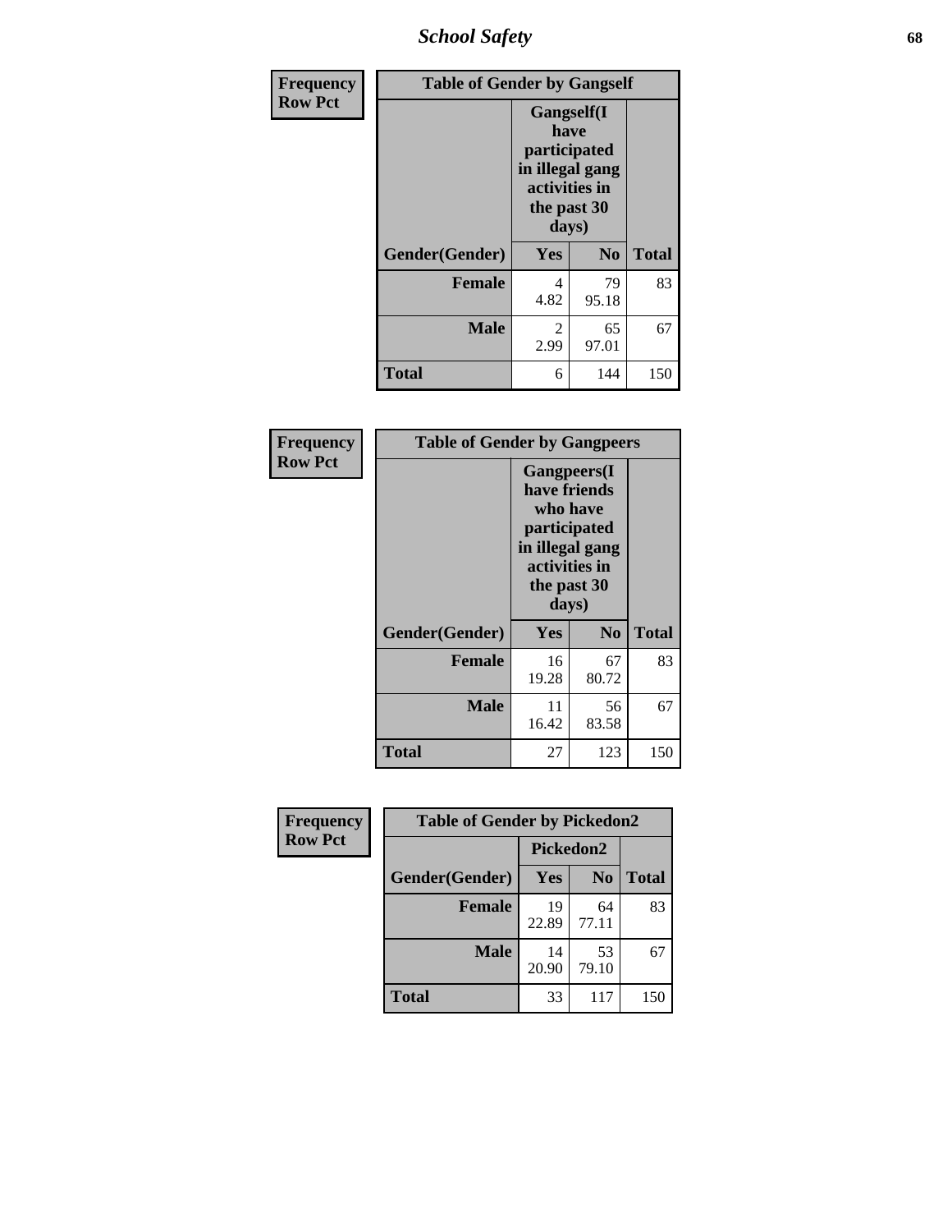| Frequency Row Pct | Table of Gender by Gangself | | |
|---|---|---|---|
| | Gangself(I have participated in illegal gang activities in the past 30 days) | | |
| Gender(Gender) | Yes | No | Total |
| Female | 4<br>4.82 | 79<br>95.18 | 83 |
| Male | 2<br>2.99 | 65<br>97.01 | 67 |
| Total | 6 | 144 | 150 |

| Frequency Row Pct | Table of Gender by Gangpeers | | |
|---|---|---|---|
| | Gangpeers(I have friends who have participated in illegal gang activities in the past 30 days) | | |
| Gender(Gender) | Yes | No | Total |
| Female | 16<br>19.28 | 67<br>80.72 | 83 |
| Male | 11<br>16.42 | 56<br>83.58 | 67 |
| Total | 27 | 123 | 150 |

| Frequency Row Pct | Table of Gender by Pickedon2 | | |
|---|---|---|---|
| | Pickedon2 | | |
| Gender(Gender) | Yes | No | Total |
| Female | 19<br>22.89 | 64<br>77.11 | 83 |
| Male | 14<br>20.90 | 53<br>79.10 | 67 |
| Total | 33 | 117 | 150 |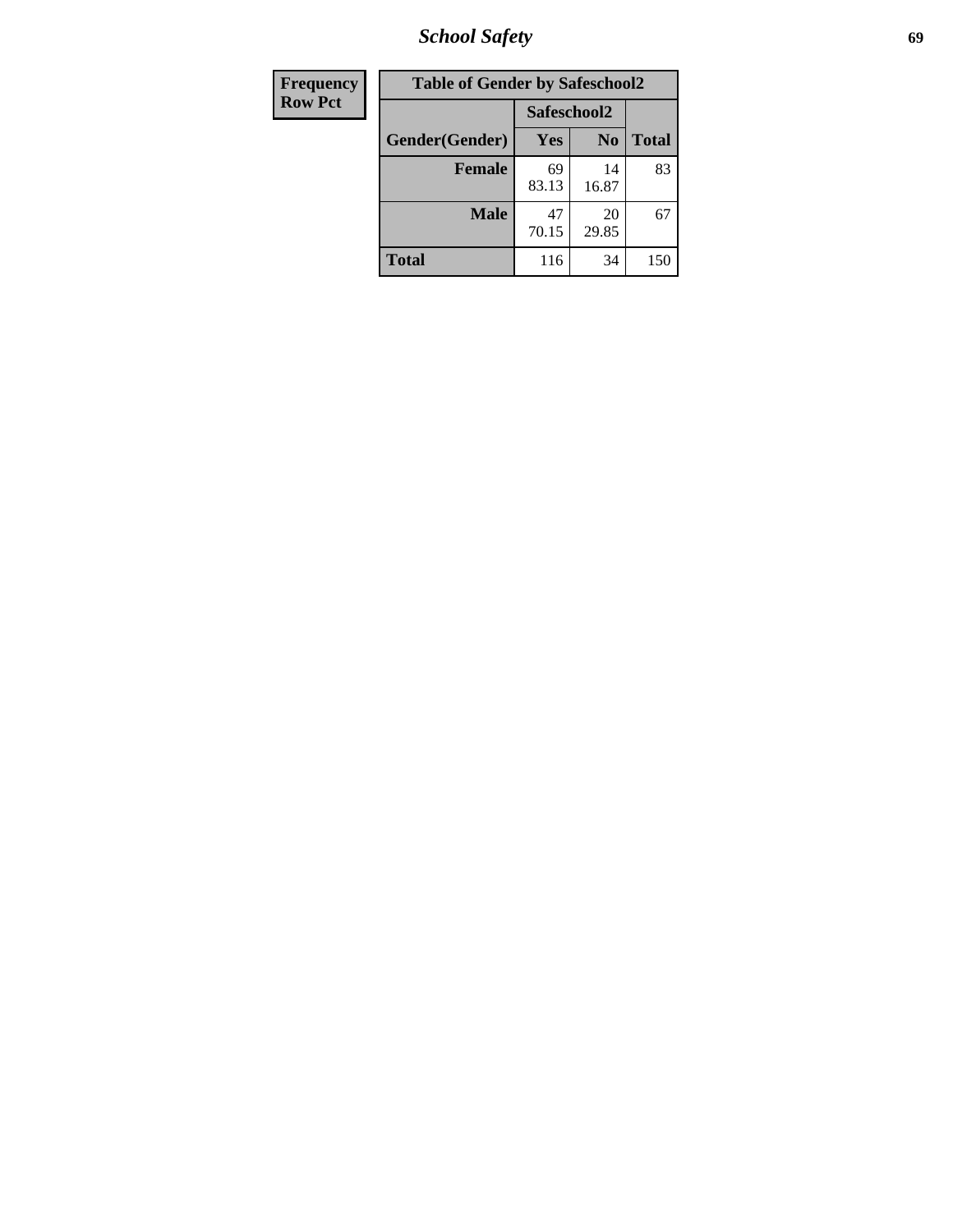# School Safety

| Frequency<br>Row Pct |
|---|

**Table of Gender by Safeschool2**

| Gender(Gender) | Safeschool2 | | Total |
|---|---|---|---|
| | Yes | No | |
| **Female** | 69<br>83.13 | 14<br>16.87 | 83 |
| **Male** | 47<br>70.15 | 20<br>29.85 | 67 |
| **Total** | 116 | 34 | 150 |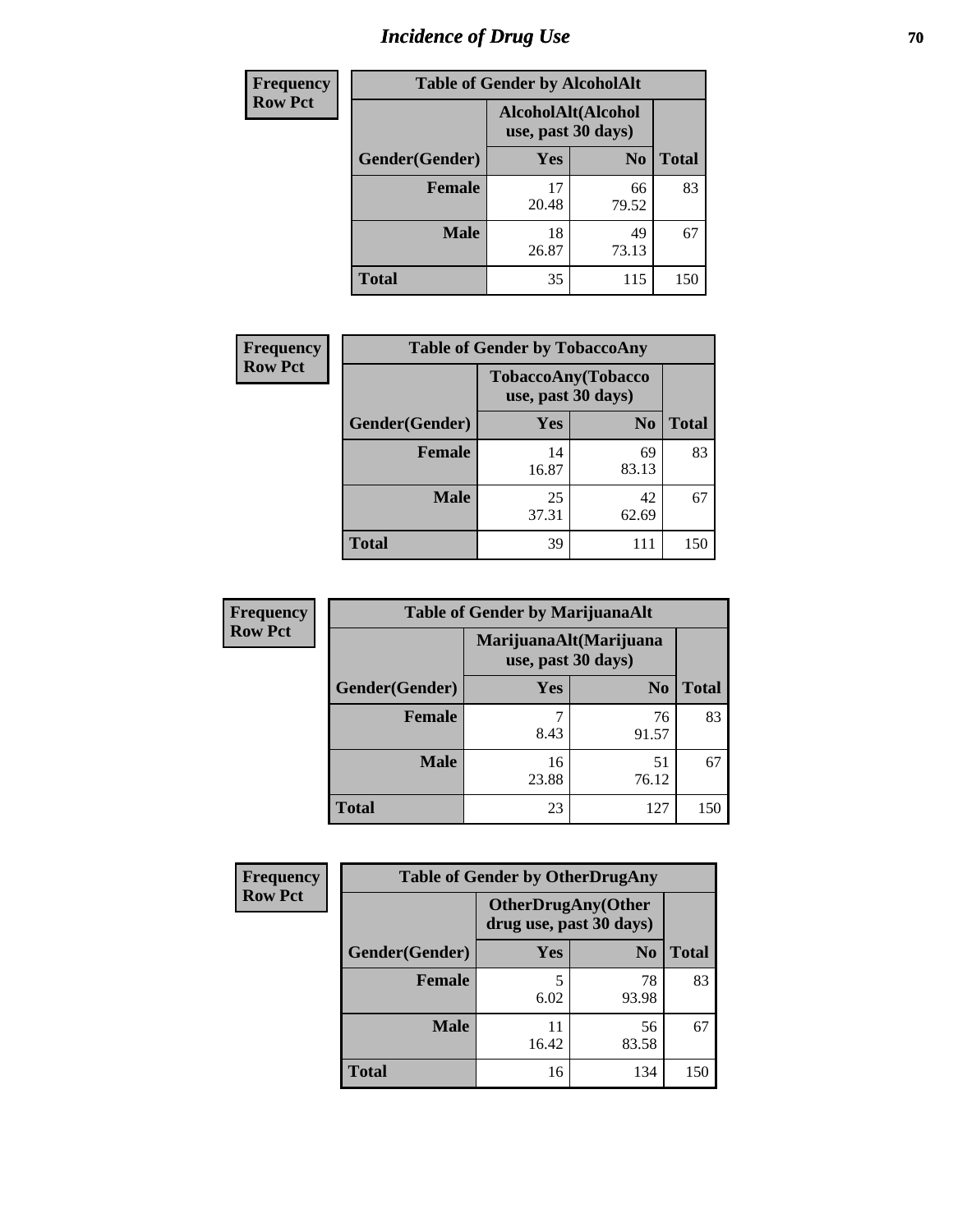# Incidence of Drug Use

| Frequency<br>Row Pct | Table of Gender by AlcoholAlt | | |
|---|---|---|---|
| | AlcoholAlt(Alcohol use, past 30 days) | | |
| Gender(Gender) | Yes | No | Total |
| Female | 17<br>20.48 | 66<br>79.52 | 83 |
| Male | 18<br>26.87 | 49<br>73.13 | 67 |
| Total | 35 | 115 | 150 |

| Frequency<br>Row Pct | Table of Gender by TobaccoAny | | |
|---|---|---|---|
| | TobaccoAny(Tobacco use, past 30 days) | | |
| Gender(Gender) | Yes | No | Total |
| Female | 14<br>16.87 | 69<br>83.13 | 83 |
| Male | 25<br>37.31 | 42<br>62.69 | 67 |
| Total | 39 | 111 | 150 |

| Frequency<br>Row Pct | Table of Gender by MarijuanaAlt | | |
|---|---|---|---|
| | MarijuanaAlt(Marijuana use, past 30 days) | | |
| Gender(Gender) | Yes | No | Total |
| Female | 7<br>8.43 | 76<br>91.57 | 83 |
| Male | 16<br>23.88 | 51<br>76.12 | 67 |
| Total | 23 | 127 | 150 |

| Frequency<br>Row Pct | Table of Gender by OtherDrugAny | | |
|---|---|---|---|
| | OtherDrugAny(Other drug use, past 30 days) | | |
| Gender(Gender) | Yes | No | Total |
| Female | 5<br>6.02 | 78<br>93.98 | 83 |
| Male | 11<br>16.42 | 56<br>83.58 | 67 |
| Total | 16 | 134 | 150 |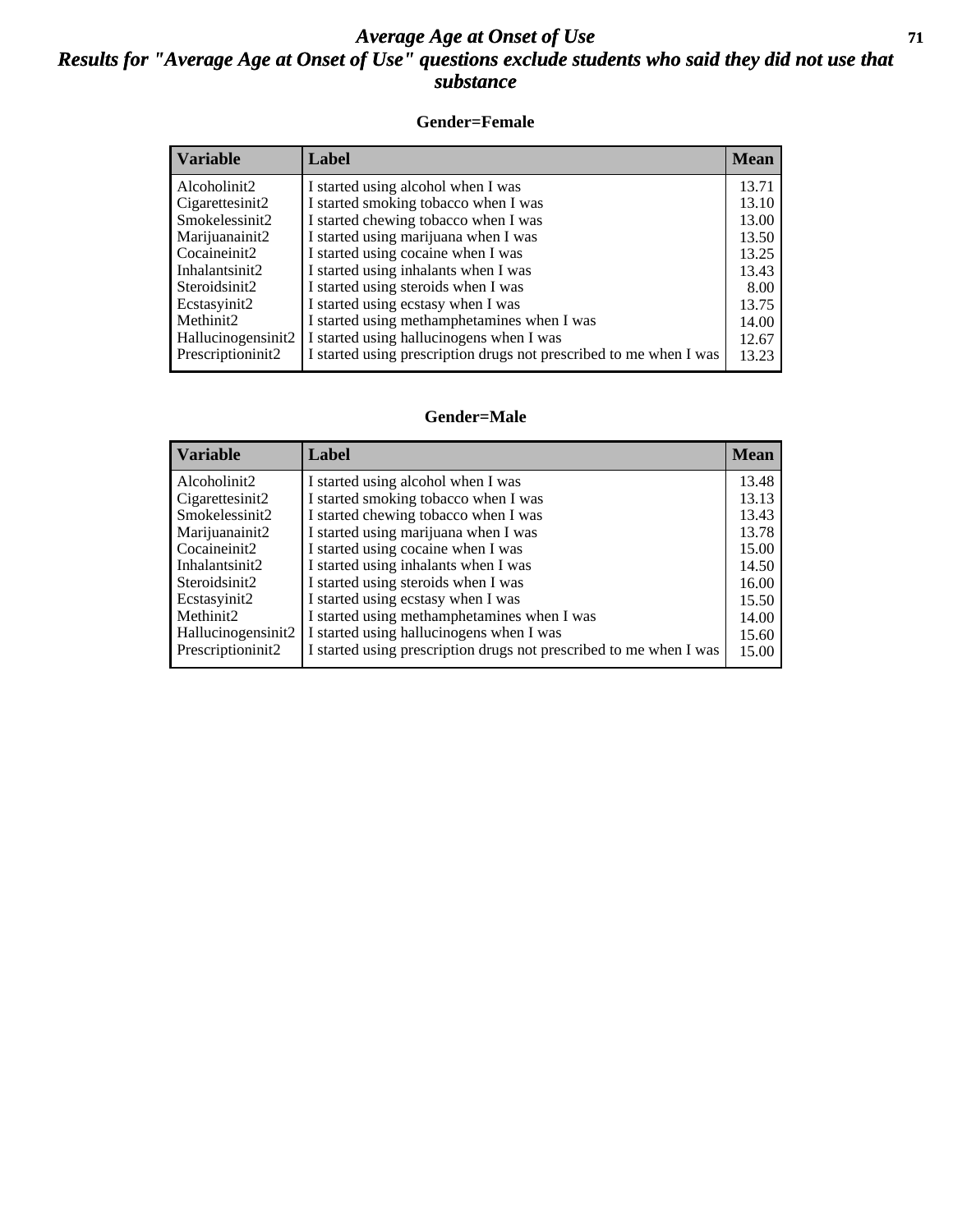# Average Age at Onset of Use

## Results for "Average Age at Onset of Use" questions exclude students who said they did not use that substance

### Gender=Female

| Variable | Label | Mean |
|---|---|---|
| Alcoholinit2 | I started using alcohol when I was | 13.71 |
| Cigarettesinit2 | I started smoking tobacco when I was | 13.10 |
| Smokelessinit2 | I started chewing tobacco when I was | 13.00 |
| Marijuanainit2 | I started using marijuana when I was | 13.50 |
| Cocaineinit2 | I started using cocaine when I was | 13.25 |
| Inhalantsinit2 | I started using inhalants when I was | 13.43 |
| Steroidsinit2 | I started using steroids when I was | 8.00 |
| Ecstasyinit2 | I started using ecstasy when I was | 13.75 |
| Methinit2 | I started using methamphetamines when I was | 14.00 |
| Hallucinogensinit2 | I started using hallucinogens when I was | 12.67 |
| Prescriptioninit2 | I started using prescription drugs not prescribed to me when I was | 13.23 |

### Gender=Male

| Variable | Label | Mean |
|---|---|---|
| Alcoholinit2 | I started using alcohol when I was | 13.48 |
| Cigarettesinit2 | I started smoking tobacco when I was | 13.13 |
| Smokelessinit2 | I started chewing tobacco when I was | 13.43 |
| Marijuanainit2 | I started using marijuana when I was | 13.78 |
| Cocaineinit2 | I started using cocaine when I was | 15.00 |
| Inhalantsinit2 | I started using inhalants when I was | 14.50 |
| Steroidsinit2 | I started using steroids when I was | 16.00 |
| Ecstasyinit2 | I started using ecstasy when I was | 15.50 |
| Methinit2 | I started using methamphetamines when I was | 14.00 |
| Hallucinogensinit2 | I started using hallucinogens when I was | 15.60 |
| Prescriptioninit2 | I started using prescription drugs not prescribed to me when I was | 15.00 |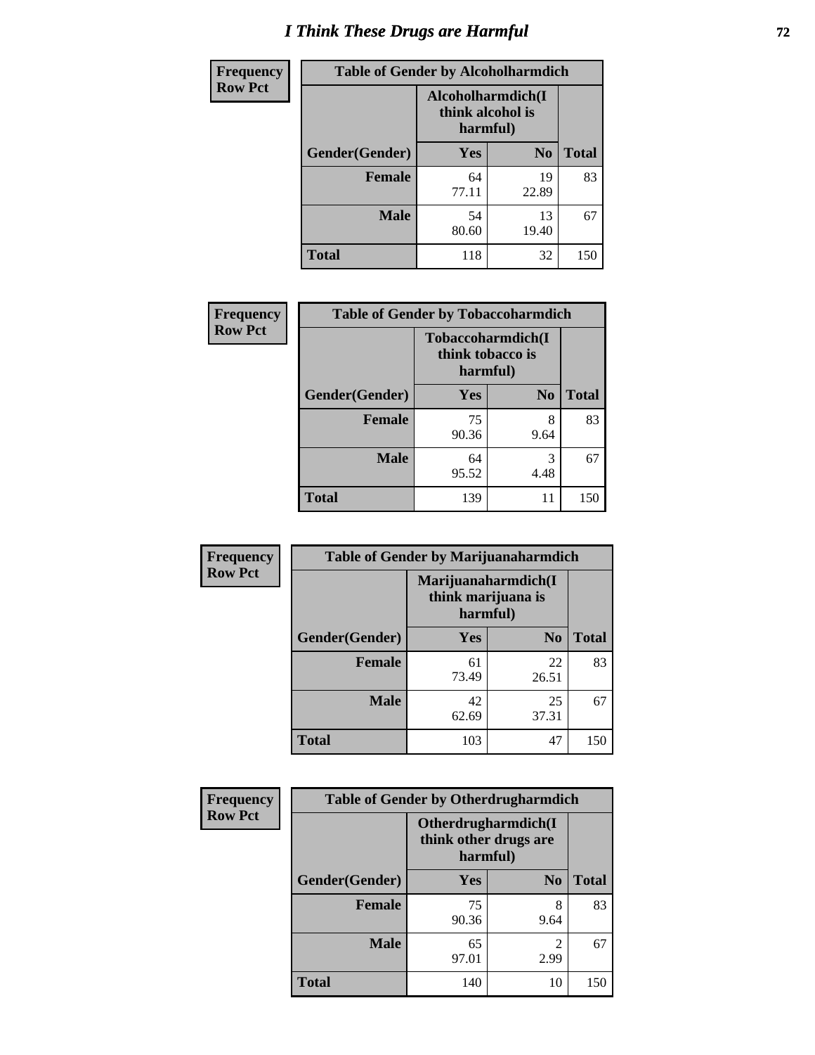# I Think These Drugs are Harmful

| Frequency Row Pct | Table of Gender by Alcoholharmdich | | |
|---|---|---|---|
| | Alcoholharmdich(I think alcohol is harmful) | | |
| Gender(Gender) | Yes | No | Total |
| Female | 64<br>77.11 | 19<br>22.89 | 83 |
| Male | 54<br>80.60 | 13<br>19.40 | 67 |
| Total | 118 | 32 | 150 |

| Frequency Row Pct | Table of Gender by Tobaccoharmdich | | |
|---|---|---|---|
| | Tobaccoharmdich(I think tobacco is harmful) | | |
| Gender(Gender) | Yes | No | Total |
| Female | 75<br>90.36 | 8<br>9.64 | 83 |
| Male | 64<br>95.52 | 3<br>4.48 | 67 |
| Total | 139 | 11 | 150 |

| Frequency Row Pct | Table of Gender by Marijuanaharmdich | | |
|---|---|---|---|
| | Marijuanaharmdich(I think marijuana is harmful) | | |
| Gender(Gender) | Yes | No | Total |
| Female | 61<br>73.49 | 22<br>26.51 | 83 |
| Male | 42<br>62.69 | 25<br>37.31 | 67 |
| Total | 103 | 47 | 150 |

| Frequency Row Pct | Table of Gender by Otherdrugharmdich | | |
|---|---|---|---|
| | Otherdrugharmdich(I think other drugs are harmful) | | |
| Gender(Gender) | Yes | No | Total |
| Female | 75<br>90.36 | 8<br>9.64 | 83 |
| Male | 65<br>97.01 | 2<br>2.99 | 67 |
| Total | 140 | 10 | 150 |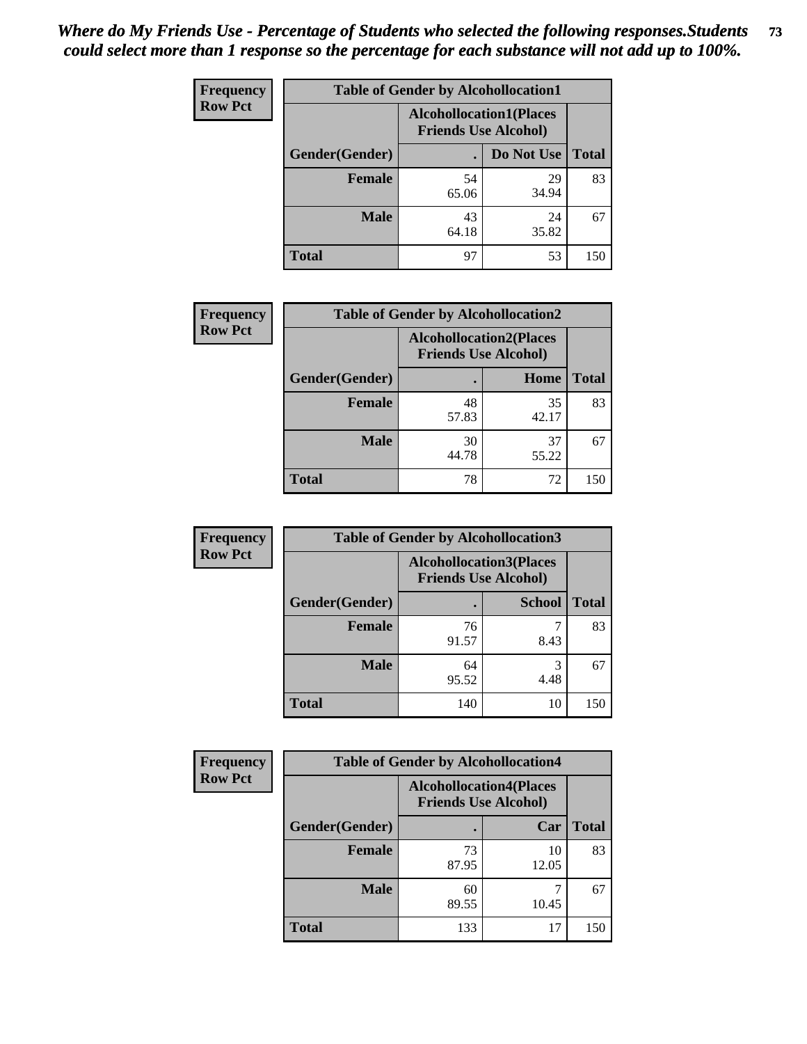*Where do My Friends Use - Percentage of Students who selected the following responses.Students could select more than 1 response so the percentage for each substance will not add up to 100%.*

**Frequency**
**Row Pct**

| Table of Gender by Alcohollocation1 | | | |
|---|---|---|---|
| | Alcohollocation1(Places Friends Use Alcohol) | | |
| Gender(Gender) | . | Do Not Use | Total |
| Female | 54<br>65.06 | 29<br>34.94 | 83 |
| Male | 43<br>64.18 | 24<br>35.82 | 67 |
| Total | 97 | 53 | 150 |

**Frequency**
**Row Pct**

| Table of Gender by Alcohollocation2 | | | |
|---|---|---|---|
| | Alcohollocation2(Places Friends Use Alcohol) | | |
| Gender(Gender) | . | Home | Total |
| Female | 48<br>57.83 | 35<br>42.17 | 83 |
| Male | 30<br>44.78 | 37<br>55.22 | 67 |
| Total | 78 | 72 | 150 |

**Frequency**
**Row Pct**

| Table of Gender by Alcohollocation3 | | | |
|---|---|---|---|
| | Alcohollocation3(Places Friends Use Alcohol) | | |
| Gender(Gender) | . | School | Total |
| Female | 76<br>91.57 | 7<br>8.43 | 83 |
| Male | 64<br>95.52 | 3<br>4.48 | 67 |
| Total | 140 | 10 | 150 |

**Frequency**
**Row Pct**

| Table of Gender by Alcohollocation4 | | | |
|---|---|---|---|
| | Alcohollocation4(Places Friends Use Alcohol) | | |
| Gender(Gender) | . | Car | Total |
| Female | 73<br>87.95 | 10<br>12.05 | 83 |
| Male | 60<br>89.55 | 7<br>10.45 | 67 |
| Total | 133 | 17 | 150 |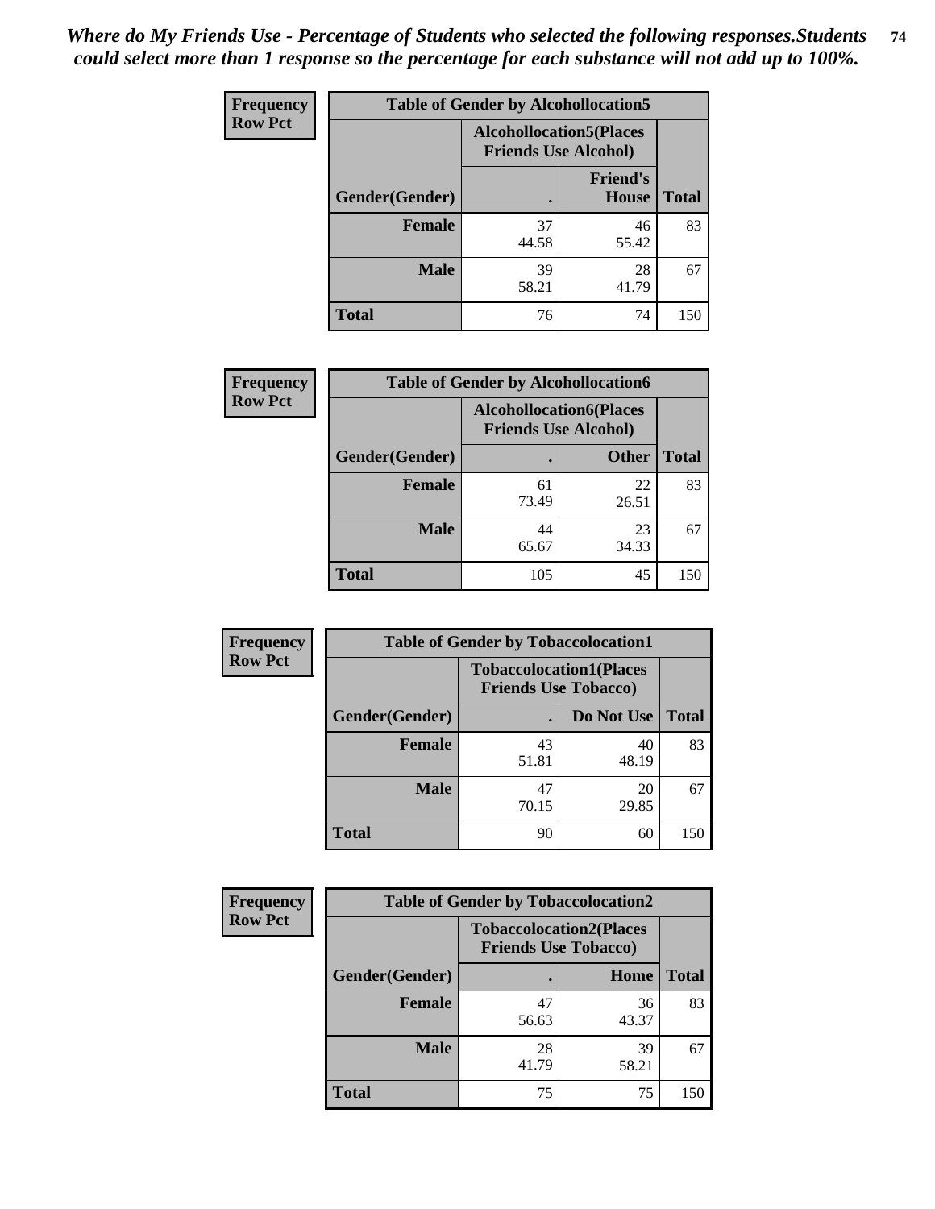*Where do My Friends Use - Percentage of Students who selected the following responses.Students could select more than 1 response so the percentage for each substance will not add up to 100%.*

**Frequency**
**Row Pct**

| Table of Gender by Alcohollocation5 | | | |
|---|---|---|---|
| | Alcohollocation5(Places Friends Use Alcohol) | | |
| Gender(Gender) | . | Friend's House | Total |
| Female | 37<br>44.58 | 46<br>55.42 | 83 |
| Male | 39<br>58.21 | 28<br>41.79 | 67 |
| Total | 76 | 74 | 150 |

**Frequency**
**Row Pct**

| Table of Gender by Alcohollocation6 | | | |
|---|---|---|---|
| | Alcohollocation6(Places Friends Use Alcohol) | | |
| Gender(Gender) | . | Other | Total |
| Female | 61<br>73.49 | 22<br>26.51 | 83 |
| Male | 44<br>65.67 | 23<br>34.33 | 67 |
| Total | 105 | 45 | 150 |

**Frequency**
**Row Pct**

| Table of Gender by Tobaccolocation1 | | | |
|---|---|---|---|
| | Tobaccolocation1(Places Friends Use Tobacco) | | |
| Gender(Gender) | . | Do Not Use | Total |
| Female | 43<br>51.81 | 40<br>48.19 | 83 |
| Male | 47<br>70.15 | 20<br>29.85 | 67 |
| Total | 90 | 60 | 150 |

**Frequency**
**Row Pct**

| Table of Gender by Tobaccolocation2 | | | |
|---|---|---|---|
| | Tobaccolocation2(Places Friends Use Tobacco) | | |
| Gender(Gender) | . | Home | Total |
| Female | 47<br>56.63 | 36<br>43.37 | 83 |
| Male | 28<br>41.79 | 39<br>58.21 | 67 |
| Total | 75 | 75 | 150 |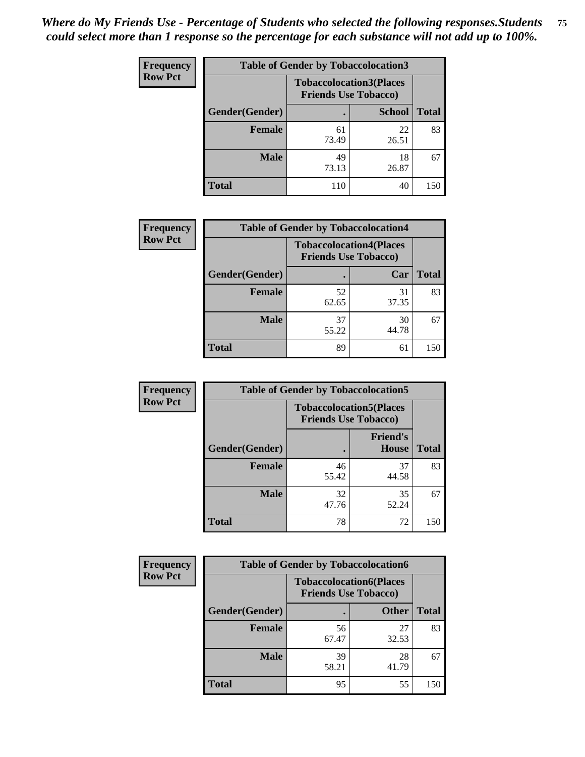*Where do My Friends Use - Percentage of Students who selected the following responses.Students could select more than 1 response so the percentage for each substance will not add up to 100%.*

**Frequency / Row Pct**

**Table of Gender by Tobaccolocation3**

| Gender(Gender) | Tobaccolocation3(Places Friends Use Tobacco) | | Total |
|---|---|---|---|
| | . | School | |
| Female | 61<br>73.49 | 22<br>26.51 | 83 |
| Male | 49<br>73.13 | 18<br>26.87 | 67 |
| Total | 110 | 40 | 150 |

**Frequency / Row Pct**

**Table of Gender by Tobaccolocation4**

| Gender(Gender) | Tobaccolocation4(Places Friends Use Tobacco) | | Total |
|---|---|---|---|
| | . | Car | |
| Female | 52<br>62.65 | 31<br>37.35 | 83 |
| Male | 37<br>55.22 | 30<br>44.78 | 67 |
| Total | 89 | 61 | 150 |

**Frequency / Row Pct**

**Table of Gender by Tobaccolocation5**

| Gender(Gender) | Tobaccolocation5(Places Friends Use Tobacco) | | Total |
|---|---|---|---|
| | . | Friend's House | |
| Female | 46<br>55.42 | 37<br>44.58 | 83 |
| Male | 32<br>47.76 | 35<br>52.24 | 67 |
| Total | 78 | 72 | 150 |

**Frequency / Row Pct**

**Table of Gender by Tobaccolocation6**

| Gender(Gender) | Tobaccolocation6(Places Friends Use Tobacco) | | Total |
|---|---|---|---|
| | . | Other | |
| Female | 56<br>67.47 | 27<br>32.53 | 83 |
| Male | 39<br>58.21 | 28<br>41.79 | 67 |
| Total | 95 | 55 | 150 |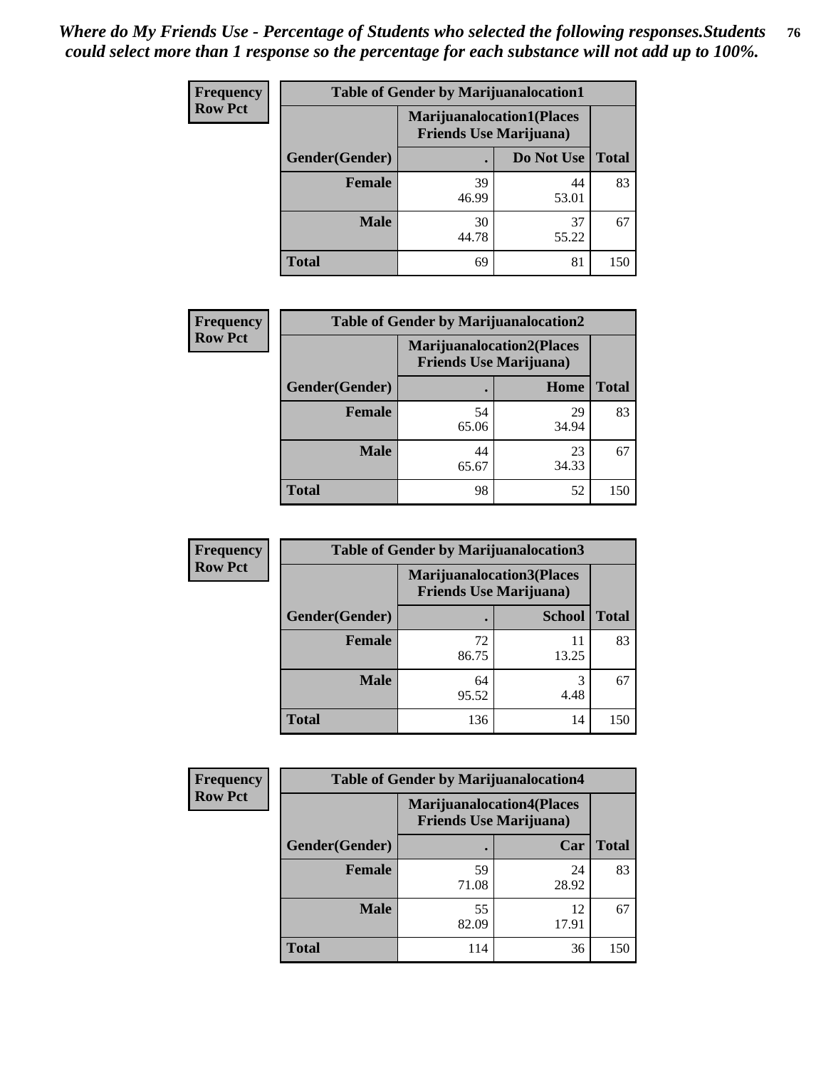*Where do My Friends Use - Percentage of Students who selected the following responses.Students could select more than 1 response so the percentage for each substance will not add up to 100%.*

**Frequency**
**Row Pct**

| Table of Gender by Marijuanalocation1 | | | |
|---|---|---|---|
| | Marijuanalocation1(Places Friends Use Marijuana) | | |
| Gender(Gender) | . | Do Not Use | Total |
| **Female** | 39<br>46.99 | 44<br>53.01 | 83 |
| **Male** | 30<br>44.78 | 37<br>55.22 | 67 |
| **Total** | 69 | 81 | 150 |

**Frequency**
**Row Pct**

| Table of Gender by Marijuanalocation2 | | | |
|---|---|---|---|
| | Marijuanalocation2(Places Friends Use Marijuana) | | |
| Gender(Gender) | . | Home | Total |
| **Female** | 54<br>65.06 | 29<br>34.94 | 83 |
| **Male** | 44<br>65.67 | 23<br>34.33 | 67 |
| **Total** | 98 | 52 | 150 |

**Frequency**
**Row Pct**

| Table of Gender by Marijuanalocation3 | | | |
|---|---|---|---|
| | Marijuanalocation3(Places Friends Use Marijuana) | | |
| Gender(Gender) | . | School | Total |
| **Female** | 72<br>86.75 | 11<br>13.25 | 83 |
| **Male** | 64<br>95.52 | 3<br>4.48 | 67 |
| **Total** | 136 | 14 | 150 |

**Frequency**
**Row Pct**

| Table of Gender by Marijuanalocation4 | | | |
|---|---|---|---|
| | Marijuanalocation4(Places Friends Use Marijuana) | | |
| Gender(Gender) | . | Car | Total |
| **Female** | 59<br>71.08 | 24<br>28.92 | 83 |
| **Male** | 55<br>82.09 | 12<br>17.91 | 67 |
| **Total** | 114 | 36 | 150 |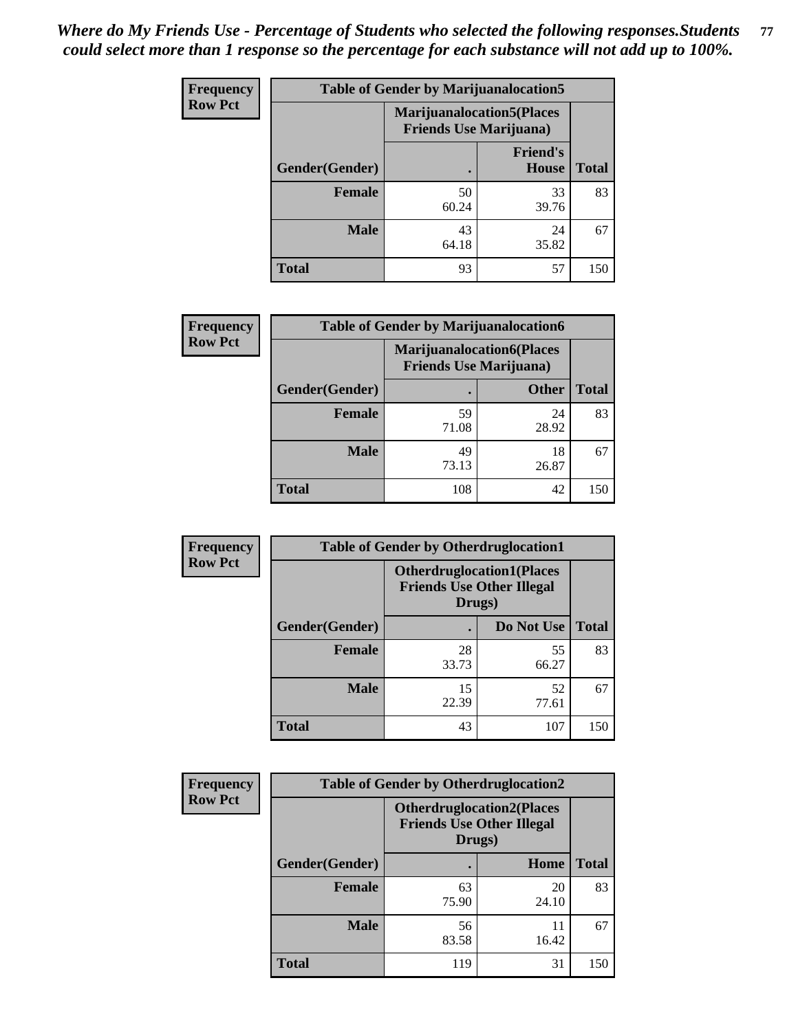*Where do My Friends Use - Percentage of Students who selected the following responses.Students could select more than 1 response so the percentage for each substance will not add up to 100%.*

**Table of Gender by Marijuanalocation5**

| Frequency Row Pct | Marijuanalocation5(Places Friends Use Marijuana) | | |
|---|---|---|---|
| Gender(Gender) | . | Friend's House | Total |
| Female | 50<br>60.24 | 33<br>39.76 | 83 |
| Male | 43<br>64.18 | 24<br>35.82 | 67 |
| Total | 93 | 57 | 150 |

**Table of Gender by Marijuanalocation6**

| Frequency Row Pct | Marijuanalocation6(Places Friends Use Marijuana) | | |
|---|---|---|---|
| Gender(Gender) | . | Other | Total |
| Female | 59<br>71.08 | 24<br>28.92 | 83 |
| Male | 49<br>73.13 | 18<br>26.87 | 67 |
| Total | 108 | 42 | 150 |

**Table of Gender by Otherdruglocation1**

| Frequency Row Pct | Otherdruglocation1(Places Friends Use Other Illegal Drugs) | | |
|---|---|---|---|
| Gender(Gender) | . | Do Not Use | Total |
| Female | 28<br>33.73 | 55<br>66.27 | 83 |
| Male | 15<br>22.39 | 52<br>77.61 | 67 |
| Total | 43 | 107 | 150 |

**Table of Gender by Otherdruglocation2**

| Frequency Row Pct | Otherdruglocation2(Places Friends Use Other Illegal Drugs) | | |
|---|---|---|---|
| Gender(Gender) | . | Home | Total |
| Female | 63<br>75.90 | 20<br>24.10 | 83 |
| Male | 56<br>83.58 | 11<br>16.42 | 67 |
| Total | 119 | 31 | 150 |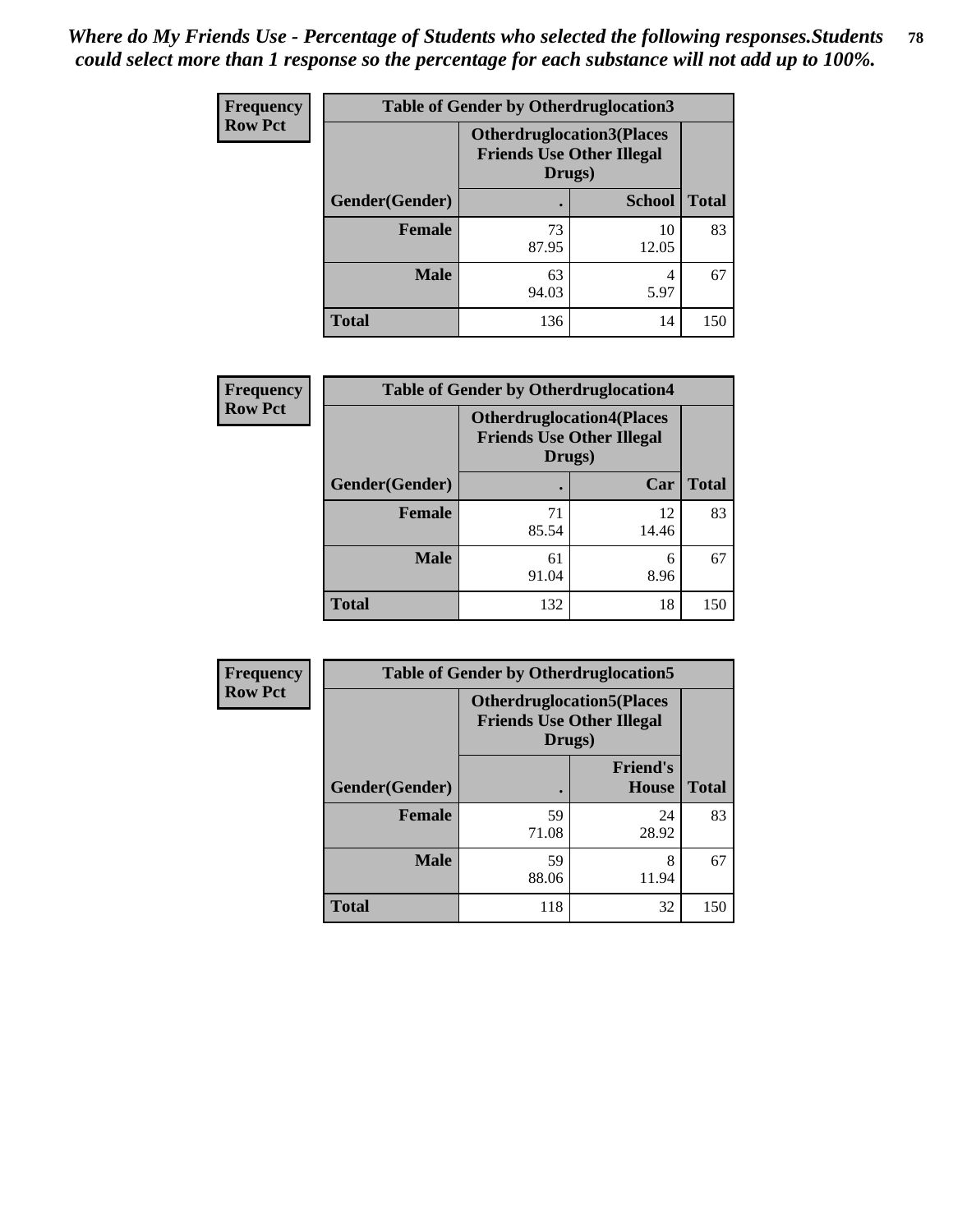*Where do My Friends Use - Percentage of Students who selected the following responses.Students could select more than 1 response so the percentage for each substance will not add up to 100%.*

**Frequency**
**Row Pct**

| Table of Gender by Otherdruglocation3 | | | |
|---|---|---|---|
| | Otherdruglocation3(Places Friends Use Other Illegal Drugs) | | |
| Gender(Gender) | . | School | Total |
| **Female** | 73<br>87.95 | 10<br>12.05 | 83 |
| **Male** | 63<br>94.03 | 4<br>5.97 | 67 |
| **Total** | 136 | 14 | 150 |

**Frequency**
**Row Pct**

| Table of Gender by Otherdruglocation4 | | | |
|---|---|---|---|
| | Otherdruglocation4(Places Friends Use Other Illegal Drugs) | | |
| Gender(Gender) | . | Car | Total |
| **Female** | 71<br>85.54 | 12<br>14.46 | 83 |
| **Male** | 61<br>91.04 | 6<br>8.96 | 67 |
| **Total** | 132 | 18 | 150 |

**Frequency**
**Row Pct**

| Table of Gender by Otherdruglocation5 | | | |
|---|---|---|---|
| | Otherdruglocation5(Places Friends Use Other Illegal Drugs) | | |
| Gender(Gender) | . | Friend's House | Total |
| **Female** | 59<br>71.08 | 24<br>28.92 | 83 |
| **Male** | 59<br>88.06 | 8<br>11.94 | 67 |
| **Total** | 118 | 32 | 150 |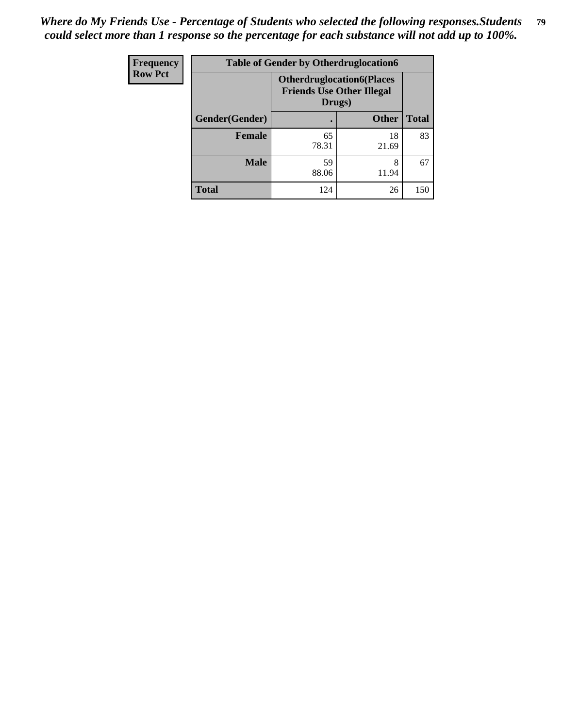*Where do My Friends Use - Percentage of Students who selected the following responses.Students could select more than 1 response so the percentage for each substance will not add up to 100%.*

| Frequency Row Pct | Table of Gender by Otherdruglocation6 | | |
|---|---|---|---|
| | **Otherdruglocation6(Places Friends Use Other Illegal Drugs)** | | |
| **Gender(Gender)** | **.** | **Other** | **Total** |
| **Female** | 65<br>78.31 | 18<br>21.69 | 83 |
| **Male** | 59<br>88.06 | 8<br>11.94 | 67 |
| **Total** | 124 | 26 | 150 |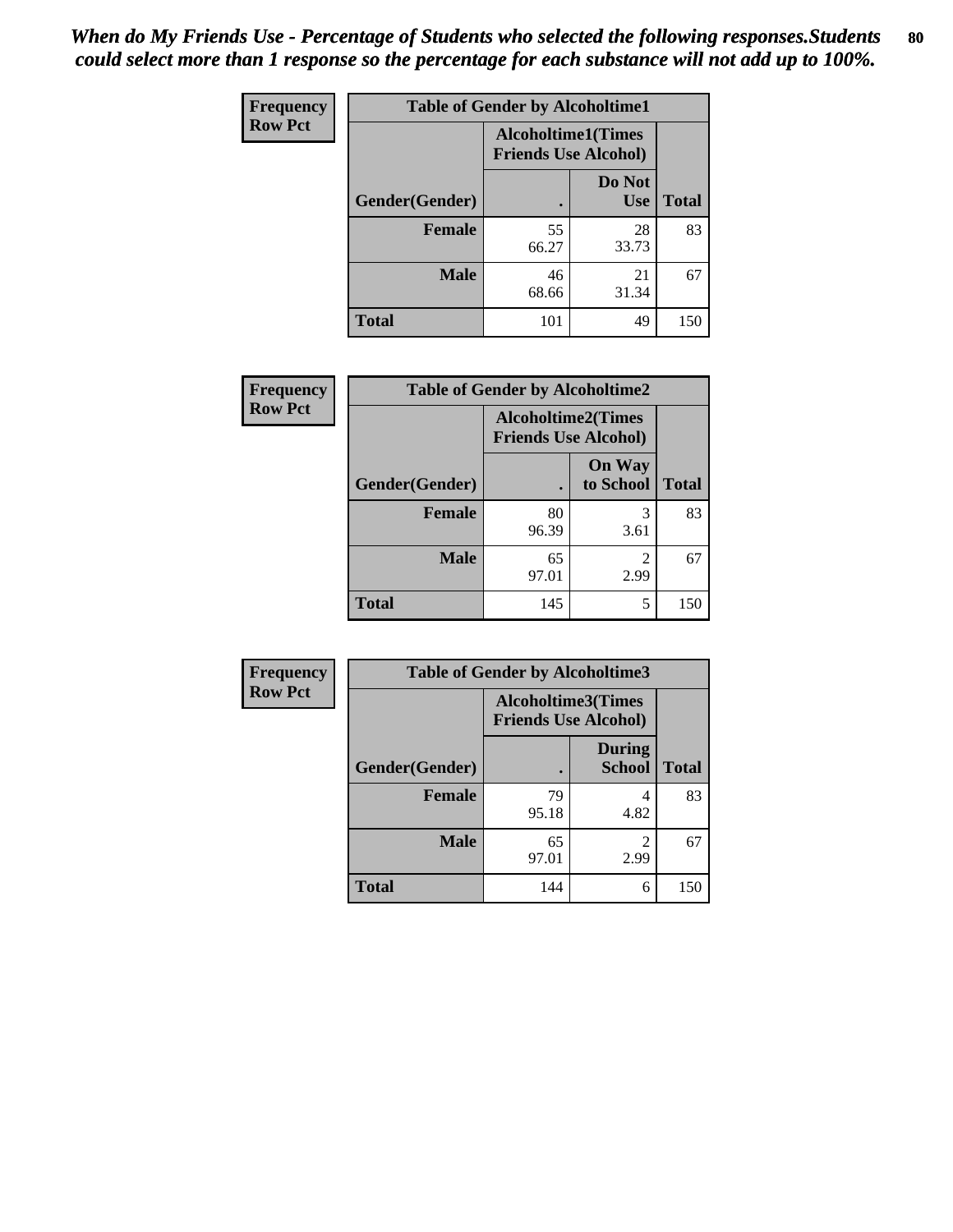*When do My Friends Use - Percentage of Students who selected the following responses.Students could select more than 1 response so the percentage for each substance will not add up to 100%.*

**Frequency**
**Row Pct**

| Table of Gender by Alcoholtime1 | | | |
|---|---|---|---|
| | Alcoholtime1(Times Friends Use Alcohol) | | |
| Gender(Gender) | . | Do Not Use | Total |
| **Female** | 55<br>66.27 | 28<br>33.73 | 83 |
| **Male** | 46<br>68.66 | 21<br>31.34 | 67 |
| **Total** | 101 | 49 | 150 |

**Frequency**
**Row Pct**

| Table of Gender by Alcoholtime2 | | | |
|---|---|---|---|
| | Alcoholtime2(Times Friends Use Alcohol) | | |
| Gender(Gender) | . | On Way to School | Total |
| **Female** | 80<br>96.39 | 3<br>3.61 | 83 |
| **Male** | 65<br>97.01 | 2<br>2.99 | 67 |
| **Total** | 145 | 5 | 150 |

**Frequency**
**Row Pct**

| Table of Gender by Alcoholtime3 | | | |
|---|---|---|---|
| | Alcoholtime3(Times Friends Use Alcohol) | | |
| Gender(Gender) | . | During School | Total |
| **Female** | 79<br>95.18 | 4<br>4.82 | 83 |
| **Male** | 65<br>97.01 | 2<br>2.99 | 67 |
| **Total** | 144 | 6 | 150 |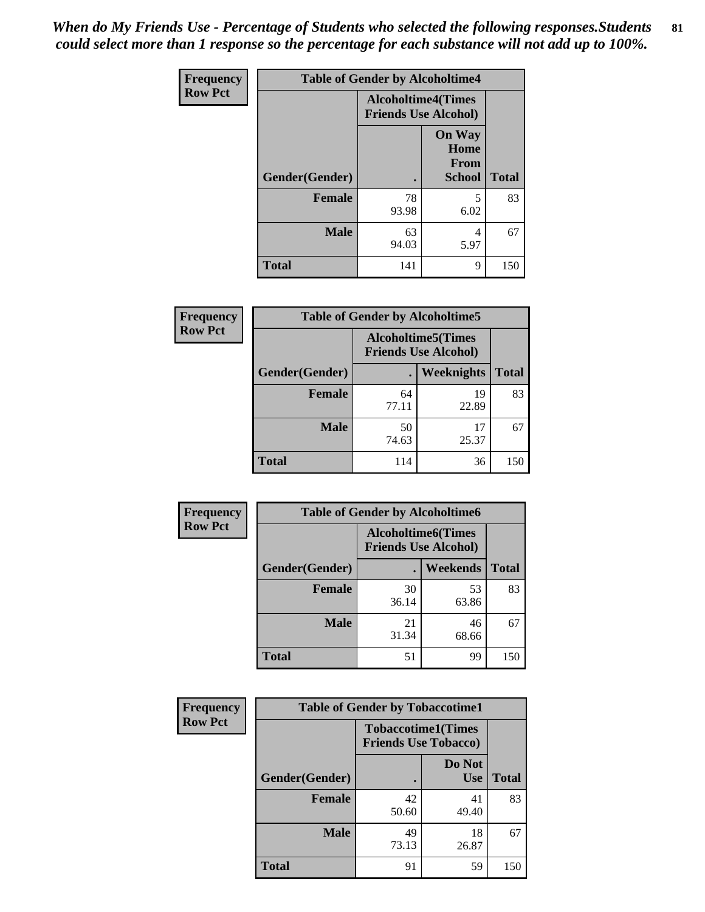*When do My Friends Use - Percentage of Students who selected the following responses.Students could select more than 1 response so the percentage for each substance will not add up to 100%.*

**Frequency**
**Row Pct**

| Table of Gender by Alcoholtime4 | | | |
|---|---|---|---|
| | Alcoholtime4(Times Friends Use Alcohol) | | |
| Gender(Gender) | . | On Way Home From School | Total |
| **Female** | 78<br>93.98 | 5<br>6.02 | 83 |
| **Male** | 63<br>94.03 | 4<br>5.97 | 67 |
| **Total** | 141 | 9 | 150 |

**Frequency**
**Row Pct**

| Table of Gender by Alcoholtime5 | | | |
|---|---|---|---|
| | Alcoholtime5(Times Friends Use Alcohol) | | |
| Gender(Gender) | . | Weeknights | Total |
| **Female** | 64<br>77.11 | 19<br>22.89 | 83 |
| **Male** | 50<br>74.63 | 17<br>25.37 | 67 |
| **Total** | 114 | 36 | 150 |

**Frequency**
**Row Pct**

| Table of Gender by Alcoholtime6 | | | |
|---|---|---|---|
| | Alcoholtime6(Times Friends Use Alcohol) | | |
| Gender(Gender) | . | Weekends | Total |
| **Female** | 30<br>36.14 | 53<br>63.86 | 83 |
| **Male** | 21<br>31.34 | 46<br>68.66 | 67 |
| **Total** | 51 | 99 | 150 |

**Frequency**
**Row Pct**

| Table of Gender by Tobaccotime1 | | | |
|---|---|---|---|
| | Tobaccotime1(Times Friends Use Tobacco) | | |
| Gender(Gender) | . | Do Not Use | Total |
| **Female** | 42<br>50.60 | 41<br>49.40 | 83 |
| **Male** | 49<br>73.13 | 18<br>26.87 | 67 |
| **Total** | 91 | 59 | 150 |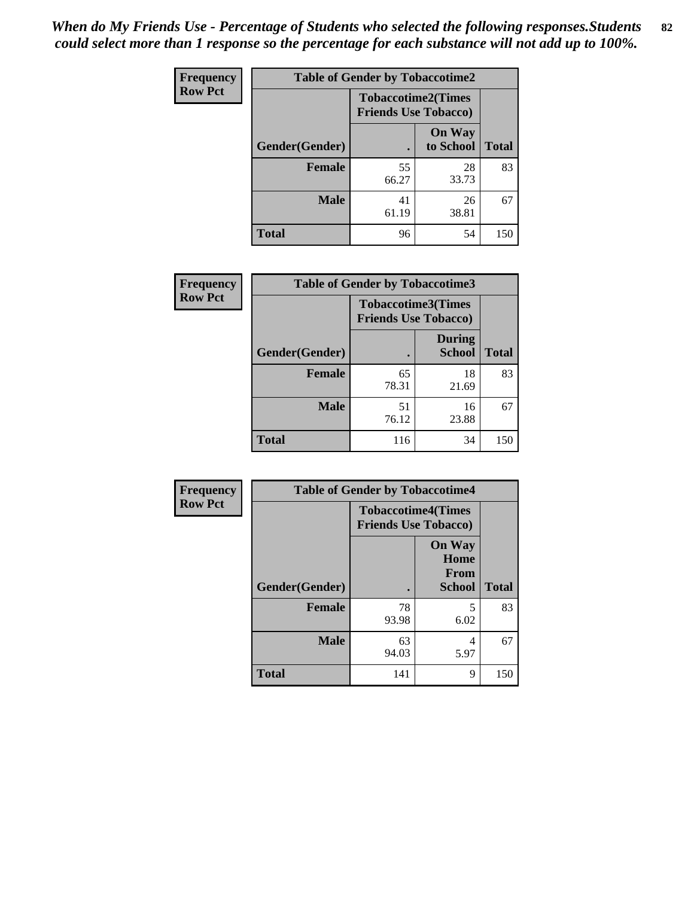*When do My Friends Use - Percentage of Students who selected the following responses.Students could select more than 1 response so the percentage for each substance will not add up to 100%.*

**Frequency**
**Row Pct**

| Table of Gender by Tobaccotime2 | | | |
|---|---|---|---|
| | Tobaccotime2(Times Friends Use Tobacco) | | |
| Gender(Gender) | . | On Way to School | Total |
| Female | 55<br>66.27 | 28<br>33.73 | 83 |
| Male | 41<br>61.19 | 26<br>38.81 | 67 |
| Total | 96 | 54 | 150 |

**Frequency**
**Row Pct**

| Table of Gender by Tobaccotime3 | | | |
|---|---|---|---|
| | Tobaccotime3(Times Friends Use Tobacco) | | |
| Gender(Gender) | . | During School | Total |
| Female | 65<br>78.31 | 18<br>21.69 | 83 |
| Male | 51<br>76.12 | 16<br>23.88 | 67 |
| Total | 116 | 34 | 150 |

**Frequency**
**Row Pct**

| Table of Gender by Tobaccotime4 | | | |
|---|---|---|---|
| | Tobaccotime4(Times Friends Use Tobacco) | | |
| Gender(Gender) | . | On Way Home From School | Total |
| Female | 78<br>93.98 | 5<br>6.02 | 83 |
| Male | 63<br>94.03 | 4<br>5.97 | 67 |
| Total | 141 | 9 | 150 |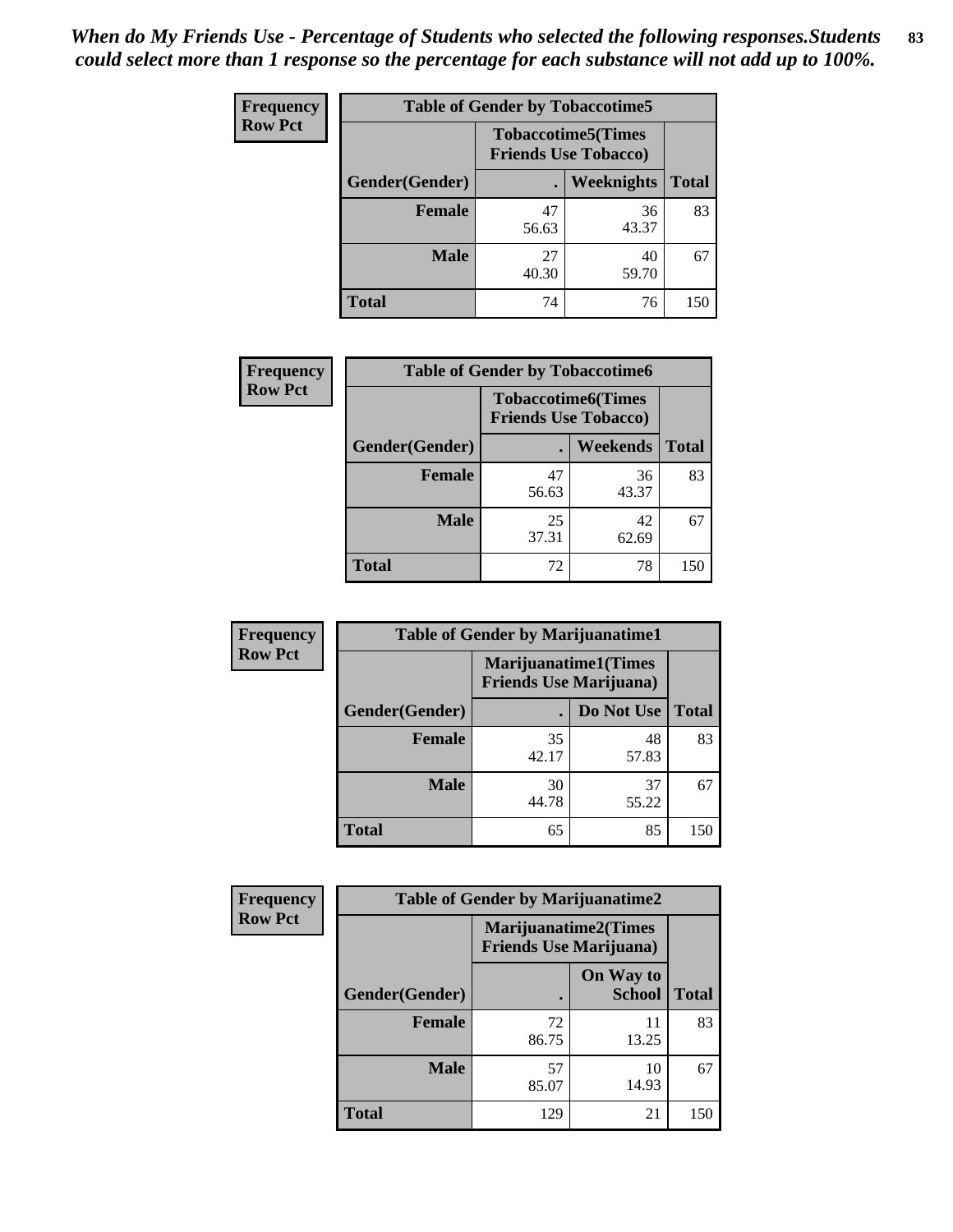*When do My Friends Use - Percentage of Students who selected the following responses.Students could select more than 1 response so the percentage for each substance will not add up to 100%.*

**Frequency**
**Row Pct**

| Table of Gender by Tobaccotime5 | | | |
|---|---|---|---|
| | Tobaccotime5(Times Friends Use Tobacco) | | |
| Gender(Gender) | . | Weeknights | Total |
| **Female** | 47<br>56.63 | 36<br>43.37 | 83 |
| **Male** | 27<br>40.30 | 40<br>59.70 | 67 |
| **Total** | 74 | 76 | 150 |

**Frequency**
**Row Pct**

| Table of Gender by Tobaccotime6 | | | |
|---|---|---|---|
| | Tobaccotime6(Times Friends Use Tobacco) | | |
| Gender(Gender) | . | Weekends | Total |
| **Female** | 47<br>56.63 | 36<br>43.37 | 83 |
| **Male** | 25<br>37.31 | 42<br>62.69 | 67 |
| **Total** | 72 | 78 | 150 |

**Frequency**
**Row Pct**

| Table of Gender by Marijuanatime1 | | | |
|---|---|---|---|
| | Marijuanatime1(Times Friends Use Marijuana) | | |
| Gender(Gender) | . | Do Not Use | Total |
| **Female** | 35<br>42.17 | 48<br>57.83 | 83 |
| **Male** | 30<br>44.78 | 37<br>55.22 | 67 |
| **Total** | 65 | 85 | 150 |

**Frequency**
**Row Pct**

| Table of Gender by Marijuanatime2 | | | |
|---|---|---|---|
| | Marijuanatime2(Times Friends Use Marijuana) | | |
| Gender(Gender) | . | On Way to School | Total |
| **Female** | 72<br>86.75 | 11<br>13.25 | 83 |
| **Male** | 57<br>85.07 | 10<br>14.93 | 67 |
| **Total** | 129 | 21 | 150 |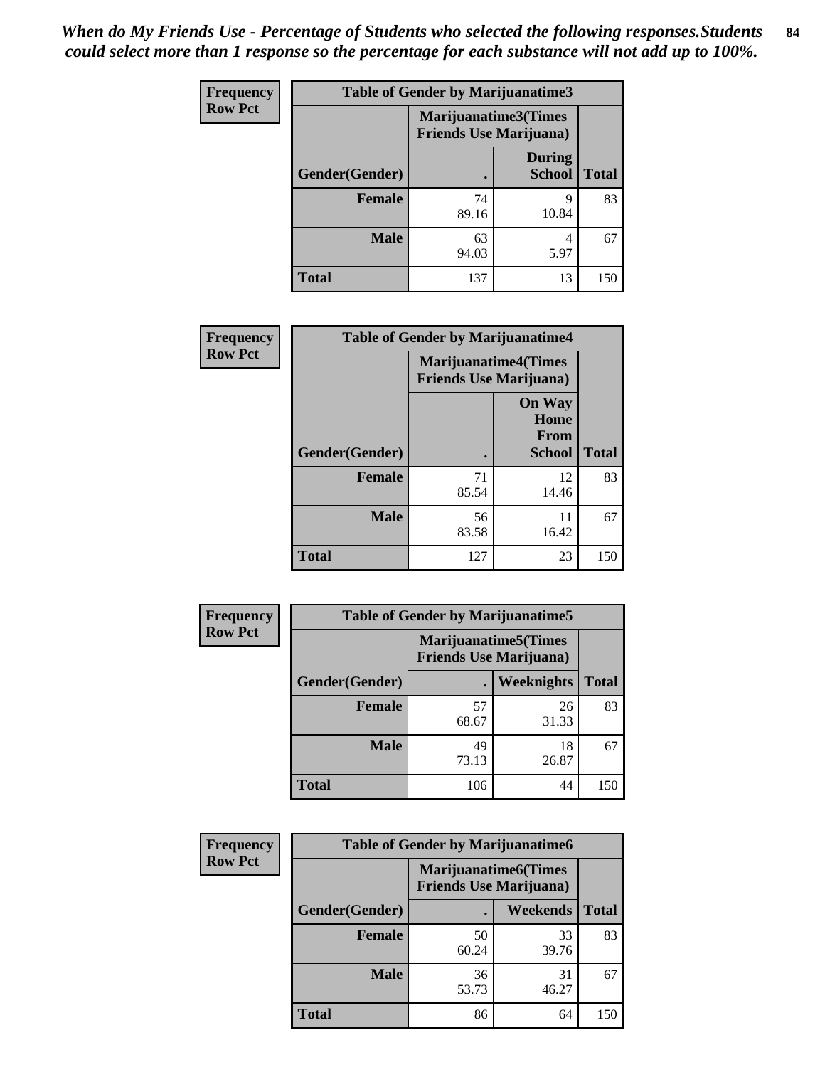*When do My Friends Use - Percentage of Students who selected the following responses.Students could select more than 1 response so the percentage for each substance will not add up to 100%.*

| Frequency Row Pct | Table of Gender by Marijuanatime3 | | |
|---|---|---|---|
| | Marijuanatime3(Times Friends Use Marijuana) | | |
| Gender(Gender) | . | During School | Total |
| Female | 74<br>89.16 | 9<br>10.84 | 83 |
| Male | 63<br>94.03 | 4<br>5.97 | 67 |
| Total | 137 | 13 | 150 |

| Frequency Row Pct | Table of Gender by Marijuanatime4 | | |
|---|---|---|---|
| | Marijuanatime4(Times Friends Use Marijuana) | | |
| Gender(Gender) | . | On Way Home From School | Total |
| Female | 71<br>85.54 | 12<br>14.46 | 83 |
| Male | 56<br>83.58 | 11<br>16.42 | 67 |
| Total | 127 | 23 | 150 |

| Frequency Row Pct | Table of Gender by Marijuanatime5 | | |
|---|---|---|---|
| | Marijuanatime5(Times Friends Use Marijuana) | | |
| Gender(Gender) | . | Weeknights | Total |
| Female | 57<br>68.67 | 26<br>31.33 | 83 |
| Male | 49<br>73.13 | 18<br>26.87 | 67 |
| Total | 106 | 44 | 150 |

| Frequency Row Pct | Table of Gender by Marijuanatime6 | | |
|---|---|---|---|
| | Marijuanatime6(Times Friends Use Marijuana) | | |
| Gender(Gender) | . | Weekends | Total |
| Female | 50<br>60.24 | 33<br>39.76 | 83 |
| Male | 36<br>53.73 | 31<br>46.27 | 67 |
| Total | 86 | 64 | 150 |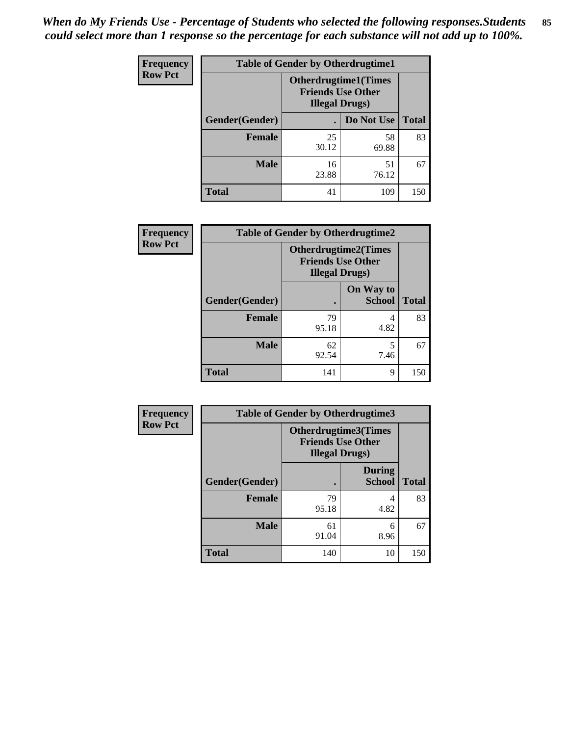*When do My Friends Use - Percentage of Students who selected the following responses.Students could select more than 1 response so the percentage for each substance will not add up to 100%.*

**Frequency**
**Row Pct**

| Table of Gender by Otherdrugtime1 | | | |
|---|---|---|---|
| | Otherdrugtime1(Times Friends Use Other Illegal Drugs) | | |
| Gender(Gender) | . | Do Not Use | Total |
| **Female** | 25<br>30.12 | 58<br>69.88 | 83 |
| **Male** | 16<br>23.88 | 51<br>76.12 | 67 |
| **Total** | 41 | 109 | 150 |

**Frequency**
**Row Pct**

| Table of Gender by Otherdrugtime2 | | | |
|---|---|---|---|
| | Otherdrugtime2(Times Friends Use Other Illegal Drugs) | | |
| Gender(Gender) | . | On Way to School | Total |
| **Female** | 79<br>95.18 | 4<br>4.82 | 83 |
| **Male** | 62<br>92.54 | 5<br>7.46 | 67 |
| **Total** | 141 | 9 | 150 |

**Frequency**
**Row Pct**

| Table of Gender by Otherdrugtime3 | | | |
|---|---|---|---|
| | Otherdrugtime3(Times Friends Use Other Illegal Drugs) | | |
| Gender(Gender) | . | During School | Total |
| **Female** | 79<br>95.18 | 4<br>4.82 | 83 |
| **Male** | 61<br>91.04 | 6<br>8.96 | 67 |
| **Total** | 140 | 10 | 150 |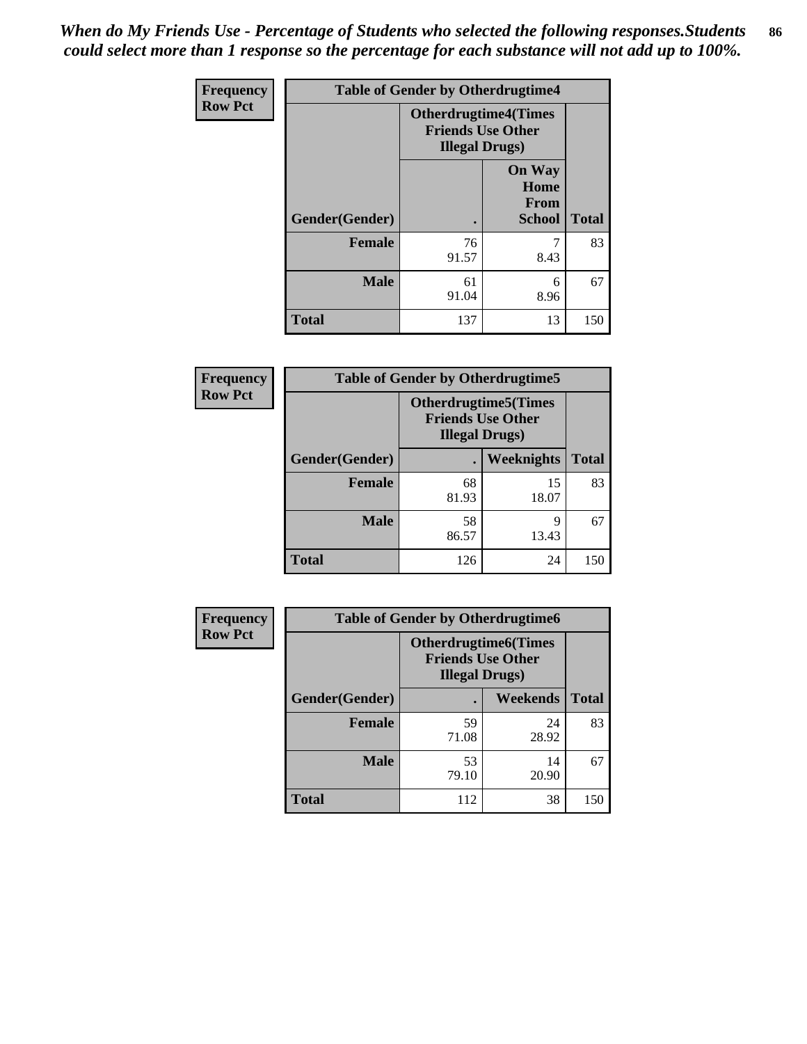*When do My Friends Use - Percentage of Students who selected the following responses.Students could select more than 1 response so the percentage for each substance will not add up to 100%.*

| Frequency Row Pct | Table of Gender by Otherdrugtime4 | | |
|---|---|---|---|
| | Otherdrugtime4(Times Friends Use Other Illegal Drugs) | | |
| Gender(Gender) | . | On Way Home From School | Total |
| Female | 76<br>91.57 | 7<br>8.43 | 83 |
| Male | 61<br>91.04 | 6<br>8.96 | 67 |
| Total | 137 | 13 | 150 |

| Frequency Row Pct | Table of Gender by Otherdrugtime5 | | |
|---|---|---|---|
| | Otherdrugtime5(Times Friends Use Other Illegal Drugs) | | |
| Gender(Gender) | . | Weeknights | Total |
| Female | 68<br>81.93 | 15<br>18.07 | 83 |
| Male | 58<br>86.57 | 9<br>13.43 | 67 |
| Total | 126 | 24 | 150 |

| Frequency Row Pct | Table of Gender by Otherdrugtime6 | | |
|---|---|---|---|
| | Otherdrugtime6(Times Friends Use Other Illegal Drugs) | | |
| Gender(Gender) | . | Weekends | Total |
| Female | 59<br>71.08 | 24<br>28.92 | 83 |
| Male | 53<br>79.10 | 14<br>20.90 | 67 |
| Total | 112 | 38 | 150 |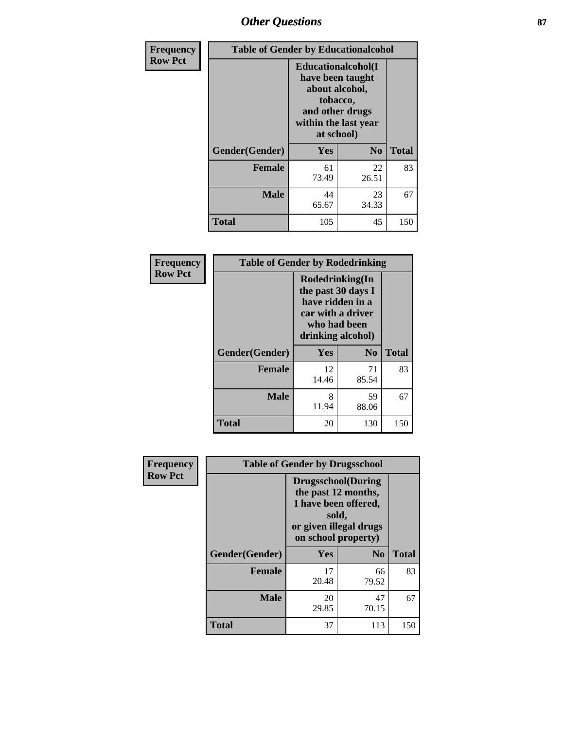| Frequency<br>Row Pct | Table of Gender by Educationalcohol | | |
|---|---|---|---|
| | Educationalcohol(I have been taught about alcohol, tobacco, and other drugs within the last year at school) | | |
| Gender(Gender) | Yes | No | Total |
| Female | 61<br>73.49 | 22<br>26.51 | 83 |
| Male | 44<br>65.67 | 23<br>34.33 | 67 |
| Total | 105 | 45 | 150 |

| Frequency<br>Row Pct | Table of Gender by Rodedrinking | | |
|---|---|---|---|
| | Rodedrinking(In the past 30 days I have ridden in a car with a driver who had been drinking alcohol) | | |
| Gender(Gender) | Yes | No | Total |
| Female | 12<br>14.46 | 71<br>85.54 | 83 |
| Male | 8<br>11.94 | 59<br>88.06 | 67 |
| Total | 20 | 130 | 150 |

| Frequency<br>Row Pct | Table of Gender by Drugsschool | | |
|---|---|---|---|
| | Drugsschool(During the past 12 months, I have been offered, sold, or given illegal drugs on school property) | | |
| Gender(Gender) | Yes | No | Total |
| Female | 17<br>20.48 | 66<br>79.52 | 83 |
| Male | 20<br>29.85 | 47<br>70.15 | 67 |
| Total | 37 | 113 | 150 |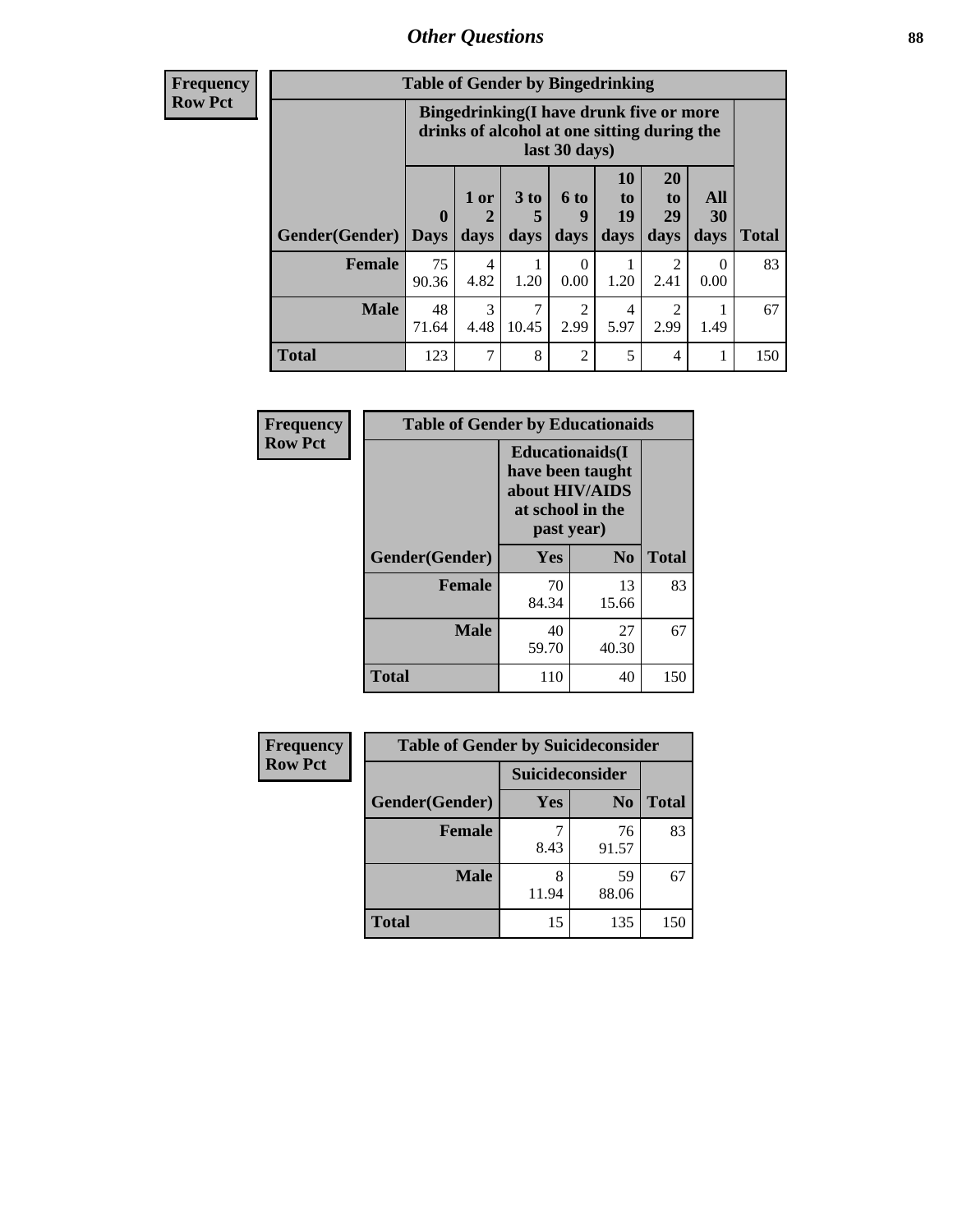# Other Questions

**Frequency**
**Row Pct**

| Table of Gender by Bingedrinking | | | | | | | | |
|---|---|---|---|---|---|---|---|---|
| | Bingedrinking(I have drunk five or more drinks of alcohol at one sitting during the last 30 days) | | | | | | | |
| Gender(Gender) | 0 Days | 1 or 2 days | 3 to 5 days | 6 to 9 days | 10 to 19 days | 20 to 29 days | All 30 days | Total |
| **Female** | 75<br>90.36 | 4<br>4.82 | 1<br>1.20 | 0<br>0.00 | 1<br>1.20 | 2<br>2.41 | 0<br>0.00 | 83 |
| **Male** | 48<br>71.64 | 3<br>4.48 | 7<br>10.45 | 2<br>2.99 | 4<br>5.97 | 2<br>2.99 | 1<br>1.49 | 67 |
| **Total** | 123 | 7 | 8 | 2 | 5 | 4 | 1 | 150 |

**Frequency**
**Row Pct**

| Table of Gender by Educationaids | | | |
|---|---|---|---|
| | Educationaids(I have been taught about HIV/AIDS at school in the past year) | | |
| Gender(Gender) | Yes | No | Total |
| **Female** | 70<br>84.34 | 13<br>15.66 | 83 |
| **Male** | 40<br>59.70 | 27<br>40.30 | 67 |
| **Total** | 110 | 40 | 150 |

**Frequency**
**Row Pct**

| Table of Gender by Suicideconsider | | | |
|---|---|---|---|
| | Suicideconsider | | |
| Gender(Gender) | Yes | No | Total |
| **Female** | 7<br>8.43 | 76<br>91.57 | 83 |
| **Male** | 8<br>11.94 | 59<br>88.06 | 67 |
| **Total** | 15 | 135 | 150 |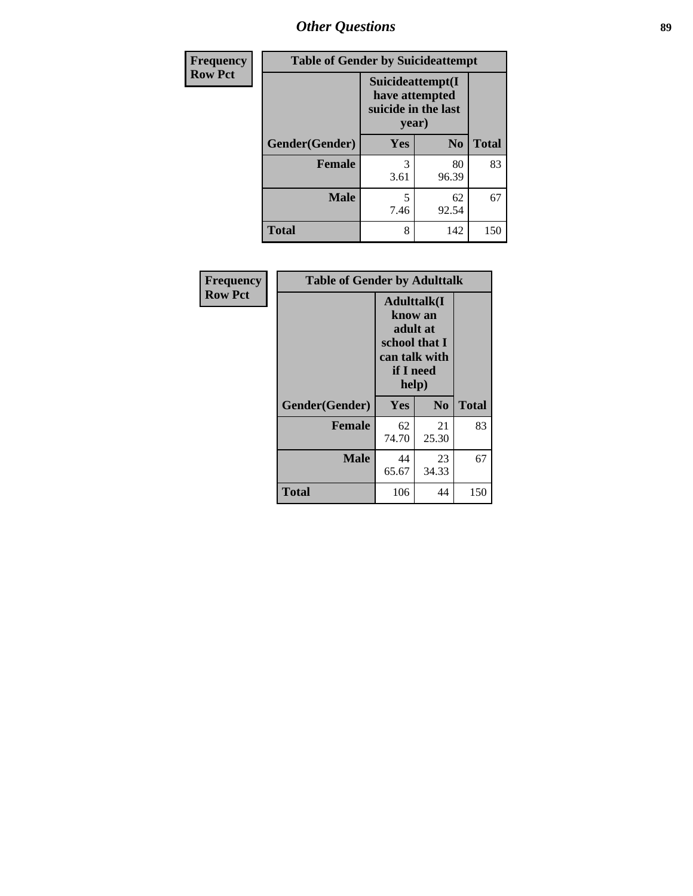| Frequency<br>Row Pct | Table of Gender by Suicideattempt | | |
|---|---|---|---|
| | Suicideattempt(I have attempted suicide in the last year) | | |
| Gender(Gender) | Yes | No | Total |
| Female | 3<br>3.61 | 80<br>96.39 | 83 |
| Male | 5<br>7.46 | 62<br>92.54 | 67 |
| Total | 8 | 142 | 150 |

| Frequency<br>Row Pct | Table of Gender by Adulttalk | | |
|---|---|---|---|
| | Adulttalk(I know an adult at school that I can talk with if I need help) | | |
| Gender(Gender) | Yes | No | Total |
| Female | 62<br>74.70 | 21<br>25.30 | 83 |
| Male | 44<br>65.67 | 23<br>34.33 | 67 |
| Total | 106 | 44 | 150 |